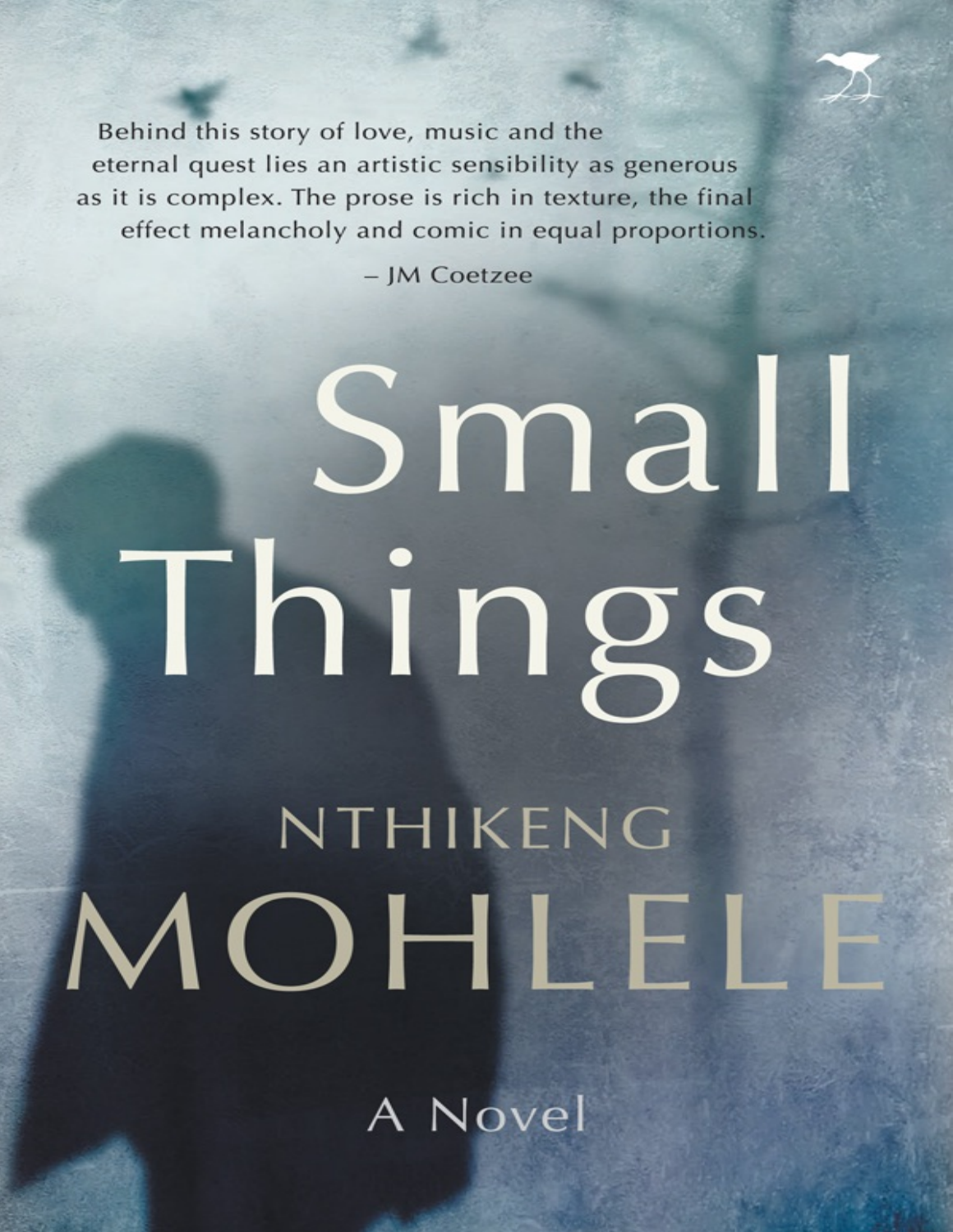Behind this story of love, music and the eternal quest lies an artistic sensibility as generous as it is complex. The prose is rich in texture, the final effect melancholy and comic in equal proportions.

– JM Coetzee

# Small Things

## NTHIKENG MOHLELE

A Novel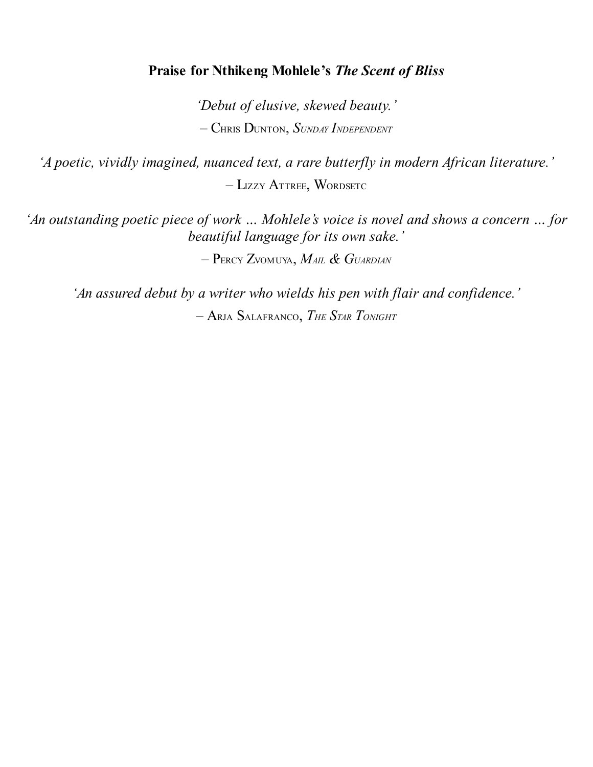**Praise for Nthikeng Mohlele's *The Scent of Bliss***

*'Debut of elusive, skewed beauty.'*

– Chris Dunton, *Sunday Independent*

*'A poetic, vividly imagined, nuanced text, a rare butterfly in modern African literature.'*

– Lizzy Attree, Wordsetc

*'An outstanding poetic piece of work … Mohlele's voice is novel and shows a concern … for beautiful language for its own sake.'*

– Percy Zvomuya, *Mail & Guardian*

*'An assured debut by a writer who wields his pen with flair and confidence.'*

– Arja Salafranco, *The Star Tonight*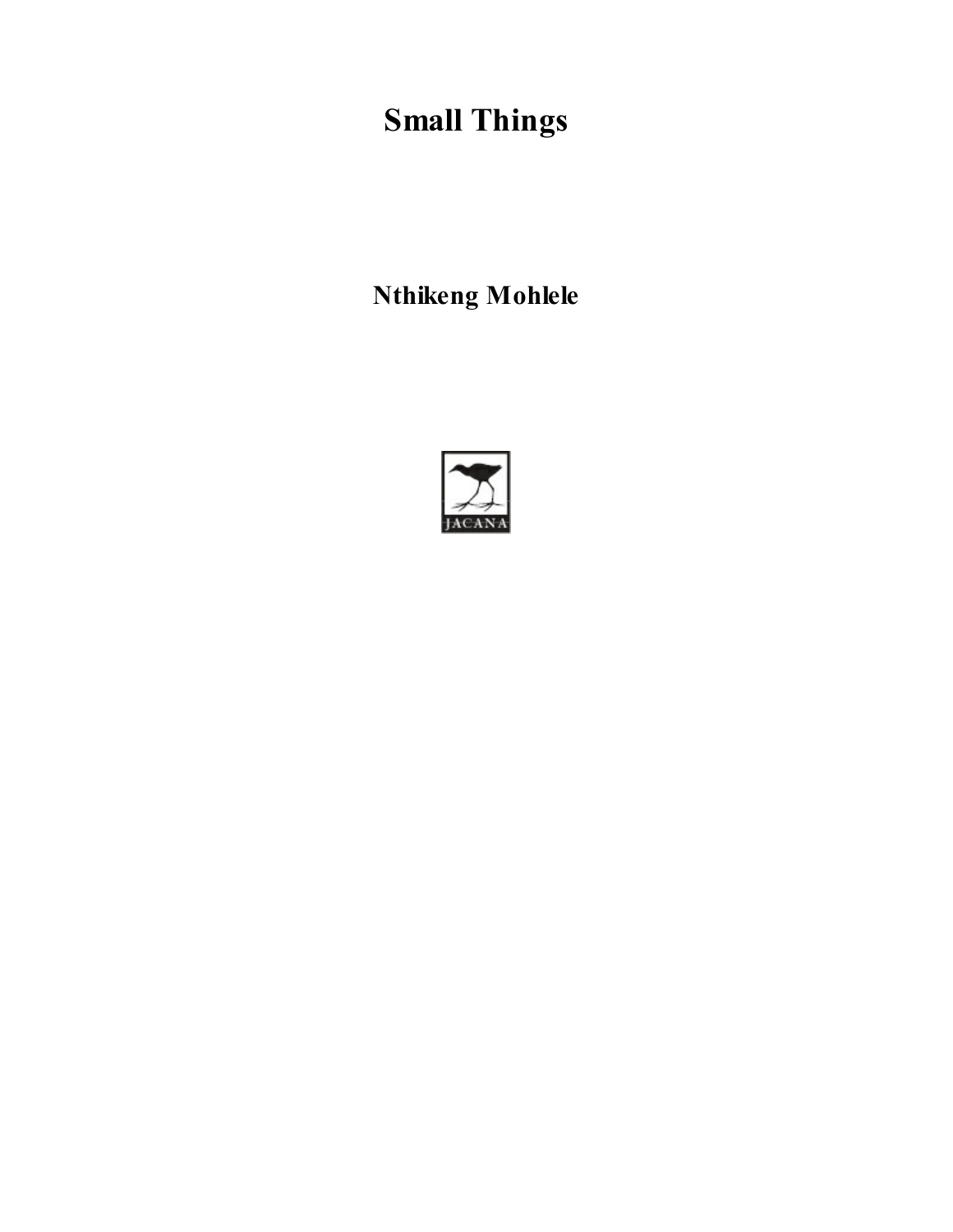# Small Things

**Nthikeng Mohlele**

JACANA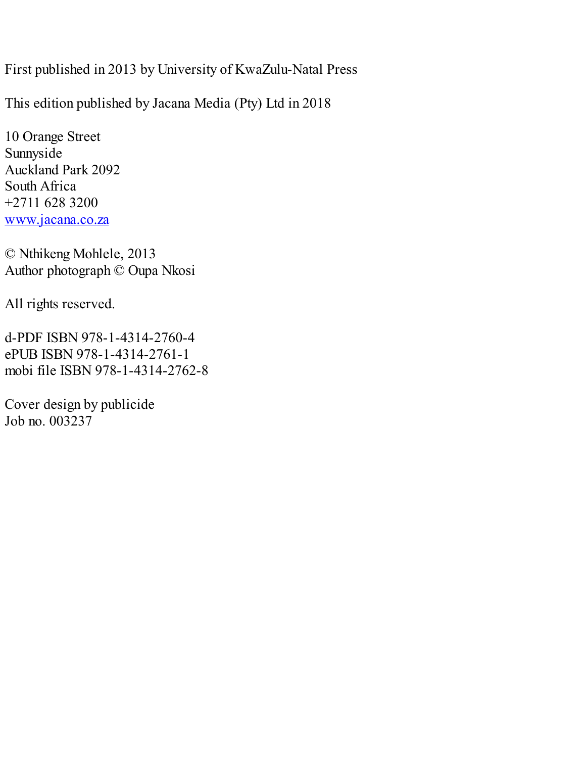First published in 2013 by University of KwaZulu-Natal Press

This edition published by Jacana Media (Pty) Ltd in 2018

10 Orange Street
Sunnyside
Auckland Park 2092
South Africa
+2711 628 3200
www.jacana.co.za

© Nthikeng Mohlele, 2013
Author photograph © Oupa Nkosi

All rights reserved.

d-PDF ISBN 978-1-4314-2760-4
ePUB ISBN 978-1-4314-2761-1
mobi file ISBN 978-1-4314-2762-8

Cover design by publicide
Job no. 003237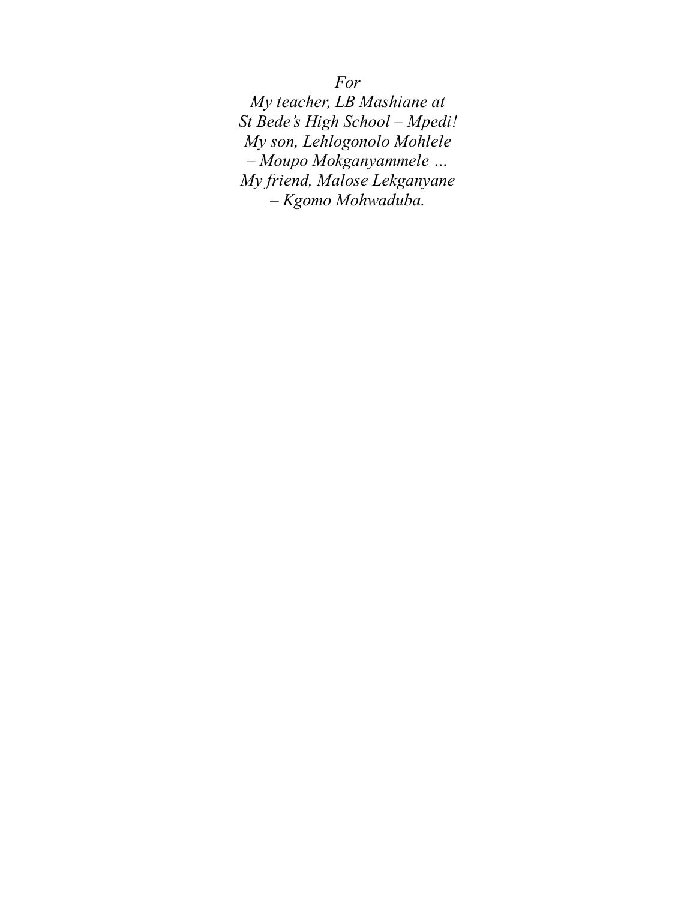*For*
*My teacher, LB Mashiane at*
*St Bede's High School – Mpedi!*
*My son, Lehlogonolo Mohlele*
*– Moupo Mokganyammele …*
*My friend, Malose Lekganyane*
*– Kgomo Mohwaduba.*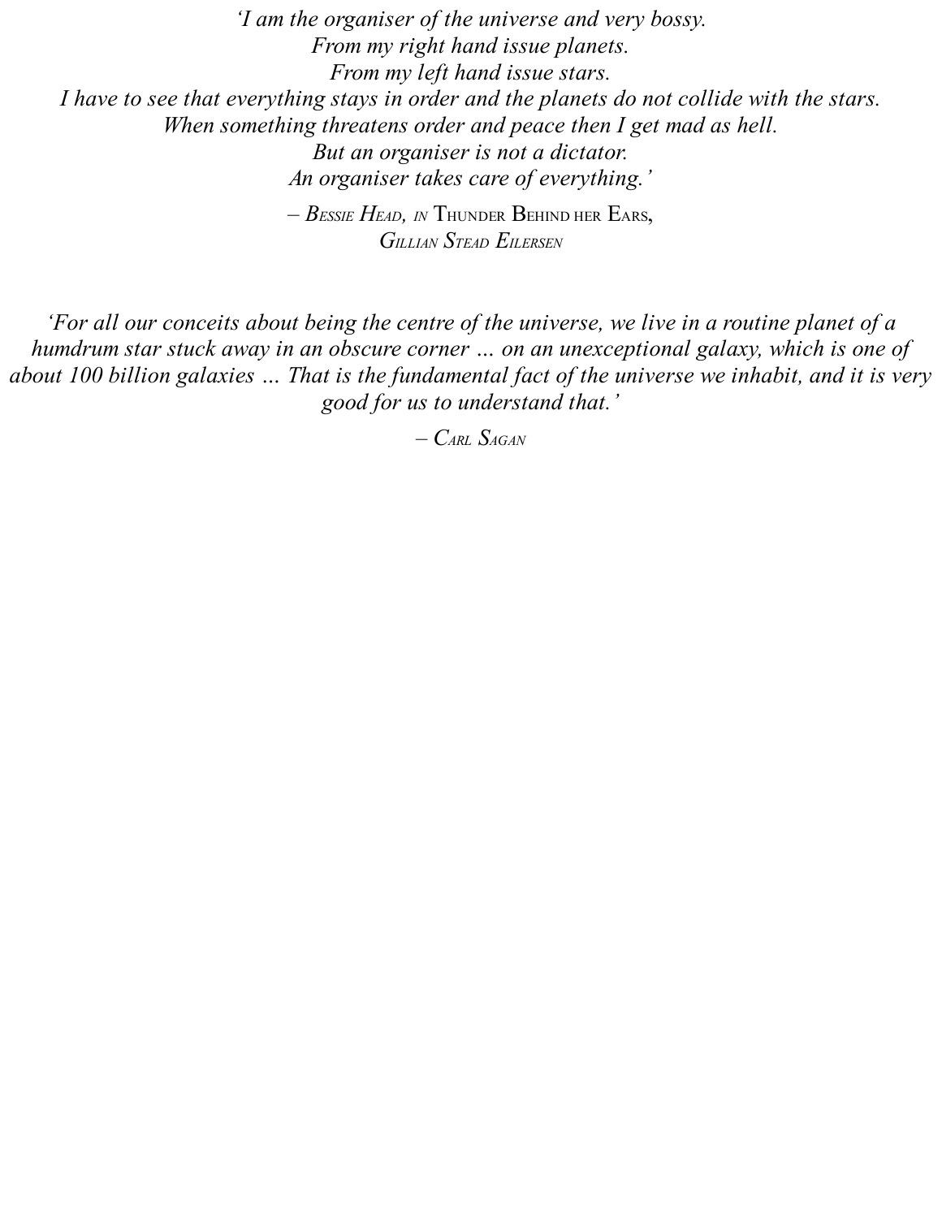*'I am the organiser of the universe and very bossy.*
*From my right hand issue planets.*
*From my left hand issue stars.*
*I have to see that everything stays in order and the planets do not collide with the stars.*
*When something threatens order and peace then I get mad as hell.*
*But an organiser is not a dictator.*
*An organiser takes care of everything.'*

– *Bessie Head, in* Thunder Behind her Ears, *Gillian Stead Eilersen*

*'For all our conceits about being the centre of the universe, we live in a routine planet of a humdrum star stuck away in an obscure corner … on an unexceptional galaxy, which is one of about 100 billion galaxies … That is the fundamental fact of the universe we inhabit, and it is very good for us to understand that.'*

– *Carl Sagan*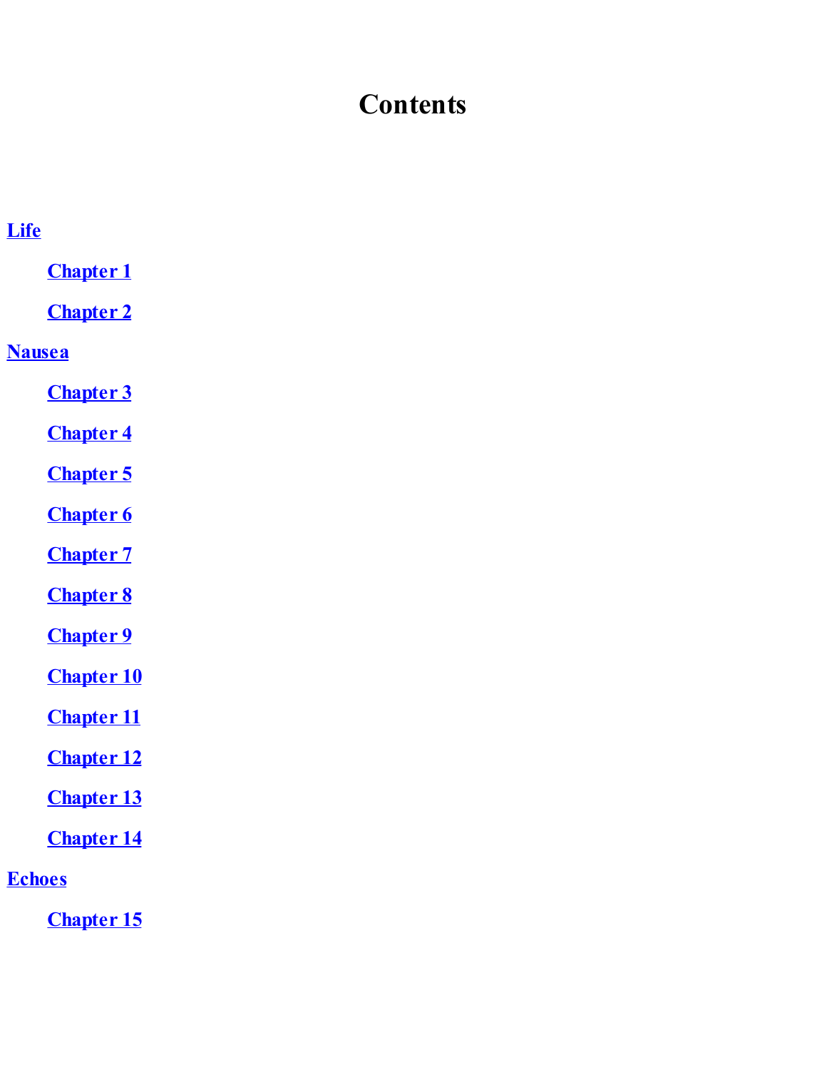# Contents

- Life
  - Chapter 1
  - Chapter 2
- Nausea
  - Chapter 3
  - Chapter 4
  - Chapter 5
  - Chapter 6
  - Chapter 7
  - Chapter 8
  - Chapter 9
  - Chapter 10
  - Chapter 11
  - Chapter 12
  - Chapter 13
  - Chapter 14
- Echoes
  - Chapter 15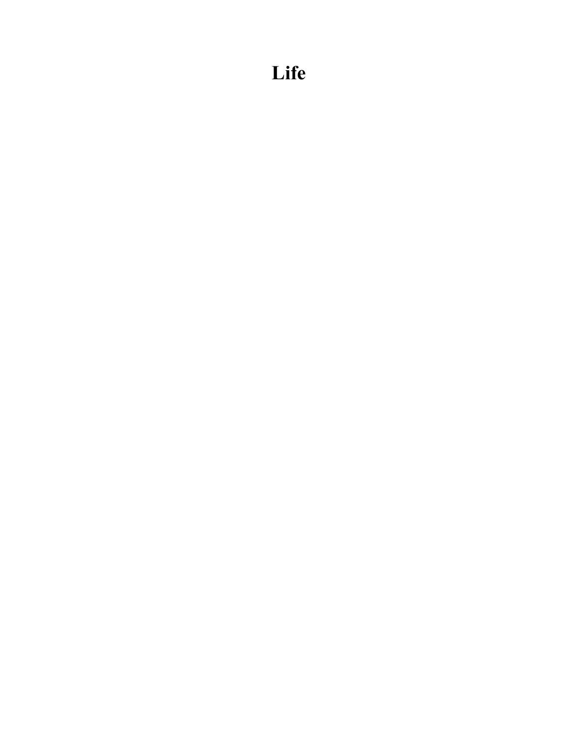# Life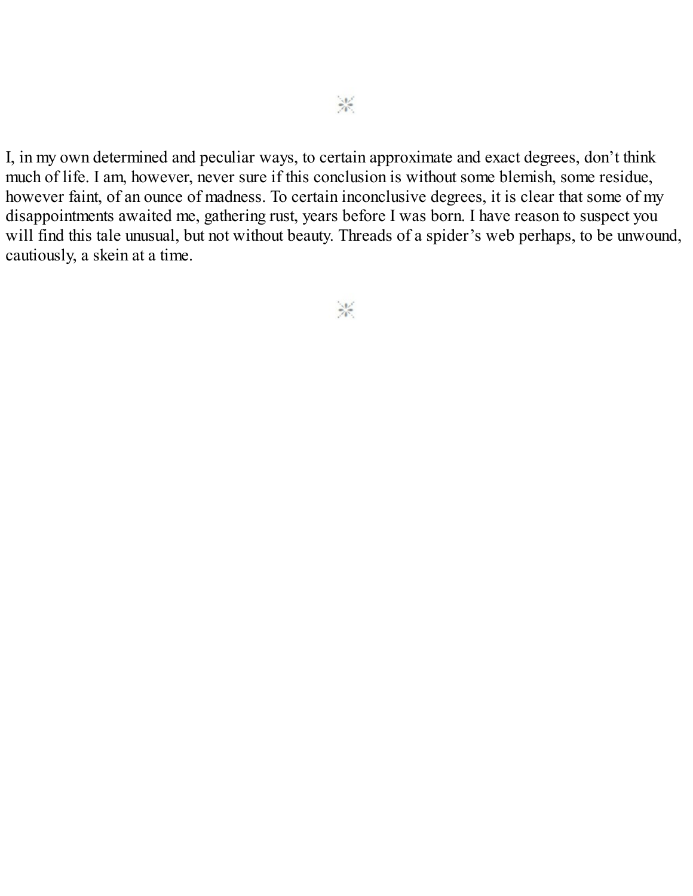⁂

I, in my own determined and peculiar ways, to certain approximate and exact degrees, don't think much of life. I am, however, never sure if this conclusion is without some blemish, some residue, however faint, of an ounce of madness. To certain inconclusive degrees, it is clear that some of my disappointments awaited me, gathering rust, years before I was born. I have reason to suspect you will find this tale unusual, but not without beauty. Threads of a spider's web perhaps, to be unwound, cautiously, a skein at a time.

⁂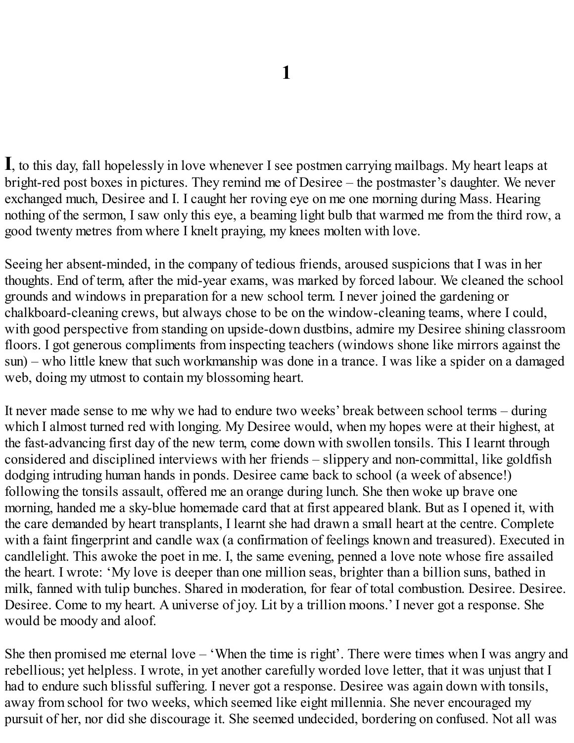# 1

**I**, to this day, fall hopelessly in love whenever I see postmen carrying mailbags. My heart leaps at bright-red post boxes in pictures. They remind me of Desiree – the postmaster's daughter. We never exchanged much, Desiree and I. I caught her roving eye on me one morning during Mass. Hearing nothing of the sermon, I saw only this eye, a beaming light bulb that warmed me from the third row, a good twenty metres from where I knelt praying, my knees molten with love.

Seeing her absent-minded, in the company of tedious friends, aroused suspicions that I was in her thoughts. End of term, after the mid-year exams, was marked by forced labour. We cleaned the school grounds and windows in preparation for a new school term. I never joined the gardening or chalkboard-cleaning crews, but always chose to be on the window-cleaning teams, where I could, with good perspective from standing on upside-down dustbins, admire my Desiree shining classroom floors. I got generous compliments from inspecting teachers (windows shone like mirrors against the sun) – who little knew that such workmanship was done in a trance. I was like a spider on a damaged web, doing my utmost to contain my blossoming heart.

It never made sense to me why we had to endure two weeks' break between school terms – during which I almost turned red with longing. My Desiree would, when my hopes were at their highest, at the fast-advancing first day of the new term, come down with swollen tonsils. This I learnt through considered and disciplined interviews with her friends – slippery and non-committal, like goldfish dodging intruding human hands in ponds. Desiree came back to school (a week of absence!) following the tonsils assault, offered me an orange during lunch. She then woke up brave one morning, handed me a sky-blue homemade card that at first appeared blank. But as I opened it, with the care demanded by heart transplants, I learnt she had drawn a small heart at the centre. Complete with a faint fingerprint and candle wax (a confirmation of feelings known and treasured). Executed in candlelight. This awoke the poet in me. I, the same evening, penned a love note whose fire assailed the heart. I wrote: 'My love is deeper than one million seas, brighter than a billion suns, bathed in milk, fanned with tulip bunches. Shared in moderation, for fear of total combustion. Desiree. Desiree. Desiree. Come to my heart. A universe of joy. Lit by a trillion moons.' I never got a response. She would be moody and aloof.

She then promised me eternal love – 'When the time is right'. There were times when I was angry and rebellious; yet helpless. I wrote, in yet another carefully worded love letter, that it was unjust that I had to endure such blissful suffering. I never got a response. Desiree was again down with tonsils, away from school for two weeks, which seemed like eight millennia. She never encouraged my pursuit of her, nor did she discourage it. She seemed undecided, bordering on confused. Not all was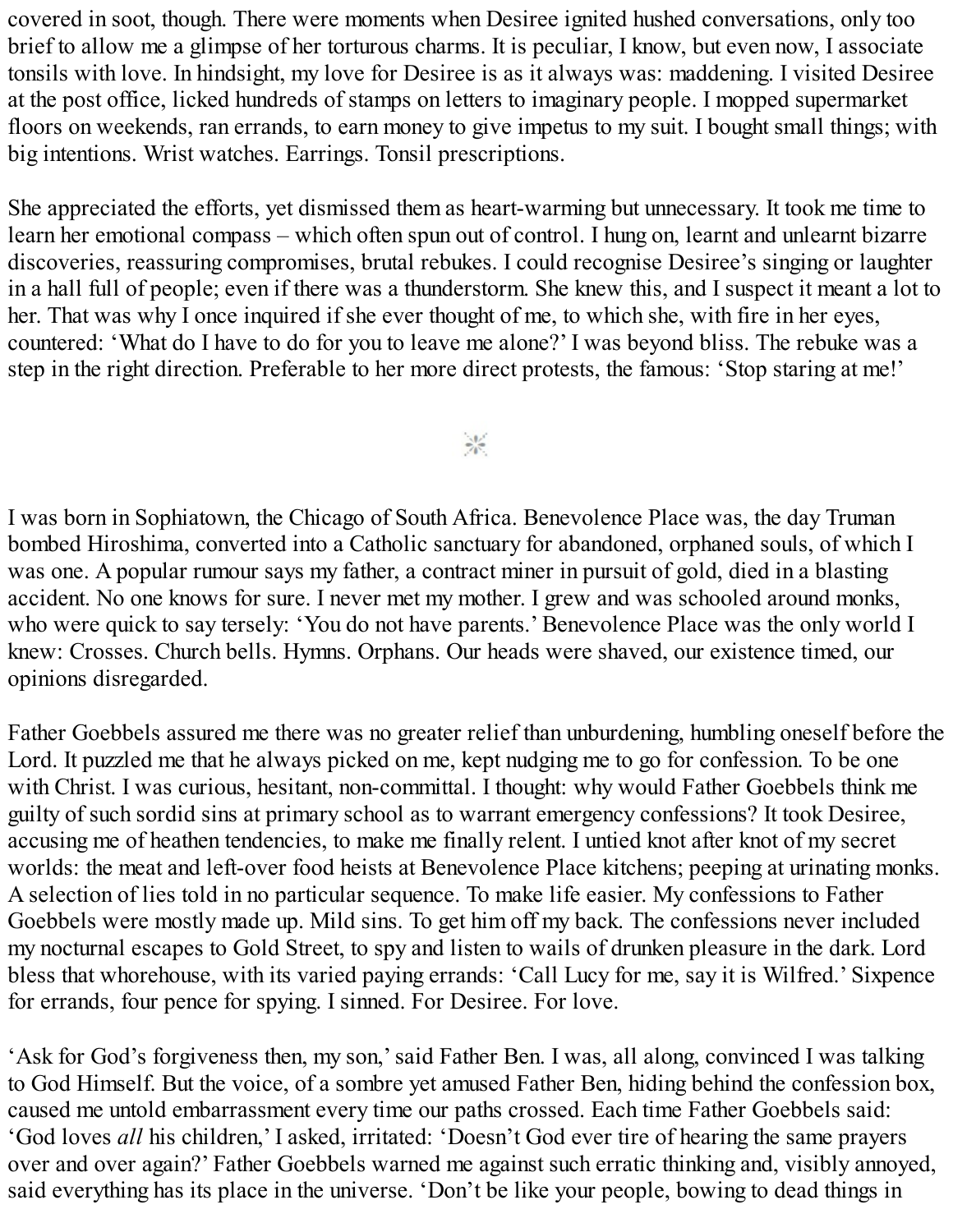covered in soot, though. There were moments when Desiree ignited hushed conversations, only too brief to allow me a glimpse of her torturous charms. It is peculiar, I know, but even now, I associate tonsils with love. In hindsight, my love for Desiree is as it always was: maddening. I visited Desiree at the post office, licked hundreds of stamps on letters to imaginary people. I mopped supermarket floors on weekends, ran errands, to earn money to give impetus to my suit. I bought small things; with big intentions. Wrist watches. Earrings. Tonsil prescriptions.

She appreciated the efforts, yet dismissed them as heart-warming but unnecessary. It took me time to learn her emotional compass – which often spun out of control. I hung on, learnt and unlearnt bizarre discoveries, reassuring compromises, brutal rebukes. I could recognise Desiree's singing or laughter in a hall full of people; even if there was a thunderstorm. She knew this, and I suspect it meant a lot to her. That was why I once inquired if she ever thought of me, to which she, with fire in her eyes, countered: 'What do I have to do for you to leave me alone?' I was beyond bliss. The rebuke was a step in the right direction. Preferable to her more direct protests, the famous: 'Stop staring at me!'

⁂

I was born in Sophiatown, the Chicago of South Africa. Benevolence Place was, the day Truman bombed Hiroshima, converted into a Catholic sanctuary for abandoned, orphaned souls, of which I was one. A popular rumour says my father, a contract miner in pursuit of gold, died in a blasting accident. No one knows for sure. I never met my mother. I grew and was schooled around monks, who were quick to say tersely: 'You do not have parents.' Benevolence Place was the only world I knew: Crosses. Church bells. Hymns. Orphans. Our heads were shaved, our existence timed, our opinions disregarded.

Father Goebbels assured me there was no greater relief than unburdening, humbling oneself before the Lord. It puzzled me that he always picked on me, kept nudging me to go for confession. To be one with Christ. I was curious, hesitant, non-committal. I thought: why would Father Goebbels think me guilty of such sordid sins at primary school as to warrant emergency confessions? It took Desiree, accusing me of heathen tendencies, to make me finally relent. I untied knot after knot of my secret worlds: the meat and left-over food heists at Benevolence Place kitchens; peeping at urinating monks. A selection of lies told in no particular sequence. To make life easier. My confessions to Father Goebbels were mostly made up. Mild sins. To get him off my back. The confessions never included my nocturnal escapes to Gold Street, to spy and listen to wails of drunken pleasure in the dark. Lord bless that whorehouse, with its varied paying errands: 'Call Lucy for me, say it is Wilfred.' Sixpence for errands, four pence for spying. I sinned. For Desiree. For love.

'Ask for God's forgiveness then, my son,' said Father Ben. I was, all along, convinced I was talking to God Himself. But the voice, of a sombre yet amused Father Ben, hiding behind the confession box, caused me untold embarrassment every time our paths crossed. Each time Father Goebbels said: 'God loves *all* his children,' I asked, irritated: 'Doesn't God ever tire of hearing the same prayers over and over again?' Father Goebbels warned me against such erratic thinking and, visibly annoyed, said everything has its place in the universe. 'Don't be like your people, bowing to dead things in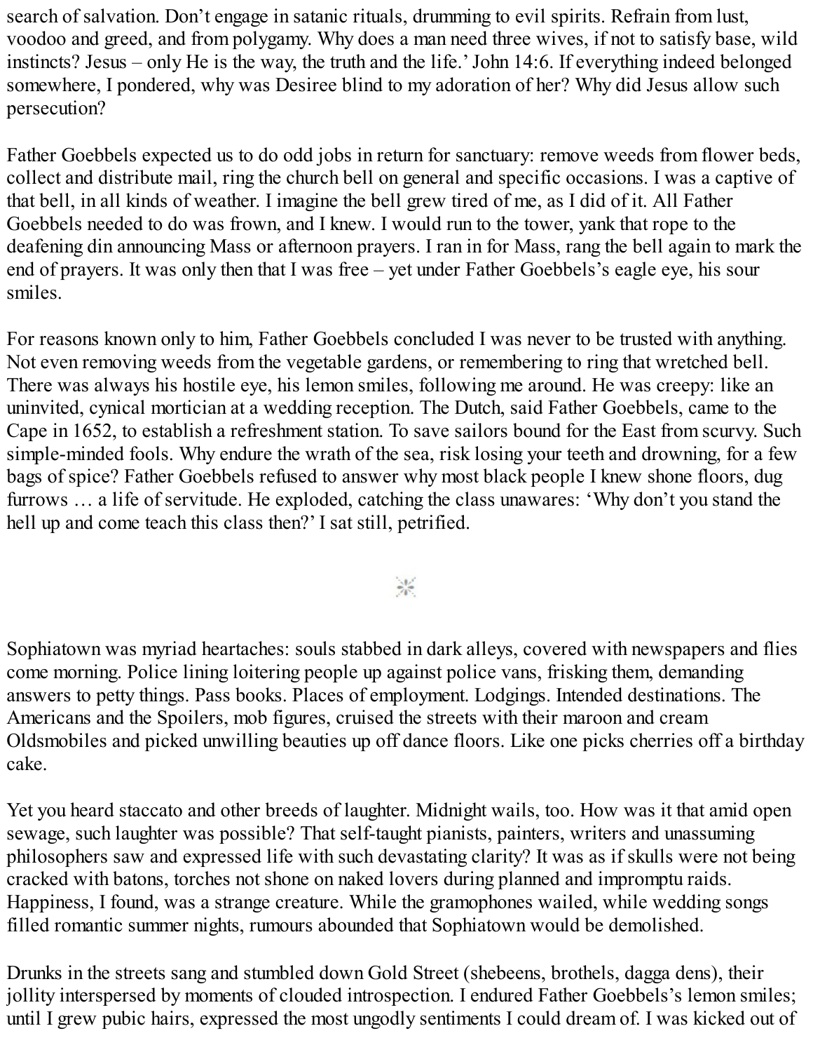search of salvation. Don't engage in satanic rituals, drumming to evil spirits. Refrain from lust, voodoo and greed, and from polygamy. Why does a man need three wives, if not to satisfy base, wild instincts? Jesus – only He is the way, the truth and the life.' John 14:6. If everything indeed belonged somewhere, I pondered, why was Desiree blind to my adoration of her? Why did Jesus allow such persecution?

Father Goebbels expected us to do odd jobs in return for sanctuary: remove weeds from flower beds, collect and distribute mail, ring the church bell on general and specific occasions. I was a captive of that bell, in all kinds of weather. I imagine the bell grew tired of me, as I did of it. All Father Goebbels needed to do was frown, and I knew. I would run to the tower, yank that rope to the deafening din announcing Mass or afternoon prayers. I ran in for Mass, rang the bell again to mark the end of prayers. It was only then that I was free – yet under Father Goebbels's eagle eye, his sour smiles.

For reasons known only to him, Father Goebbels concluded I was never to be trusted with anything. Not even removing weeds from the vegetable gardens, or remembering to ring that wretched bell. There was always his hostile eye, his lemon smiles, following me around. He was creepy: like an uninvited, cynical mortician at a wedding reception. The Dutch, said Father Goebbels, came to the Cape in 1652, to establish a refreshment station. To save sailors bound for the East from scurvy. Such simple-minded fools. Why endure the wrath of the sea, risk losing your teeth and drowning, for a few bags of spice? Father Goebbels refused to answer why most black people I knew shone floors, dug furrows … a life of servitude. He exploded, catching the class unawares: 'Why don't you stand the hell up and come teach this class then?' I sat still, petrified.

⁂

Sophiatown was myriad heartaches: souls stabbed in dark alleys, covered with newspapers and flies come morning. Police lining loitering people up against police vans, frisking them, demanding answers to petty things. Pass books. Places of employment. Lodgings. Intended destinations. The Americans and the Spoilers, mob figures, cruised the streets with their maroon and cream Oldsmobiles and picked unwilling beauties up off dance floors. Like one picks cherries off a birthday cake.

Yet you heard staccato and other breeds of laughter. Midnight wails, too. How was it that amid open sewage, such laughter was possible? That self-taught pianists, painters, writers and unassuming philosophers saw and expressed life with such devastating clarity? It was as if skulls were not being cracked with batons, torches not shone on naked lovers during planned and impromptu raids. Happiness, I found, was a strange creature. While the gramophones wailed, while wedding songs filled romantic summer nights, rumours abounded that Sophiatown would be demolished.

Drunks in the streets sang and stumbled down Gold Street (shebeens, brothels, dagga dens), their jollity interspersed by moments of clouded introspection. I endured Father Goebbels's lemon smiles; until I grew pubic hairs, expressed the most ungodly sentiments I could dream of. I was kicked out of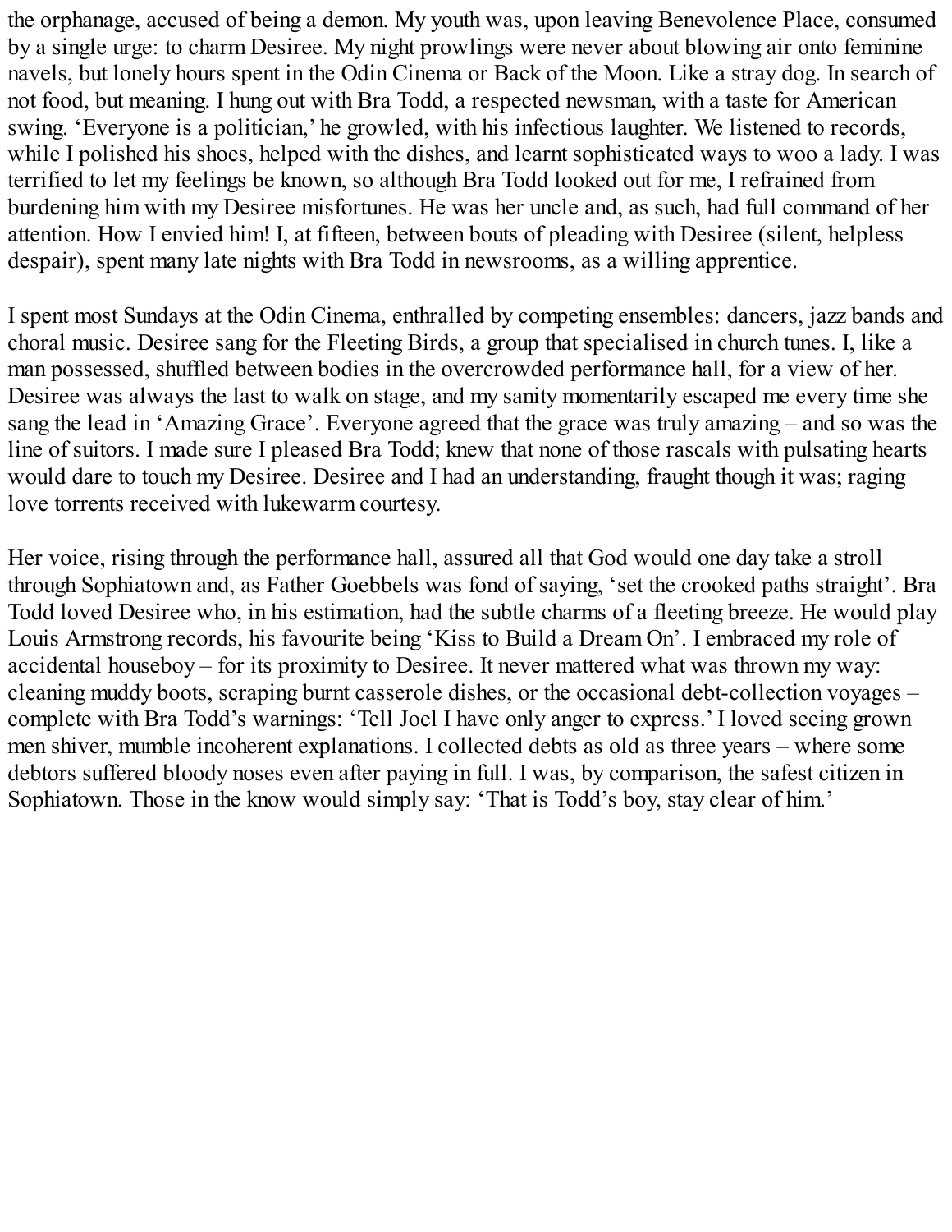the orphanage, accused of being a demon. My youth was, upon leaving Benevolence Place, consumed by a single urge: to charm Desiree. My night prowlings were never about blowing air onto feminine navels, but lonely hours spent in the Odin Cinema or Back of the Moon. Like a stray dog. In search of not food, but meaning. I hung out with Bra Todd, a respected newsman, with a taste for American swing. 'Everyone is a politician,' he growled, with his infectious laughter. We listened to records, while I polished his shoes, helped with the dishes, and learnt sophisticated ways to woo a lady. I was terrified to let my feelings be known, so although Bra Todd looked out for me, I refrained from burdening him with my Desiree misfortunes. He was her uncle and, as such, had full command of her attention. How I envied him! I, at fifteen, between bouts of pleading with Desiree (silent, helpless despair), spent many late nights with Bra Todd in newsrooms, as a willing apprentice.

I spent most Sundays at the Odin Cinema, enthralled by competing ensembles: dancers, jazz bands and choral music. Desiree sang for the Fleeting Birds, a group that specialised in church tunes. I, like a man possessed, shuffled between bodies in the overcrowded performance hall, for a view of her. Desiree was always the last to walk on stage, and my sanity momentarily escaped me every time she sang the lead in 'Amazing Grace'. Everyone agreed that the grace was truly amazing – and so was the line of suitors. I made sure I pleased Bra Todd; knew that none of those rascals with pulsating hearts would dare to touch my Desiree. Desiree and I had an understanding, fraught though it was; raging love torrents received with lukewarm courtesy.

Her voice, rising through the performance hall, assured all that God would one day take a stroll through Sophiatown and, as Father Goebbels was fond of saying, 'set the crooked paths straight'. Bra Todd loved Desiree who, in his estimation, had the subtle charms of a fleeting breeze. He would play Louis Armstrong records, his favourite being 'Kiss to Build a Dream On'. I embraced my role of accidental houseboy – for its proximity to Desiree. It never mattered what was thrown my way: cleaning muddy boots, scraping burnt casserole dishes, or the occasional debt-collection voyages – complete with Bra Todd's warnings: 'Tell Joel I have only anger to express.' I loved seeing grown men shiver, mumble incoherent explanations. I collected debts as old as three years – where some debtors suffered bloody noses even after paying in full. I was, by comparison, the safest citizen in Sophiatown. Those in the know would simply say: 'That is Todd's boy, stay clear of him.'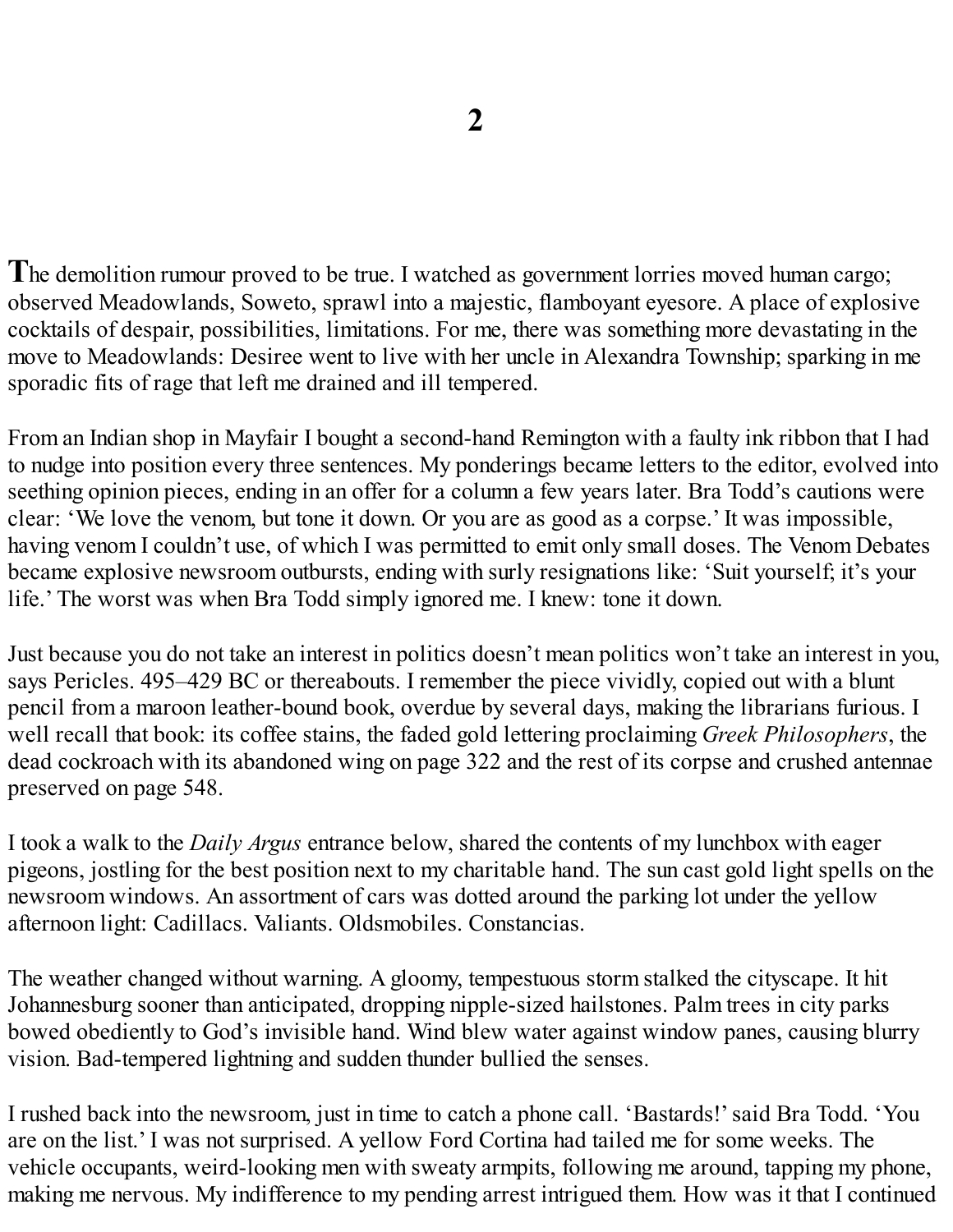# 2

The demolition rumour proved to be true. I watched as government lorries moved human cargo; observed Meadowlands, Soweto, sprawl into a majestic, flamboyant eyesore. A place of explosive cocktails of despair, possibilities, limitations. For me, there was something more devastating in the move to Meadowlands: Desiree went to live with her uncle in Alexandra Township; sparking in me sporadic fits of rage that left me drained and ill tempered.

From an Indian shop in Mayfair I bought a second-hand Remington with a faulty ink ribbon that I had to nudge into position every three sentences. My ponderings became letters to the editor, evolved into seething opinion pieces, ending in an offer for a column a few years later. Bra Todd's cautions were clear: 'We love the venom, but tone it down. Or you are as good as a corpse.' It was impossible, having venom I couldn't use, of which I was permitted to emit only small doses. The Venom Debates became explosive newsroom outbursts, ending with surly resignations like: 'Suit yourself; it's your life.' The worst was when Bra Todd simply ignored me. I knew: tone it down.

Just because you do not take an interest in politics doesn't mean politics won't take an interest in you, says Pericles. 495–429 BC or thereabouts. I remember the piece vividly, copied out with a blunt pencil from a maroon leather-bound book, overdue by several days, making the librarians furious. I well recall that book: its coffee stains, the faded gold lettering proclaiming *Greek Philosophers*, the dead cockroach with its abandoned wing on page 322 and the rest of its corpse and crushed antennae preserved on page 548.

I took a walk to the *Daily Argus* entrance below, shared the contents of my lunchbox with eager pigeons, jostling for the best position next to my charitable hand. The sun cast gold light spells on the newsroom windows. An assortment of cars was dotted around the parking lot under the yellow afternoon light: Cadillacs. Valiants. Oldsmobiles. Constancias.

The weather changed without warning. A gloomy, tempestuous storm stalked the cityscape. It hit Johannesburg sooner than anticipated, dropping nipple-sized hailstones. Palm trees in city parks bowed obediently to God's invisible hand. Wind blew water against window panes, causing blurry vision. Bad-tempered lightning and sudden thunder bullied the senses.

I rushed back into the newsroom, just in time to catch a phone call. 'Bastards!' said Bra Todd. 'You are on the list.' I was not surprised. A yellow Ford Cortina had tailed me for some weeks. The vehicle occupants, weird-looking men with sweaty armpits, following me around, tapping my phone, making me nervous. My indifference to my pending arrest intrigued them. How was it that I continued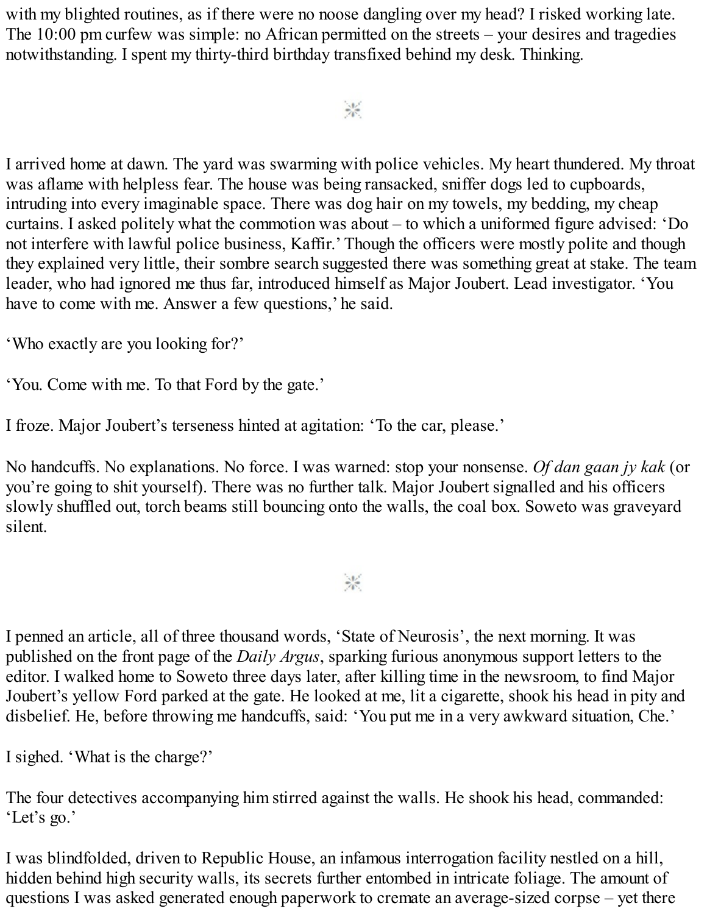with my blighted routines, as if there were no noose dangling over my head? I risked working late. The 10:00 pm curfew was simple: no African permitted on the streets – your desires and tragedies notwithstanding. I spent my thirty-third birthday transfixed behind my desk. Thinking.

⁂

I arrived home at dawn. The yard was swarming with police vehicles. My heart thundered. My throat was aflame with helpless fear. The house was being ransacked, sniffer dogs led to cupboards, intruding into every imaginable space. There was dog hair on my towels, my bedding, my cheap curtains. I asked politely what the commotion was about – to which a uniformed figure advised: 'Do not interfere with lawful police business, Kaffir.' Though the officers were mostly polite and though they explained very little, their sombre search suggested there was something great at stake. The team leader, who had ignored me thus far, introduced himself as Major Joubert. Lead investigator. 'You have to come with me. Answer a few questions,' he said.

'Who exactly are you looking for?'

'You. Come with me. To that Ford by the gate.'

I froze. Major Joubert's terseness hinted at agitation: 'To the car, please.'

No handcuffs. No explanations. No force. I was warned: stop your nonsense. *Of dan gaan jy kak* (or you're going to shit yourself). There was no further talk. Major Joubert signalled and his officers slowly shuffled out, torch beams still bouncing onto the walls, the coal box. Soweto was graveyard silent.

⁂

I penned an article, all of three thousand words, 'State of Neurosis', the next morning. It was published on the front page of the *Daily Argus*, sparking furious anonymous support letters to the editor. I walked home to Soweto three days later, after killing time in the newsroom, to find Major Joubert's yellow Ford parked at the gate. He looked at me, lit a cigarette, shook his head in pity and disbelief. He, before throwing me handcuffs, said: 'You put me in a very awkward situation, Che.'

I sighed. 'What is the charge?'

The four detectives accompanying him stirred against the walls. He shook his head, commanded: 'Let's go.'

I was blindfolded, driven to Republic House, an infamous interrogation facility nestled on a hill, hidden behind high security walls, its secrets further entombed in intricate foliage. The amount of questions I was asked generated enough paperwork to cremate an average-sized corpse – yet there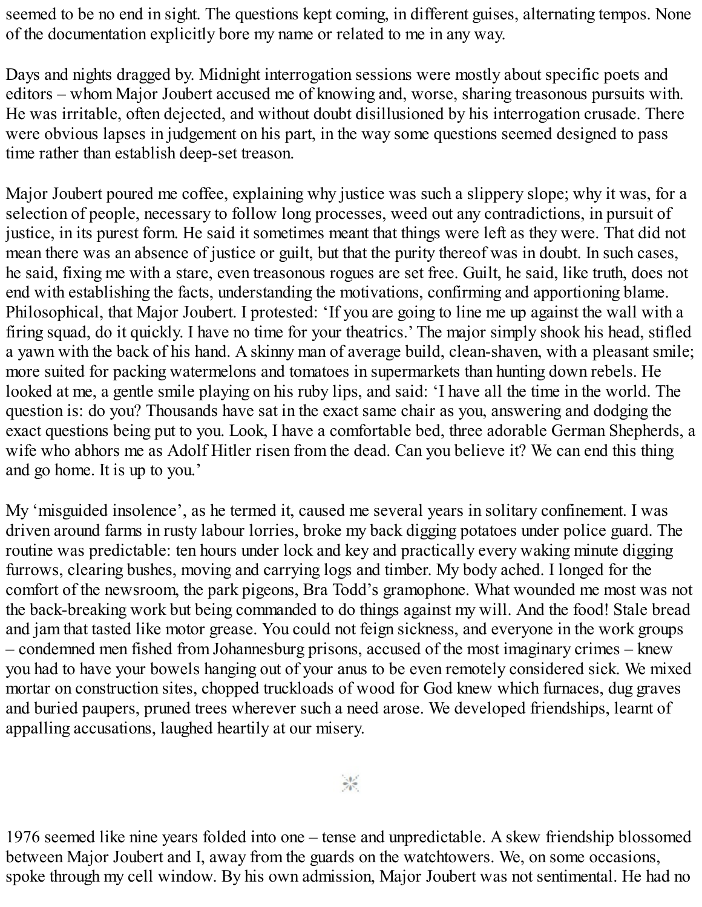seemed to be no end in sight. The questions kept coming, in different guises, alternating tempos. None of the documentation explicitly bore my name or related to me in any way.

Days and nights dragged by. Midnight interrogation sessions were mostly about specific poets and editors – whom Major Joubert accused me of knowing and, worse, sharing treasonous pursuits with. He was irritable, often dejected, and without doubt disillusioned by his interrogation crusade. There were obvious lapses in judgement on his part, in the way some questions seemed designed to pass time rather than establish deep-set treason.

Major Joubert poured me coffee, explaining why justice was such a slippery slope; why it was, for a selection of people, necessary to follow long processes, weed out any contradictions, in pursuit of justice, in its purest form. He said it sometimes meant that things were left as they were. That did not mean there was an absence of justice or guilt, but that the purity thereof was in doubt. In such cases, he said, fixing me with a stare, even treasonous rogues are set free. Guilt, he said, like truth, does not end with establishing the facts, understanding the motivations, confirming and apportioning blame. Philosophical, that Major Joubert. I protested: 'If you are going to line me up against the wall with a firing squad, do it quickly. I have no time for your theatrics.' The major simply shook his head, stifled a yawn with the back of his hand. A skinny man of average build, clean-shaven, with a pleasant smile; more suited for packing watermelons and tomatoes in supermarkets than hunting down rebels. He looked at me, a gentle smile playing on his ruby lips, and said: 'I have all the time in the world. The question is: do you? Thousands have sat in the exact same chair as you, answering and dodging the exact questions being put to you. Look, I have a comfortable bed, three adorable German Shepherds, a wife who abhors me as Adolf Hitler risen from the dead. Can you believe it? We can end this thing and go home. It is up to you.'

My 'misguided insolence', as he termed it, caused me several years in solitary confinement. I was driven around farms in rusty labour lorries, broke my back digging potatoes under police guard. The routine was predictable: ten hours under lock and key and practically every waking minute digging furrows, clearing bushes, moving and carrying logs and timber. My body ached. I longed for the comfort of the newsroom, the park pigeons, Bra Todd's gramophone. What wounded me most was not the back-breaking work but being commanded to do things against my will. And the food! Stale bread and jam that tasted like motor grease. You could not feign sickness, and everyone in the work groups – condemned men fished from Johannesburg prisons, accused of the most imaginary crimes – knew you had to have your bowels hanging out of your anus to be even remotely considered sick. We mixed mortar on construction sites, chopped truckloads of wood for God knew which furnaces, dug graves and buried paupers, pruned trees wherever such a need arose. We developed friendships, learnt of appalling accusations, laughed heartily at our misery.

---

1976 seemed like nine years folded into one – tense and unpredictable. A skew friendship blossomed between Major Joubert and I, away from the guards on the watchtowers. We, on some occasions, spoke through my cell window. By his own admission, Major Joubert was not sentimental. He had no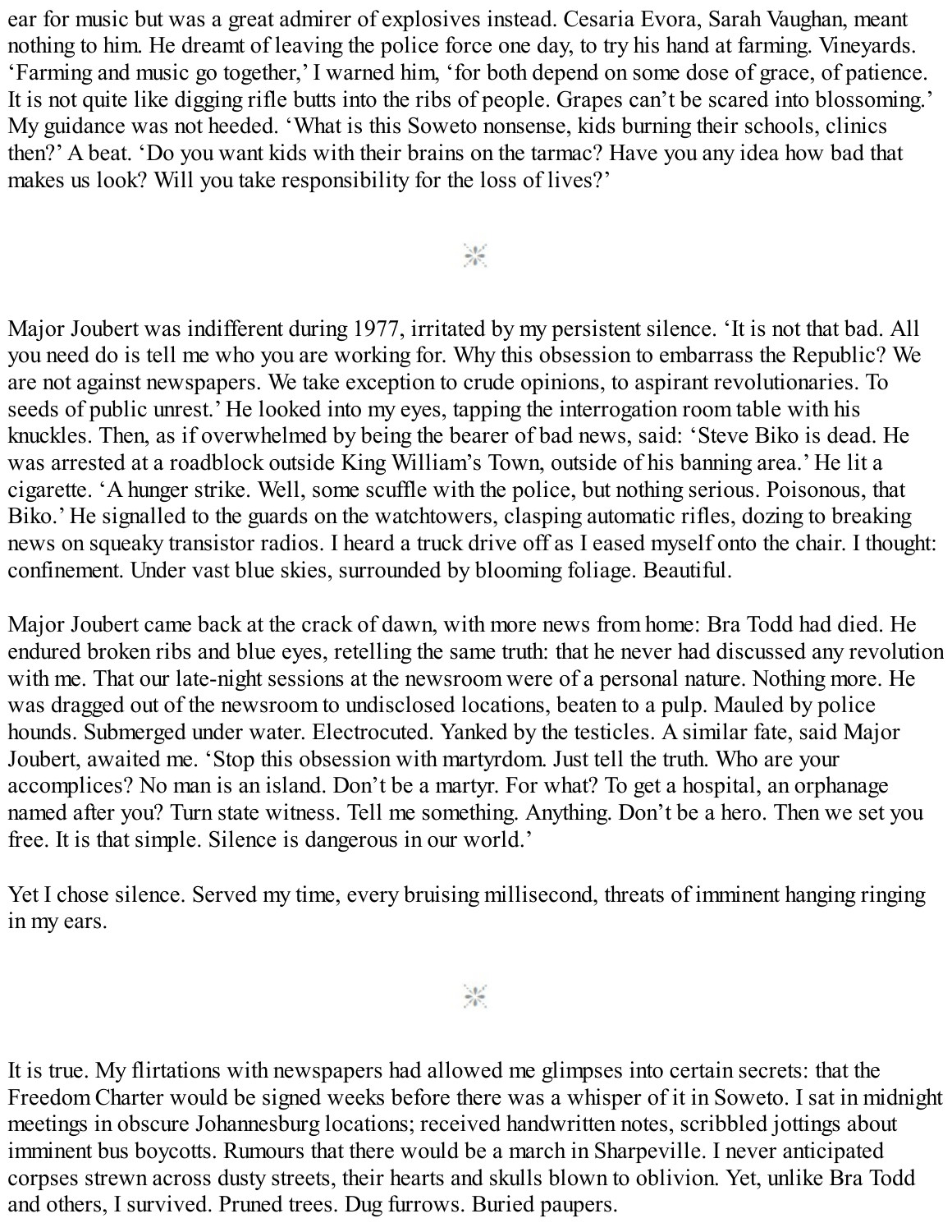ear for music but was a great admirer of explosives instead. Cesaria Evora, Sarah Vaughan, meant nothing to him. He dreamt of leaving the police force one day, to try his hand at farming. Vineyards. 'Farming and music go together,' I warned him, 'for both depend on some dose of grace, of patience. It is not quite like digging rifle butts into the ribs of people. Grapes can't be scared into blossoming.' My guidance was not heeded. 'What is this Soweto nonsense, kids burning their schools, clinics then?' A beat. 'Do you want kids with their brains on the tarmac? Have you any idea how bad that makes us look? Will you take responsibility for the loss of lives?'

⁂

Major Joubert was indifferent during 1977, irritated by my persistent silence. 'It is not that bad. All you need do is tell me who you are working for. Why this obsession to embarrass the Republic? We are not against newspapers. We take exception to crude opinions, to aspirant revolutionaries. To seeds of public unrest.' He looked into my eyes, tapping the interrogation room table with his knuckles. Then, as if overwhelmed by being the bearer of bad news, said: 'Steve Biko is dead. He was arrested at a roadblock outside King William's Town, outside of his banning area.' He lit a cigarette. 'A hunger strike. Well, some scuffle with the police, but nothing serious. Poisonous, that Biko.' He signalled to the guards on the watchtowers, clasping automatic rifles, dozing to breaking news on squeaky transistor radios. I heard a truck drive off as I eased myself onto the chair. I thought: confinement. Under vast blue skies, surrounded by blooming foliage. Beautiful.

Major Joubert came back at the crack of dawn, with more news from home: Bra Todd had died. He endured broken ribs and blue eyes, retelling the same truth: that he never had discussed any revolution with me. That our late-night sessions at the newsroom were of a personal nature. Nothing more. He was dragged out of the newsroom to undisclosed locations, beaten to a pulp. Mauled by police hounds. Submerged under water. Electrocuted. Yanked by the testicles. A similar fate, said Major Joubert, awaited me. 'Stop this obsession with martyrdom. Just tell the truth. Who are your accomplices? No man is an island. Don't be a martyr. For what? To get a hospital, an orphanage named after you? Turn state witness. Tell me something. Anything. Don't be a hero. Then we set you free. It is that simple. Silence is dangerous in our world.'

Yet I chose silence. Served my time, every bruising millisecond, threats of imminent hanging ringing in my ears.

⁂

It is true. My flirtations with newspapers had allowed me glimpses into certain secrets: that the Freedom Charter would be signed weeks before there was a whisper of it in Soweto. I sat in midnight meetings in obscure Johannesburg locations; received handwritten notes, scribbled jottings about imminent bus boycotts. Rumours that there would be a march in Sharpeville. I never anticipated corpses strewn across dusty streets, their hearts and skulls blown to oblivion. Yet, unlike Bra Todd and others, I survived. Pruned trees. Dug furrows. Buried paupers.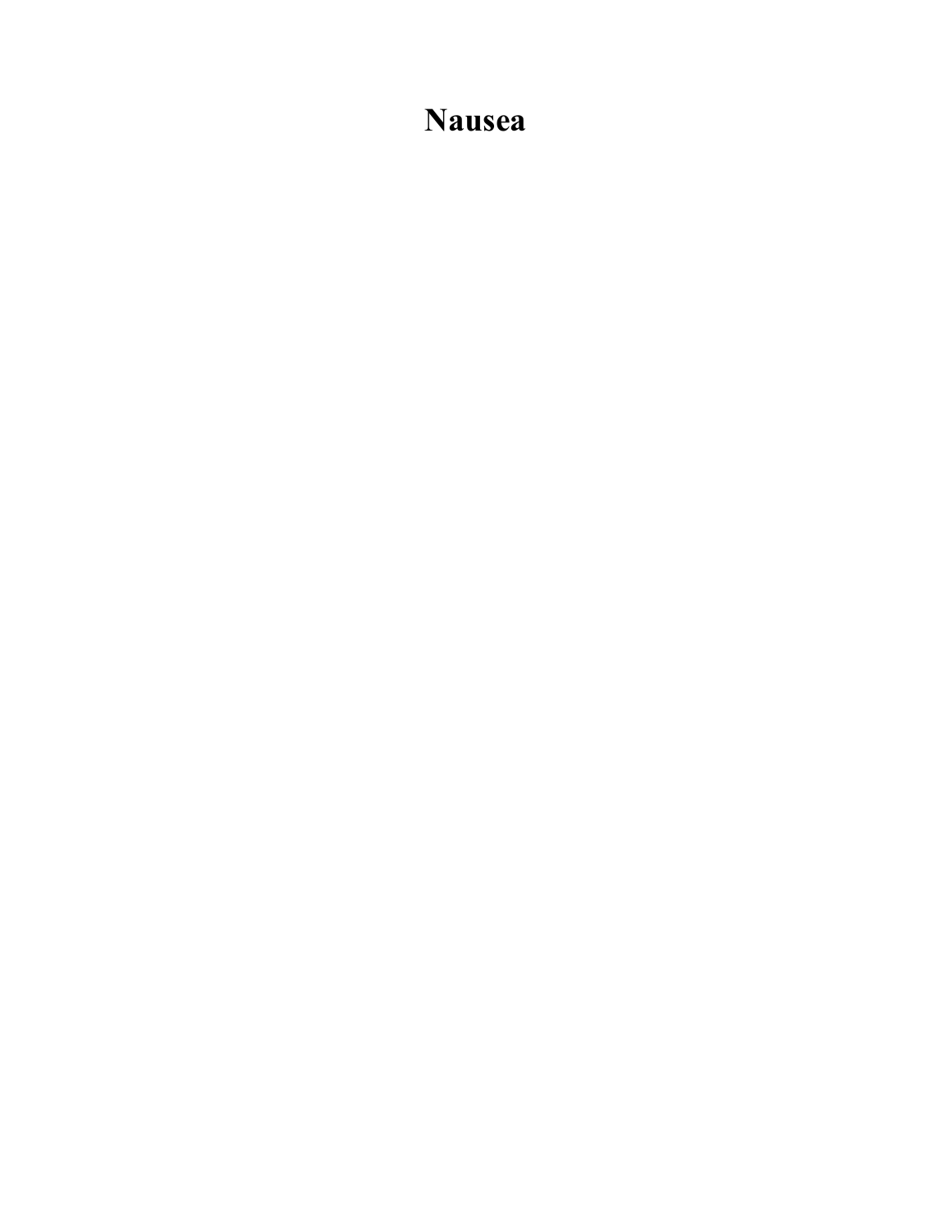# Nausea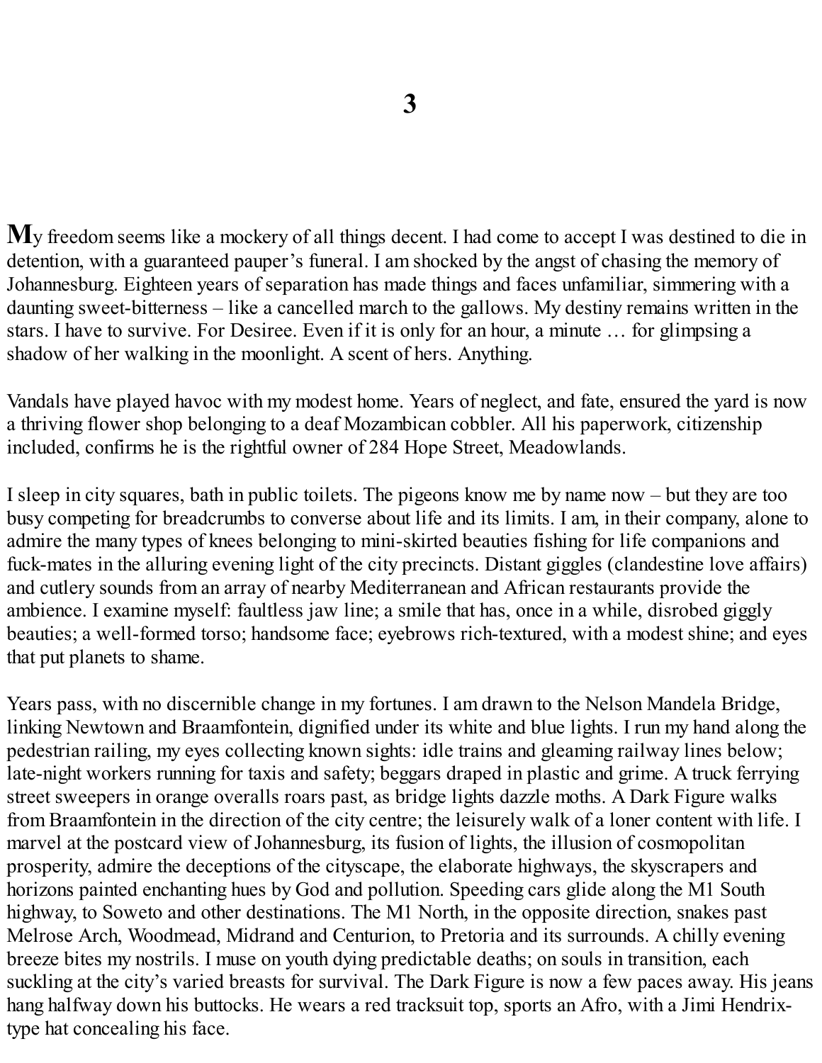# 3

My freedom seems like a mockery of all things decent. I had come to accept I was destined to die in detention, with a guaranteed pauper's funeral. I am shocked by the angst of chasing the memory of Johannesburg. Eighteen years of separation has made things and faces unfamiliar, simmering with a daunting sweet-bitterness – like a cancelled march to the gallows. My destiny remains written in the stars. I have to survive. For Desiree. Even if it is only for an hour, a minute … for glimpsing a shadow of her walking in the moonlight. A scent of hers. Anything.

Vandals have played havoc with my modest home. Years of neglect, and fate, ensured the yard is now a thriving flower shop belonging to a deaf Mozambican cobbler. All his paperwork, citizenship included, confirms he is the rightful owner of 284 Hope Street, Meadowlands.

I sleep in city squares, bath in public toilets. The pigeons know me by name now – but they are too busy competing for breadcrumbs to converse about life and its limits. I am, in their company, alone to admire the many types of knees belonging to mini-skirted beauties fishing for life companions and fuck-mates in the alluring evening light of the city precincts. Distant giggles (clandestine love affairs) and cutlery sounds from an array of nearby Mediterranean and African restaurants provide the ambience. I examine myself: faultless jaw line; a smile that has, once in a while, disrobed giggly beauties; a well-formed torso; handsome face; eyebrows rich-textured, with a modest shine; and eyes that put planets to shame.

Years pass, with no discernible change in my fortunes. I am drawn to the Nelson Mandela Bridge, linking Newtown and Braamfontein, dignified under its white and blue lights. I run my hand along the pedestrian railing, my eyes collecting known sights: idle trains and gleaming railway lines below; late-night workers running for taxis and safety; beggars draped in plastic and grime. A truck ferrying street sweepers in orange overalls roars past, as bridge lights dazzle moths. A Dark Figure walks from Braamfontein in the direction of the city centre; the leisurely walk of a loner content with life. I marvel at the postcard view of Johannesburg, its fusion of lights, the illusion of cosmopolitan prosperity, admire the deceptions of the cityscape, the elaborate highways, the skyscrapers and horizons painted enchanting hues by God and pollution. Speeding cars glide along the M1 South highway, to Soweto and other destinations. The M1 North, in the opposite direction, snakes past Melrose Arch, Woodmead, Midrand and Centurion, to Pretoria and its surrounds. A chilly evening breeze bites my nostrils. I muse on youth dying predictable deaths; on souls in transition, each suckling at the city's varied breasts for survival. The Dark Figure is now a few paces away. His jeans hang halfway down his buttocks. He wears a red tracksuit top, sports an Afro, with a Jimi Hendrix-type hat concealing his face.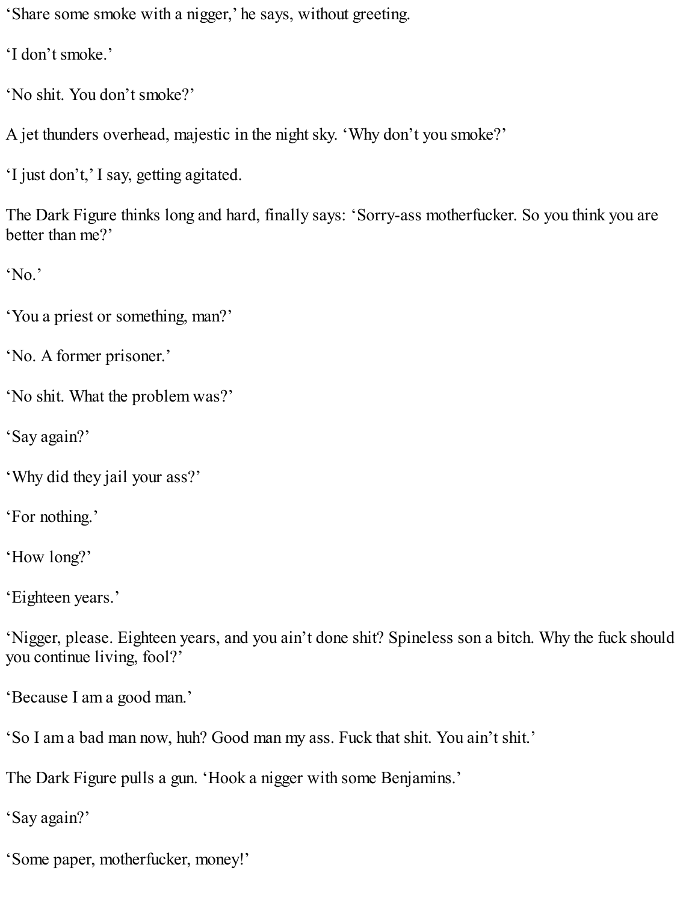'Share some smoke with a nigger,' he says, without greeting.

'I don't smoke.'

'No shit. You don't smoke?'

A jet thunders overhead, majestic in the night sky. 'Why don't you smoke?'

'I just don't,' I say, getting agitated.

The Dark Figure thinks long and hard, finally says: 'Sorry-ass motherfucker. So you think you are better than me?'

'No.'

'You a priest or something, man?'

'No. A former prisoner.'

'No shit. What the problem was?'

'Say again?'

'Why did they jail your ass?'

'For nothing.'

'How long?'

'Eighteen years.'

'Nigger, please. Eighteen years, and you ain't done shit? Spineless son a bitch. Why the fuck should you continue living, fool?'

'Because I am a good man.'

'So I am a bad man now, huh? Good man my ass. Fuck that shit. You ain't shit.'

The Dark Figure pulls a gun. 'Hook a nigger with some Benjamins.'

'Say again?'

'Some paper, motherfucker, money!'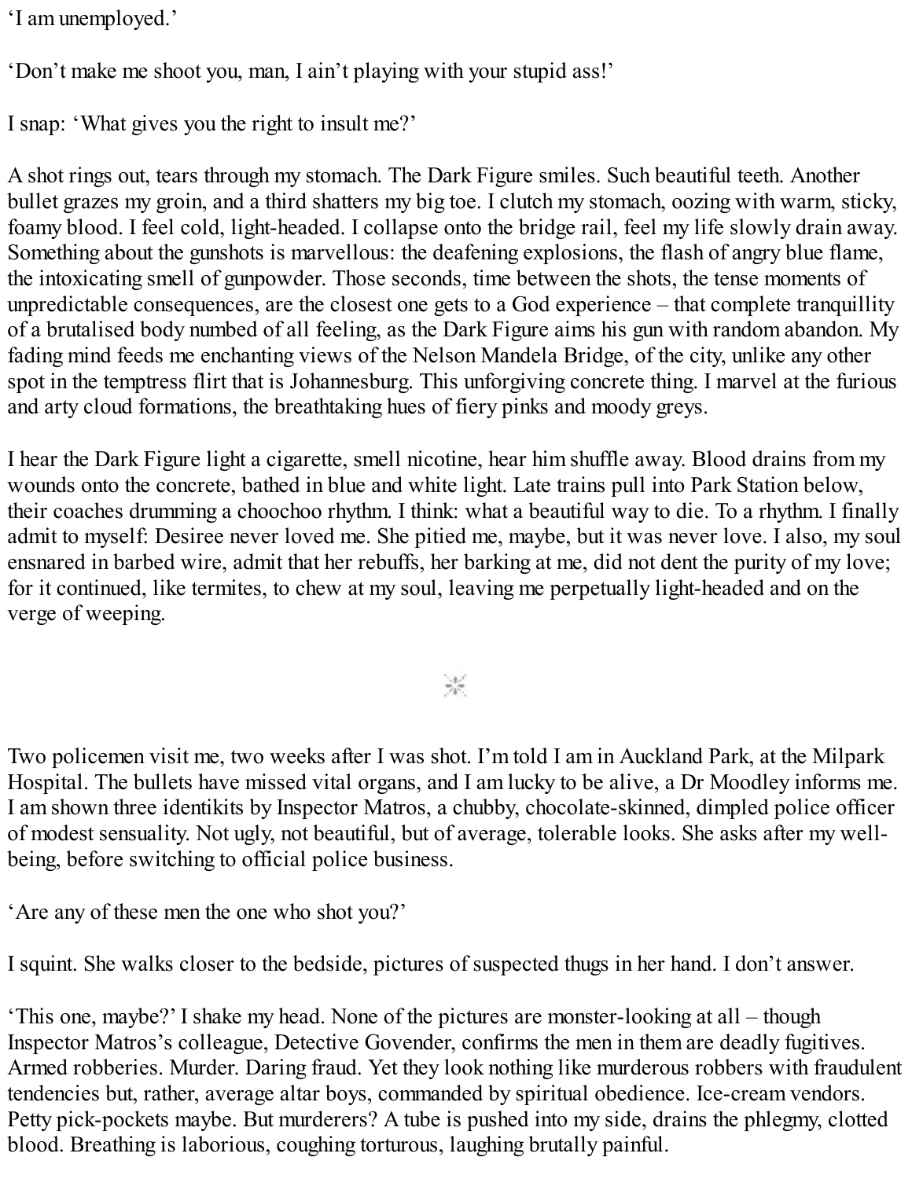'I am unemployed.'

'Don't make me shoot you, man, I ain't playing with your stupid ass!'

I snap: 'What gives you the right to insult me?'

A shot rings out, tears through my stomach. The Dark Figure smiles. Such beautiful teeth. Another bullet grazes my groin, and a third shatters my big toe. I clutch my stomach, oozing with warm, sticky, foamy blood. I feel cold, light-headed. I collapse onto the bridge rail, feel my life slowly drain away. Something about the gunshots is marvellous: the deafening explosions, the flash of angry blue flame, the intoxicating smell of gunpowder. Those seconds, time between the shots, the tense moments of unpredictable consequences, are the closest one gets to a God experience – that complete tranquillity of a brutalised body numbed of all feeling, as the Dark Figure aims his gun with random abandon. My fading mind feeds me enchanting views of the Nelson Mandela Bridge, of the city, unlike any other spot in the temptress flirt that is Johannesburg. This unforgiving concrete thing. I marvel at the furious and arty cloud formations, the breathtaking hues of fiery pinks and moody greys.

I hear the Dark Figure light a cigarette, smell nicotine, hear him shuffle away. Blood drains from my wounds onto the concrete, bathed in blue and white light. Late trains pull into Park Station below, their coaches drumming a choochoo rhythm. I think: what a beautiful way to die. To a rhythm. I finally admit to myself: Desiree never loved me. She pitied me, maybe, but it was never love. I also, my soul ensnared in barbed wire, admit that her rebuffs, her barking at me, did not dent the purity of my love; for it continued, like termites, to chew at my soul, leaving me perpetually light-headed and on the verge of weeping.

\*

Two policemen visit me, two weeks after I was shot. I'm told I am in Auckland Park, at the Milpark Hospital. The bullets have missed vital organs, and I am lucky to be alive, a Dr Moodley informs me. I am shown three identikits by Inspector Matros, a chubby, chocolate-skinned, dimpled police officer of modest sensuality. Not ugly, not beautiful, but of average, tolerable looks. She asks after my well-being, before switching to official police business.

'Are any of these men the one who shot you?'

I squint. She walks closer to the bedside, pictures of suspected thugs in her hand. I don't answer.

'This one, maybe?' I shake my head. None of the pictures are monster-looking at all – though Inspector Matros's colleague, Detective Govender, confirms the men in them are deadly fugitives. Armed robberies. Murder. Daring fraud. Yet they look nothing like murderous robbers with fraudulent tendencies but, rather, average altar boys, commanded by spiritual obedience. Ice-cream vendors. Petty pick-pockets maybe. But murderers? A tube is pushed into my side, drains the phlegmy, clotted blood. Breathing is laborious, coughing torturous, laughing brutally painful.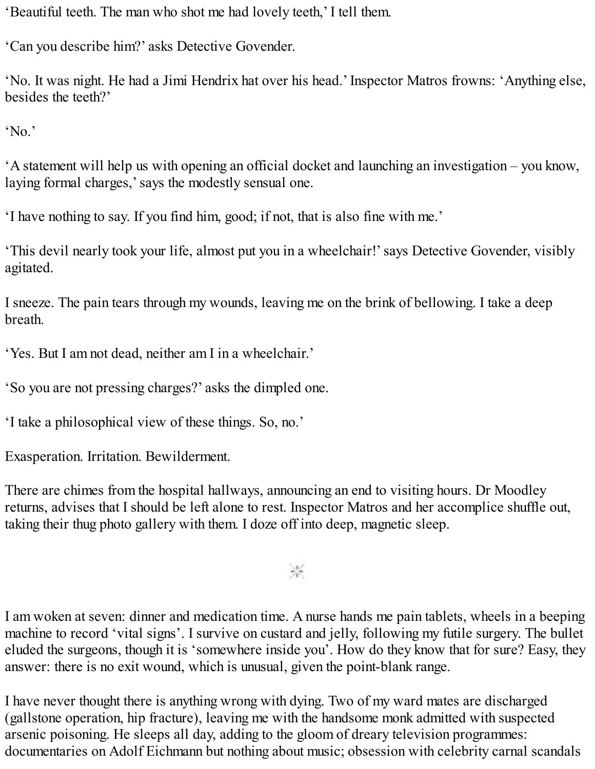'Beautiful teeth. The man who shot me had lovely teeth,' I tell them.

'Can you describe him?' asks Detective Govender.

'No. It was night. He had a Jimi Hendrix hat over his head.' Inspector Matros frowns: 'Anything else, besides the teeth?'

'No.'

'A statement will help us with opening an official docket and launching an investigation – you know, laying formal charges,' says the modestly sensual one.

'I have nothing to say. If you find him, good; if not, that is also fine with me.'

'This devil nearly took your life, almost put you in a wheelchair!' says Detective Govender, visibly agitated.

I sneeze. The pain tears through my wounds, leaving me on the brink of bellowing. I take a deep breath.

'Yes. But I am not dead, neither am I in a wheelchair.'

'So you are not pressing charges?' asks the dimpled one.

'I take a philosophical view of these things. So, no.'

Exasperation. Irritation. Bewilderment.

There are chimes from the hospital hallways, announcing an end to visiting hours. Dr Moodley returns, advises that I should be left alone to rest. Inspector Matros and her accomplice shuffle out, taking their thug photo gallery with them. I doze off into deep, magnetic sleep.

*

I am woken at seven: dinner and medication time. A nurse hands me pain tablets, wheels in a beeping machine to record 'vital signs'. I survive on custard and jelly, following my futile surgery. The bullet eluded the surgeons, though it is 'somewhere inside you'. How do they know that for sure? Easy, they answer: there is no exit wound, which is unusual, given the point-blank range.

I have never thought there is anything wrong with dying. Two of my ward mates are discharged (gallstone operation, hip fracture), leaving me with the handsome monk admitted with suspected arsenic poisoning. He sleeps all day, adding to the gloom of dreary television programmes: documentaries on Adolf Eichmann but nothing about music; obsession with celebrity carnal scandals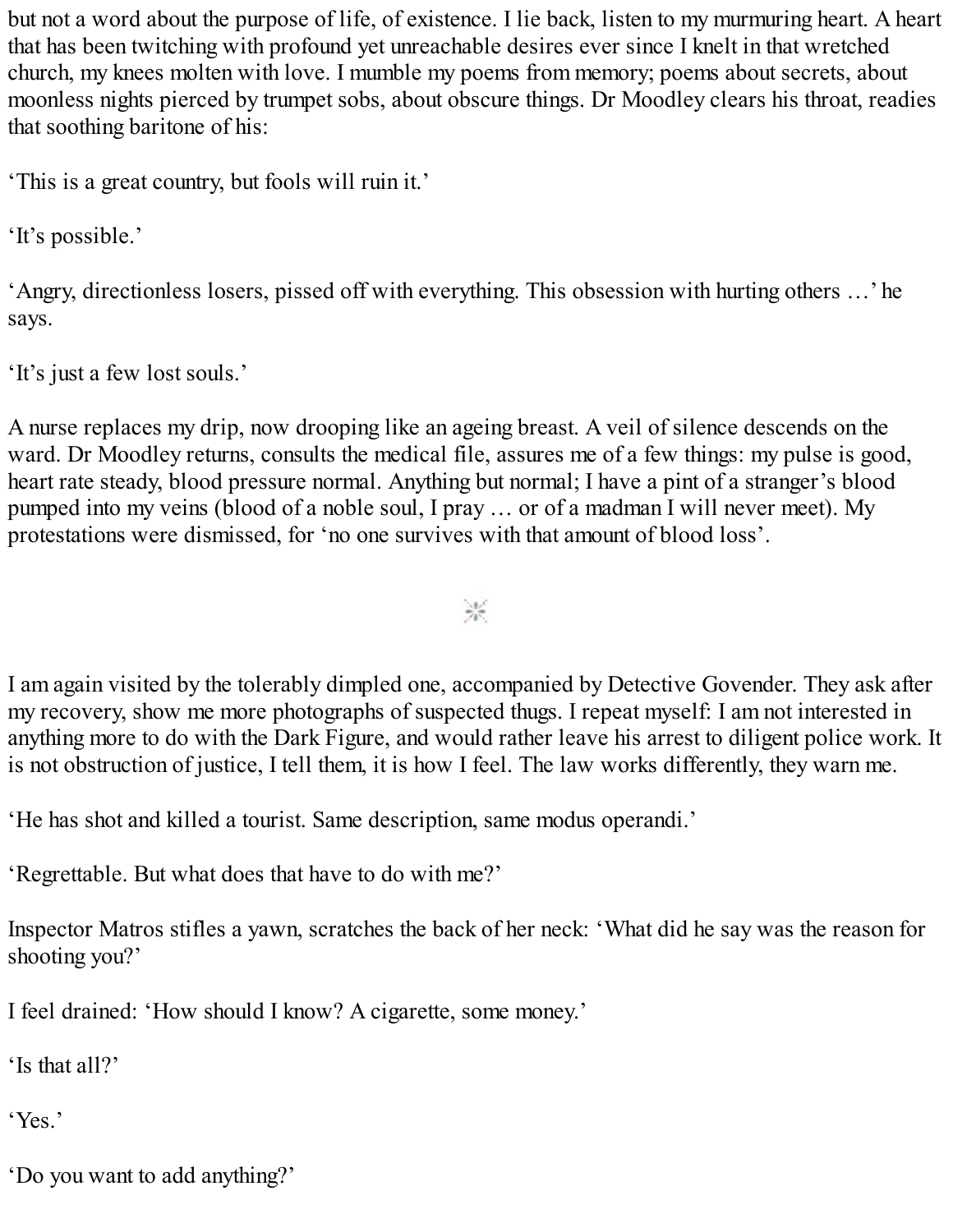but not a word about the purpose of life, of existence. I lie back, listen to my murmuring heart. A heart that has been twitching with profound yet unreachable desires ever since I knelt in that wretched church, my knees molten with love. I mumble my poems from memory; poems about secrets, about moonless nights pierced by trumpet sobs, about obscure things. Dr Moodley clears his throat, readies that soothing baritone of his:

'This is a great country, but fools will ruin it.'

'It's possible.'

'Angry, directionless losers, pissed off with everything. This obsession with hurting others …' he says.

'It's just a few lost souls.'

A nurse replaces my drip, now drooping like an ageing breast. A veil of silence descends on the ward. Dr Moodley returns, consults the medical file, assures me of a few things: my pulse is good, heart rate steady, blood pressure normal. Anything but normal; I have a pint of a stranger's blood pumped into my veins (blood of a noble soul, I pray … or of a madman I will never meet). My protestations were dismissed, for 'no one survives with that amount of blood loss'.

---

I am again visited by the tolerably dimpled one, accompanied by Detective Govender. They ask after my recovery, show me more photographs of suspected thugs. I repeat myself: I am not interested in anything more to do with the Dark Figure, and would rather leave his arrest to diligent police work. It is not obstruction of justice, I tell them, it is how I feel. The law works differently, they warn me.

'He has shot and killed a tourist. Same description, same modus operandi.'

'Regrettable. But what does that have to do with me?'

Inspector Matros stifles a yawn, scratches the back of her neck: 'What did he say was the reason for shooting you?'

I feel drained: 'How should I know? A cigarette, some money.'

'Is that all?'

'Yes.'

'Do you want to add anything?'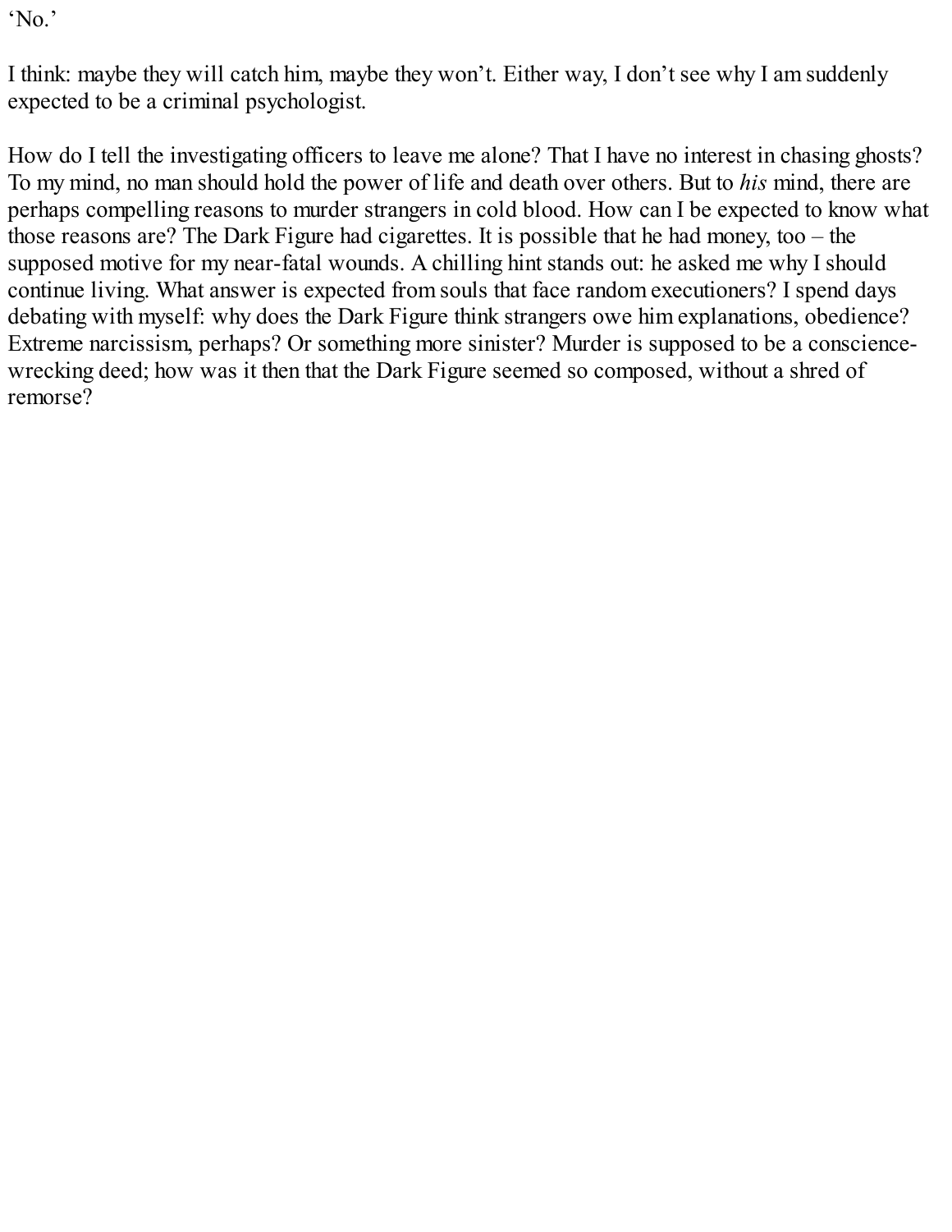'No.'

I think: maybe they will catch him, maybe they won't. Either way, I don't see why I am suddenly expected to be a criminal psychologist.

How do I tell the investigating officers to leave me alone? That I have no interest in chasing ghosts? To my mind, no man should hold the power of life and death over others. But to *his* mind, there are perhaps compelling reasons to murder strangers in cold blood. How can I be expected to know what those reasons are? The Dark Figure had cigarettes. It is possible that he had money, too – the supposed motive for my near-fatal wounds. A chilling hint stands out: he asked me why I should continue living. What answer is expected from souls that face random executioners? I spend days debating with myself: why does the Dark Figure think strangers owe him explanations, obedience? Extreme narcissism, perhaps? Or something more sinister? Murder is supposed to be a conscience-wrecking deed; how was it then that the Dark Figure seemed so composed, without a shred of remorse?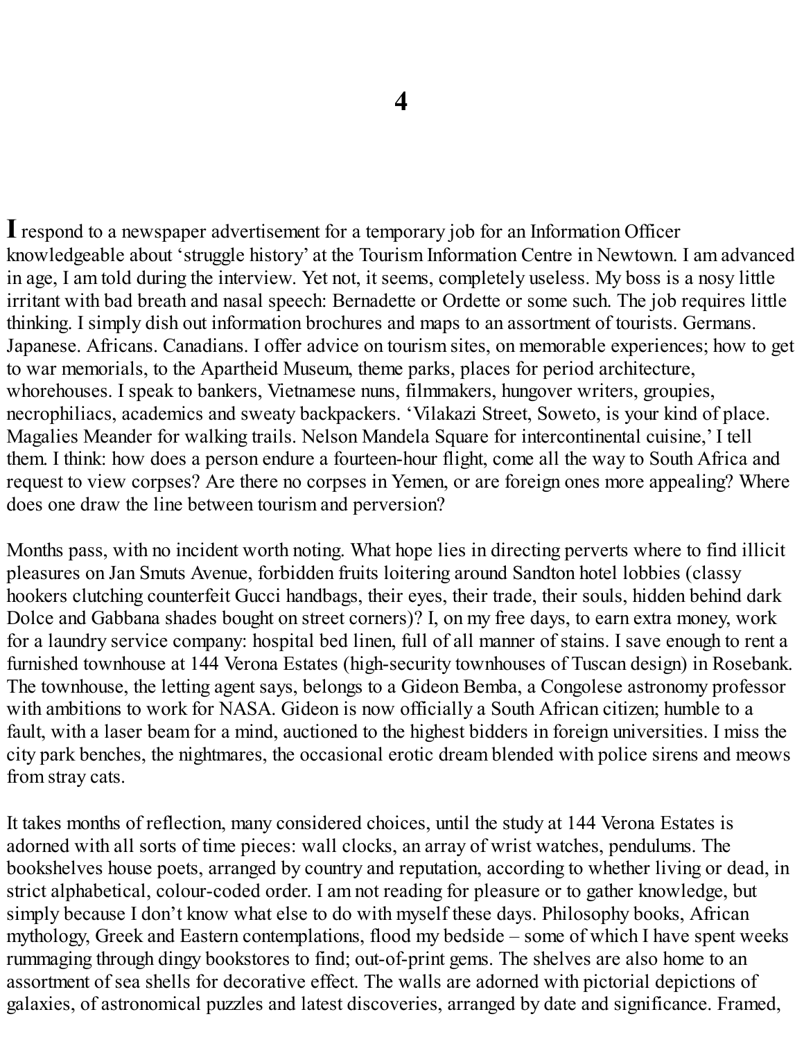# 4

**I** respond to a newspaper advertisement for a temporary job for an Information Officer knowledgeable about 'struggle history' at the Tourism Information Centre in Newtown. I am advanced in age, I am told during the interview. Yet not, it seems, completely useless. My boss is a nosy little irritant with bad breath and nasal speech: Bernadette or Ordette or some such. The job requires little thinking. I simply dish out information brochures and maps to an assortment of tourists. Germans. Japanese. Africans. Canadians. I offer advice on tourism sites, on memorable experiences; how to get to war memorials, to the Apartheid Museum, theme parks, places for period architecture, whorehouses. I speak to bankers, Vietnamese nuns, filmmakers, hungover writers, groupies, necrophiliacs, academics and sweaty backpackers. 'Vilakazi Street, Soweto, is your kind of place. Magalies Meander for walking trails. Nelson Mandela Square for intercontinental cuisine,' I tell them. I think: how does a person endure a fourteen-hour flight, come all the way to South Africa and request to view corpses? Are there no corpses in Yemen, or are foreign ones more appealing? Where does one draw the line between tourism and perversion?

Months pass, with no incident worth noting. What hope lies in directing perverts where to find illicit pleasures on Jan Smuts Avenue, forbidden fruits loitering around Sandton hotel lobbies (classy hookers clutching counterfeit Gucci handbags, their eyes, their trade, their souls, hidden behind dark Dolce and Gabbana shades bought on street corners)? I, on my free days, to earn extra money, work for a laundry service company: hospital bed linen, full of all manner of stains. I save enough to rent a furnished townhouse at 144 Verona Estates (high-security townhouses of Tuscan design) in Rosebank. The townhouse, the letting agent says, belongs to a Gideon Bemba, a Congolese astronomy professor with ambitions to work for NASA. Gideon is now officially a South African citizen; humble to a fault, with a laser beam for a mind, auctioned to the highest bidders in foreign universities. I miss the city park benches, the nightmares, the occasional erotic dream blended with police sirens and meows from stray cats.

It takes months of reflection, many considered choices, until the study at 144 Verona Estates is adorned with all sorts of time pieces: wall clocks, an array of wrist watches, pendulums. The bookshelves house poets, arranged by country and reputation, according to whether living or dead, in strict alphabetical, colour-coded order. I am not reading for pleasure or to gather knowledge, but simply because I don't know what else to do with myself these days. Philosophy books, African mythology, Greek and Eastern contemplations, flood my bedside – some of which I have spent weeks rummaging through dingy bookstores to find; out-of-print gems. The shelves are also home to an assortment of sea shells for decorative effect. The walls are adorned with pictorial depictions of galaxies, of astronomical puzzles and latest discoveries, arranged by date and significance. Framed,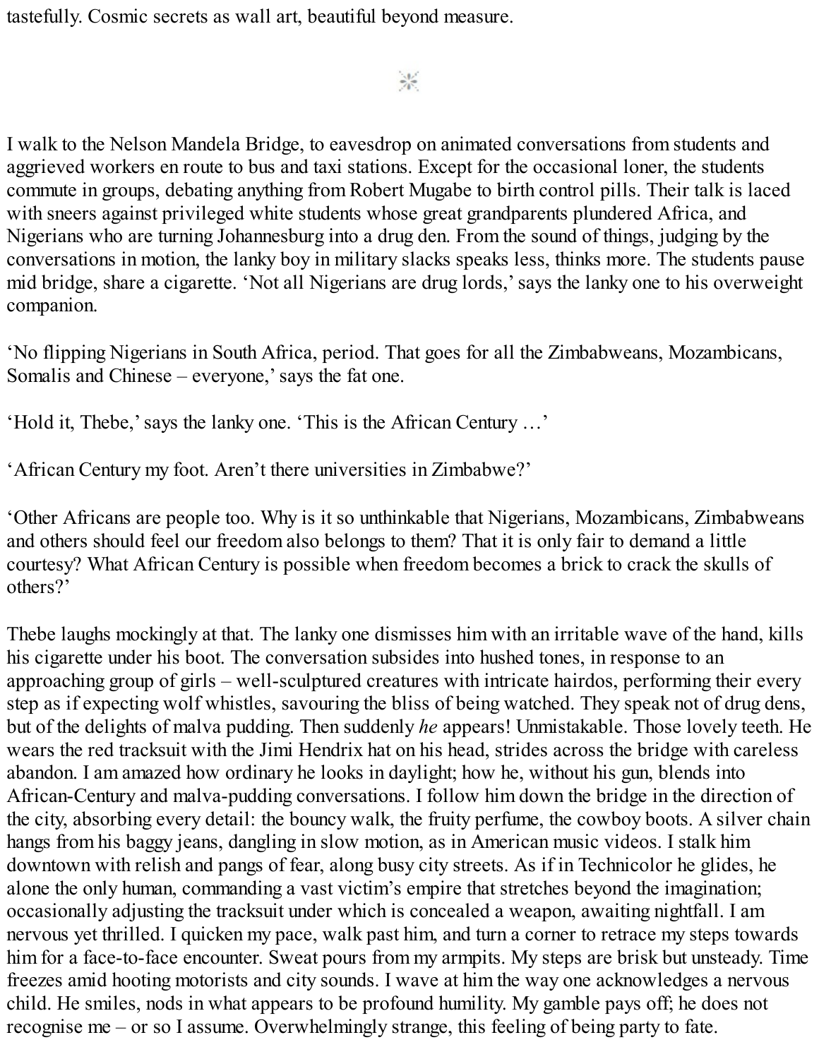tastefully. Cosmic secrets as wall art, beautiful beyond measure.

I walk to the Nelson Mandela Bridge, to eavesdrop on animated conversations from students and aggrieved workers en route to bus and taxi stations. Except for the occasional loner, the students commute in groups, debating anything from Robert Mugabe to birth control pills. Their talk is laced with sneers against privileged white students whose great grandparents plundered Africa, and Nigerians who are turning Johannesburg into a drug den. From the sound of things, judging by the conversations in motion, the lanky boy in military slacks speaks less, thinks more. The students pause mid bridge, share a cigarette. 'Not all Nigerians are drug lords,' says the lanky one to his overweight companion.

'No flipping Nigerians in South Africa, period. That goes for all the Zimbabweans, Mozambicans, Somalis and Chinese – everyone,' says the fat one.

'Hold it, Thebe,' says the lanky one. 'This is the African Century …'

'African Century my foot. Aren't there universities in Zimbabwe?'

'Other Africans are people too. Why is it so unthinkable that Nigerians, Mozambicans, Zimbabweans and others should feel our freedom also belongs to them? That it is only fair to demand a little courtesy? What African Century is possible when freedom becomes a brick to crack the skulls of others?'

Thebe laughs mockingly at that. The lanky one dismisses him with an irritable wave of the hand, kills his cigarette under his boot. The conversation subsides into hushed tones, in response to an approaching group of girls – well-sculptured creatures with intricate hairdos, performing their every step as if expecting wolf whistles, savouring the bliss of being watched. They speak not of drug dens, but of the delights of malva pudding. Then suddenly *he* appears! Unmistakable. Those lovely teeth. He wears the red tracksuit with the Jimi Hendrix hat on his head, strides across the bridge with careless abandon. I am amazed how ordinary he looks in daylight; how he, without his gun, blends into African-Century and malva-pudding conversations. I follow him down the bridge in the direction of the city, absorbing every detail: the bouncy walk, the fruity perfume, the cowboy boots. A silver chain hangs from his baggy jeans, dangling in slow motion, as in American music videos. I stalk him downtown with relish and pangs of fear, along busy city streets. As if in Technicolor he glides, he alone the only human, commanding a vast victim's empire that stretches beyond the imagination; occasionally adjusting the tracksuit under which is concealed a weapon, awaiting nightfall. I am nervous yet thrilled. I quicken my pace, walk past him, and turn a corner to retrace my steps towards him for a face-to-face encounter. Sweat pours from my armpits. My steps are brisk but unsteady. Time freezes amid hooting motorists and city sounds. I wave at him the way one acknowledges a nervous child. He smiles, nods in what appears to be profound humility. My gamble pays off; he does not recognise me – or so I assume. Overwhelmingly strange, this feeling of being party to fate.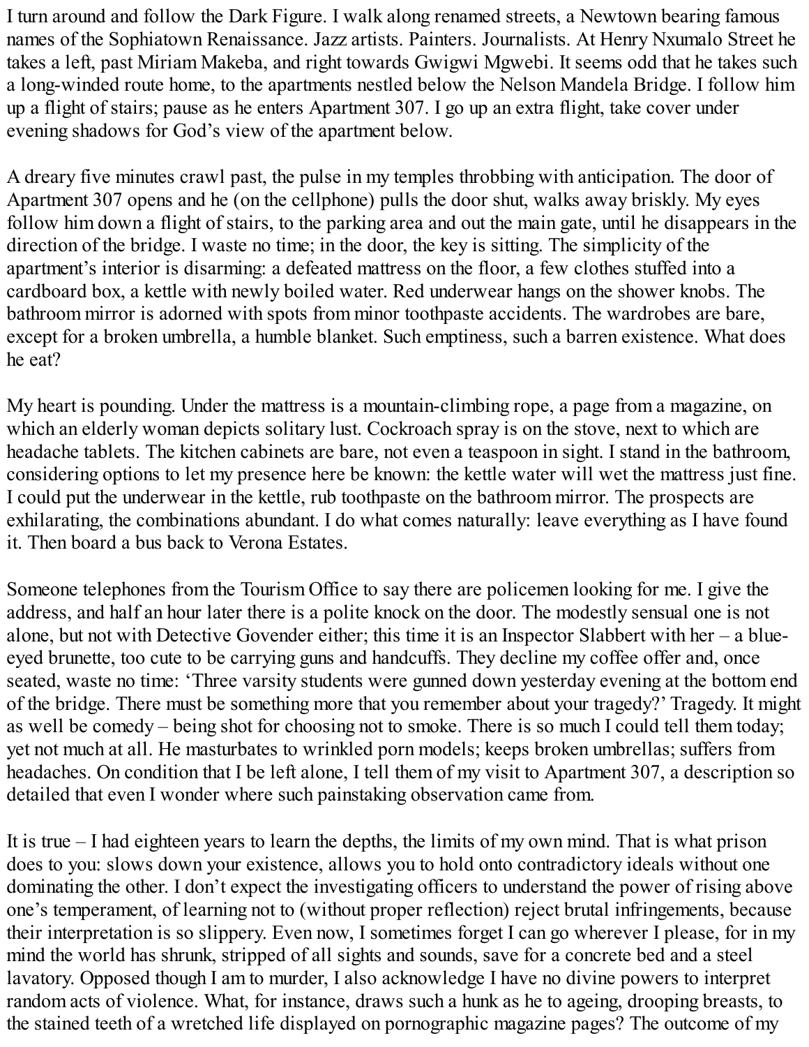I turn around and follow the Dark Figure. I walk along renamed streets, a Newtown bearing famous names of the Sophiatown Renaissance. Jazz artists. Painters. Journalists. At Henry Nxumalo Street he takes a left, past Miriam Makeba, and right towards Gwigwi Mgwebi. It seems odd that he takes such a long-winded route home, to the apartments nestled below the Nelson Mandela Bridge. I follow him up a flight of stairs; pause as he enters Apartment 307. I go up an extra flight, take cover under evening shadows for God's view of the apartment below.

A dreary five minutes crawl past, the pulse in my temples throbbing with anticipation. The door of Apartment 307 opens and he (on the cellphone) pulls the door shut, walks away briskly. My eyes follow him down a flight of stairs, to the parking area and out the main gate, until he disappears in the direction of the bridge. I waste no time; in the door, the key is sitting. The simplicity of the apartment's interior is disarming: a defeated mattress on the floor, a few clothes stuffed into a cardboard box, a kettle with newly boiled water. Red underwear hangs on the shower knobs. The bathroom mirror is adorned with spots from minor toothpaste accidents. The wardrobes are bare, except for a broken umbrella, a humble blanket. Such emptiness, such a barren existence. What does he eat?

My heart is pounding. Under the mattress is a mountain-climbing rope, a page from a magazine, on which an elderly woman depicts solitary lust. Cockroach spray is on the stove, next to which are headache tablets. The kitchen cabinets are bare, not even a teaspoon in sight. I stand in the bathroom, considering options to let my presence here be known: the kettle water will wet the mattress just fine. I could put the underwear in the kettle, rub toothpaste on the bathroom mirror. The prospects are exhilarating, the combinations abundant. I do what comes naturally: leave everything as I have found it. Then board a bus back to Verona Estates.

Someone telephones from the Tourism Office to say there are policemen looking for me. I give the address, and half an hour later there is a polite knock on the door. The modestly sensual one is not alone, but not with Detective Govender either; this time it is an Inspector Slabbert with her – a blue-eyed brunette, too cute to be carrying guns and handcuffs. They decline my coffee offer and, once seated, waste no time: 'Three varsity students were gunned down yesterday evening at the bottom end of the bridge. There must be something more that you remember about your tragedy?' Tragedy. It might as well be comedy – being shot for choosing not to smoke. There is so much I could tell them today; yet not much at all. He masturbates to wrinkled porn models; keeps broken umbrellas; suffers from headaches. On condition that I be left alone, I tell them of my visit to Apartment 307, a description so detailed that even I wonder where such painstaking observation came from.

It is true – I had eighteen years to learn the depths, the limits of my own mind. That is what prison does to you: slows down your existence, allows you to hold onto contradictory ideals without one dominating the other. I don't expect the investigating officers to understand the power of rising above one's temperament, of learning not to (without proper reflection) reject brutal infringements, because their interpretation is so slippery. Even now, I sometimes forget I can go wherever I please, for in my mind the world has shrunk, stripped of all sights and sounds, save for a concrete bed and a steel lavatory. Opposed though I am to murder, I also acknowledge I have no divine powers to interpret random acts of violence. What, for instance, draws such a hunk as he to ageing, drooping breasts, to the stained teeth of a wretched life displayed on pornographic magazine pages? The outcome of my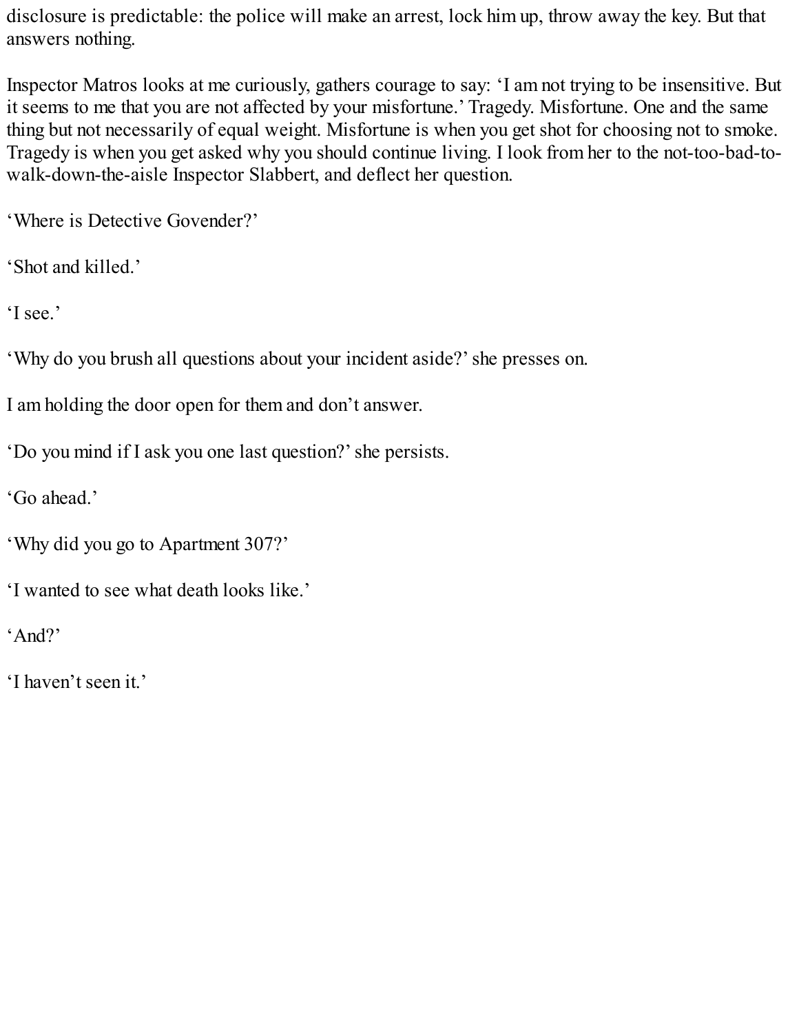disclosure is predictable: the police will make an arrest, lock him up, throw away the key. But that answers nothing.

Inspector Matros looks at me curiously, gathers courage to say: ‘I am not trying to be insensitive. But it seems to me that you are not affected by your misfortune.’ Tragedy. Misfortune. One and the same thing but not necessarily of equal weight. Misfortune is when you get shot for choosing not to smoke. Tragedy is when you get asked why you should continue living. I look from her to the not-too-bad-to-walk-down-the-aisle Inspector Slabbert, and deflect her question.

‘Where is Detective Govender?’

‘Shot and killed.’

‘I see.’

‘Why do you brush all questions about your incident aside?’ she presses on.

I am holding the door open for them and don’t answer.

‘Do you mind if I ask you one last question?’ she persists.

‘Go ahead.’

‘Why did you go to Apartment 307?’

‘I wanted to see what death looks like.’

‘And?’

‘I haven’t seen it.’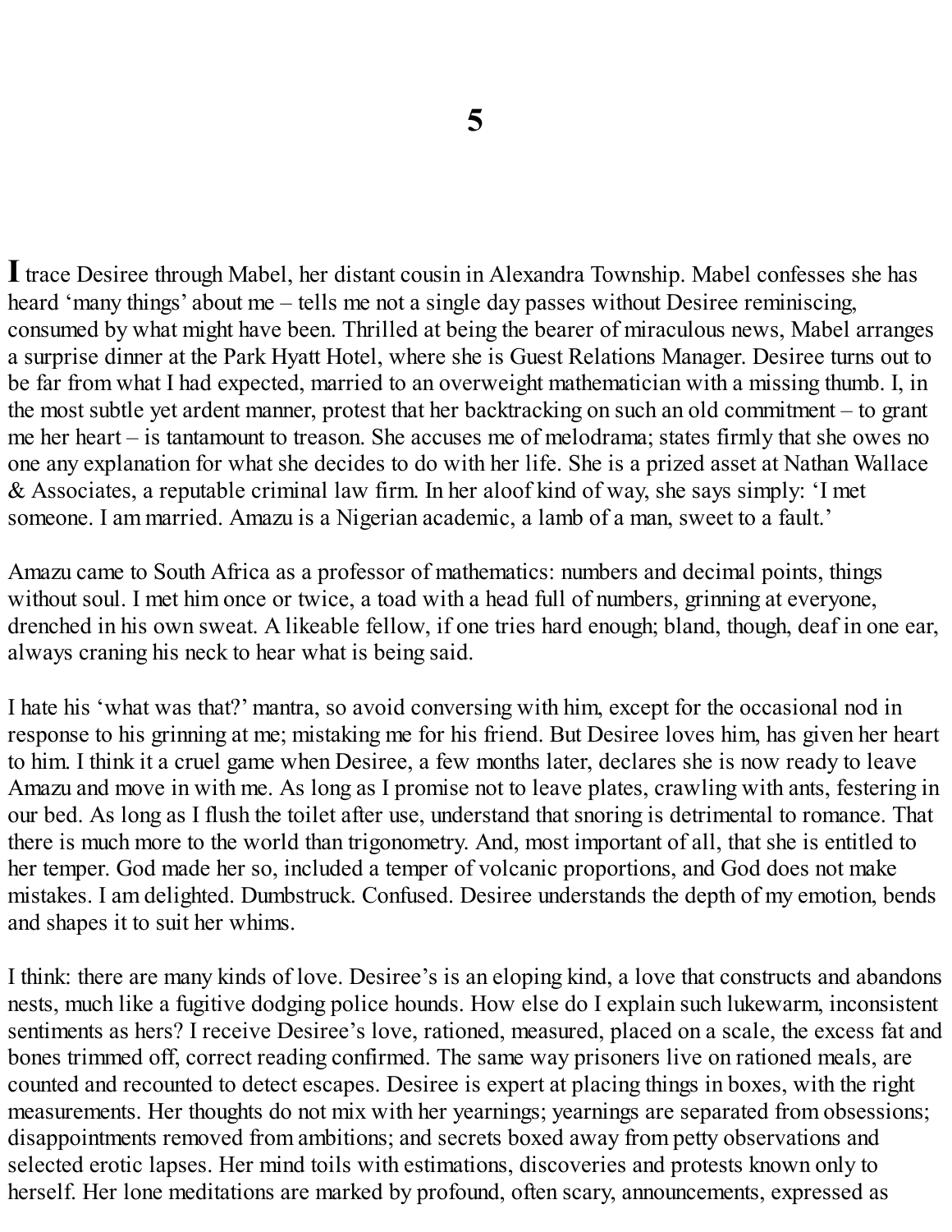# 5

**I** trace Desiree through Mabel, her distant cousin in Alexandra Township. Mabel confesses she has heard 'many things' about me – tells me not a single day passes without Desiree reminiscing, consumed by what might have been. Thrilled at being the bearer of miraculous news, Mabel arranges a surprise dinner at the Park Hyatt Hotel, where she is Guest Relations Manager. Desiree turns out to be far from what I had expected, married to an overweight mathematician with a missing thumb. I, in the most subtle yet ardent manner, protest that her backtracking on such an old commitment – to grant me her heart – is tantamount to treason. She accuses me of melodrama; states firmly that she owes no one any explanation for what she decides to do with her life. She is a prized asset at Nathan Wallace & Associates, a reputable criminal law firm. In her aloof kind of way, she says simply: 'I met someone. I am married. Amazu is a Nigerian academic, a lamb of a man, sweet to a fault.'

Amazu came to South Africa as a professor of mathematics: numbers and decimal points, things without soul. I met him once or twice, a toad with a head full of numbers, grinning at everyone, drenched in his own sweat. A likeable fellow, if one tries hard enough; bland, though, deaf in one ear, always craning his neck to hear what is being said.

I hate his 'what was that?' mantra, so avoid conversing with him, except for the occasional nod in response to his grinning at me; mistaking me for his friend. But Desiree loves him, has given her heart to him. I think it a cruel game when Desiree, a few months later, declares she is now ready to leave Amazu and move in with me. As long as I promise not to leave plates, crawling with ants, festering in our bed. As long as I flush the toilet after use, understand that snoring is detrimental to romance. That there is much more to the world than trigonometry. And, most important of all, that she is entitled to her temper. God made her so, included a temper of volcanic proportions, and God does not make mistakes. I am delighted. Dumbstruck. Confused. Desiree understands the depth of my emotion, bends and shapes it to suit her whims.

I think: there are many kinds of love. Desiree's is an eloping kind, a love that constructs and abandons nests, much like a fugitive dodging police hounds. How else do I explain such lukewarm, inconsistent sentiments as hers? I receive Desiree's love, rationed, measured, placed on a scale, the excess fat and bones trimmed off, correct reading confirmed. The same way prisoners live on rationed meals, are counted and recounted to detect escapes. Desiree is expert at placing things in boxes, with the right measurements. Her thoughts do not mix with her yearnings; yearnings are separated from obsessions; disappointments removed from ambitions; and secrets boxed away from petty observations and selected erotic lapses. Her mind toils with estimations, discoveries and protests known only to herself. Her lone meditations are marked by profound, often scary, announcements, expressed as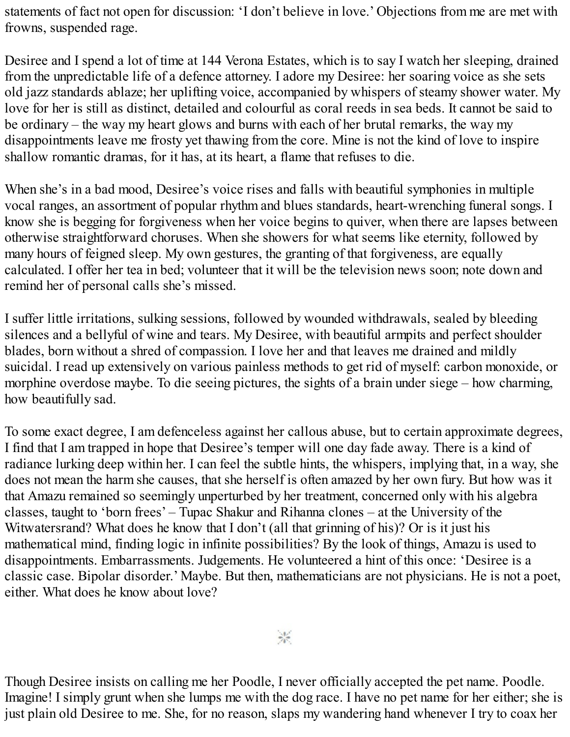statements of fact not open for discussion: 'I don't believe in love.' Objections from me are met with frowns, suspended rage.

Desiree and I spend a lot of time at 144 Verona Estates, which is to say I watch her sleeping, drained from the unpredictable life of a defence attorney. I adore my Desiree: her soaring voice as she sets old jazz standards ablaze; her uplifting voice, accompanied by whispers of steamy shower water. My love for her is still as distinct, detailed and colourful as coral reeds in sea beds. It cannot be said to be ordinary – the way my heart glows and burns with each of her brutal remarks, the way my disappointments leave me frosty yet thawing from the core. Mine is not the kind of love to inspire shallow romantic dramas, for it has, at its heart, a flame that refuses to die.

When she's in a bad mood, Desiree's voice rises and falls with beautiful symphonies in multiple vocal ranges, an assortment of popular rhythm and blues standards, heart-wrenching funeral songs. I know she is begging for forgiveness when her voice begins to quiver, when there are lapses between otherwise straightforward choruses. When she showers for what seems like eternity, followed by many hours of feigned sleep. My own gestures, the granting of that forgiveness, are equally calculated. I offer her tea in bed; volunteer that it will be the television news soon; note down and remind her of personal calls she's missed.

I suffer little irritations, sulking sessions, followed by wounded withdrawals, sealed by bleeding silences and a bellyful of wine and tears. My Desiree, with beautiful armpits and perfect shoulder blades, born without a shred of compassion. I love her and that leaves me drained and mildly suicidal. I read up extensively on various painless methods to get rid of myself: carbon monoxide, or morphine overdose maybe. To die seeing pictures, the sights of a brain under siege – how charming, how beautifully sad.

To some exact degree, I am defenceless against her callous abuse, but to certain approximate degrees, I find that I am trapped in hope that Desiree's temper will one day fade away. There is a kind of radiance lurking deep within her. I can feel the subtle hints, the whispers, implying that, in a way, she does not mean the harm she causes, that she herself is often amazed by her own fury. But how was it that Amazu remained so seemingly unperturbed by her treatment, concerned only with his algebra classes, taught to 'born frees' – Tupac Shakur and Rihanna clones – at the University of the Witwatersrand? What does he know that I don't (all that grinning of his)? Or is it just his mathematical mind, finding logic in infinite possibilities? By the look of things, Amazu is used to disappointments. Embarrassments. Judgements. He volunteered a hint of this once: 'Desiree is a classic case. Bipolar disorder.' Maybe. But then, mathematicians are not physicians. He is not a poet, either. What does he know about love?

---

Though Desiree insists on calling me her Poodle, I never officially accepted the pet name. Poodle. Imagine! I simply grunt when she lumps me with the dog race. I have no pet name for her either; she is just plain old Desiree to me. She, for no reason, slaps my wandering hand whenever I try to coax her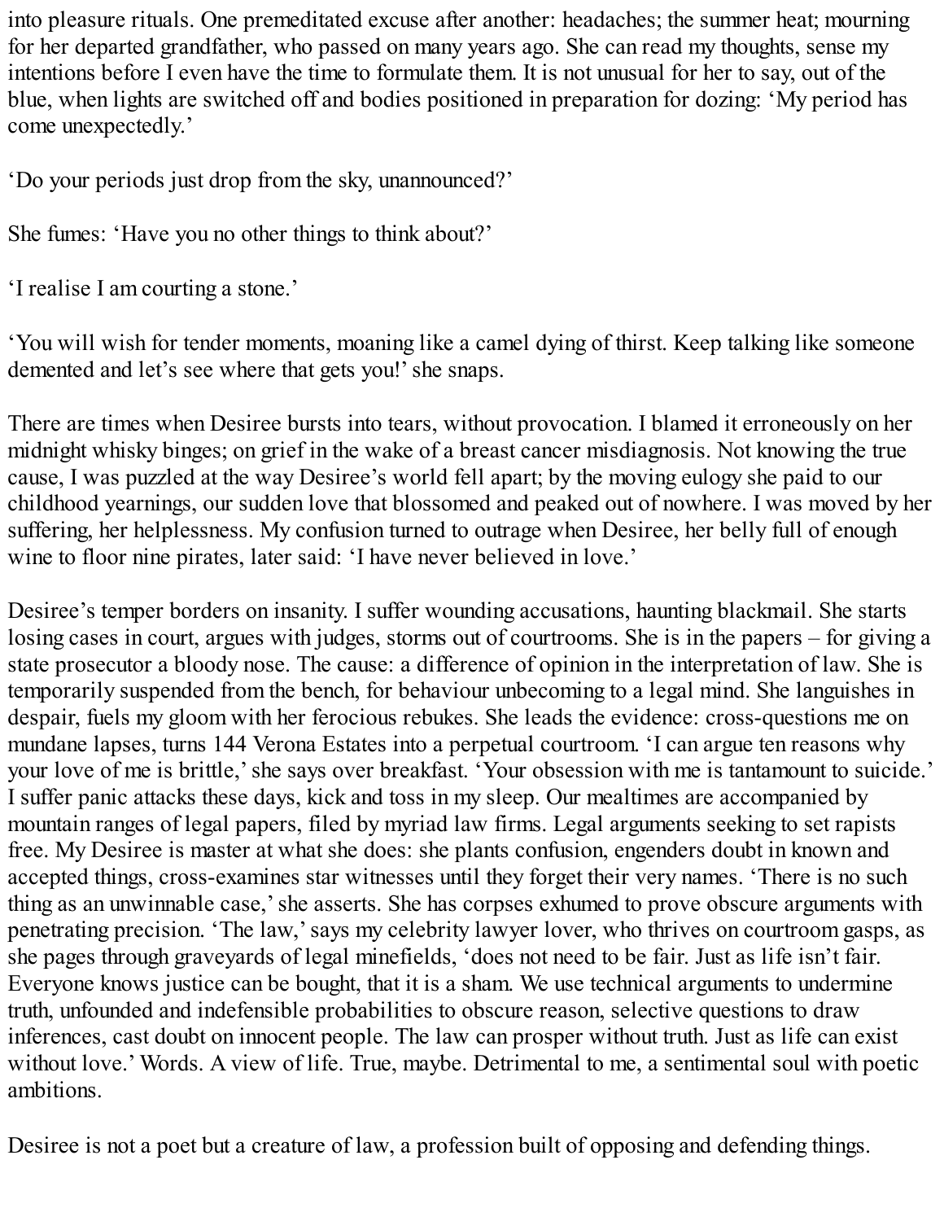into pleasure rituals. One premeditated excuse after another: headaches; the summer heat; mourning for her departed grandfather, who passed on many years ago. She can read my thoughts, sense my intentions before I even have the time to formulate them. It is not unusual for her to say, out of the blue, when lights are switched off and bodies positioned in preparation for dozing: 'My period has come unexpectedly.'

'Do your periods just drop from the sky, unannounced?'

She fumes: 'Have you no other things to think about?'

'I realise I am courting a stone.'

'You will wish for tender moments, moaning like a camel dying of thirst. Keep talking like someone demented and let's see where that gets you!' she snaps.

There are times when Desiree bursts into tears, without provocation. I blamed it erroneously on her midnight whisky binges; on grief in the wake of a breast cancer misdiagnosis. Not knowing the true cause, I was puzzled at the way Desiree's world fell apart; by the moving eulogy she paid to our childhood yearnings, our sudden love that blossomed and peaked out of nowhere. I was moved by her suffering, her helplessness. My confusion turned to outrage when Desiree, her belly full of enough wine to floor nine pirates, later said: 'I have never believed in love.'

Desiree's temper borders on insanity. I suffer wounding accusations, haunting blackmail. She starts losing cases in court, argues with judges, storms out of courtrooms. She is in the papers – for giving a state prosecutor a bloody nose. The cause: a difference of opinion in the interpretation of law. She is temporarily suspended from the bench, for behaviour unbecoming to a legal mind. She languishes in despair, fuels my gloom with her ferocious rebukes. She leads the evidence: cross-questions me on mundane lapses, turns 144 Verona Estates into a perpetual courtroom. 'I can argue ten reasons why your love of me is brittle,' she says over breakfast. 'Your obsession with me is tantamount to suicide.' I suffer panic attacks these days, kick and toss in my sleep. Our mealtimes are accompanied by mountain ranges of legal papers, filed by myriad law firms. Legal arguments seeking to set rapists free. My Desiree is master at what she does: she plants confusion, engenders doubt in known and accepted things, cross-examines star witnesses until they forget their very names. 'There is no such thing as an unwinnable case,' she asserts. She has corpses exhumed to prove obscure arguments with penetrating precision. 'The law,' says my celebrity lawyer lover, who thrives on courtroom gasps, as she pages through graveyards of legal minefields, 'does not need to be fair. Just as life isn't fair. Everyone knows justice can be bought, that it is a sham. We use technical arguments to undermine truth, unfounded and indefensible probabilities to obscure reason, selective questions to draw inferences, cast doubt on innocent people. The law can prosper without truth. Just as life can exist without love.' Words. A view of life. True, maybe. Detrimental to me, a sentimental soul with poetic ambitions.

Desiree is not a poet but a creature of law, a profession built of opposing and defending things.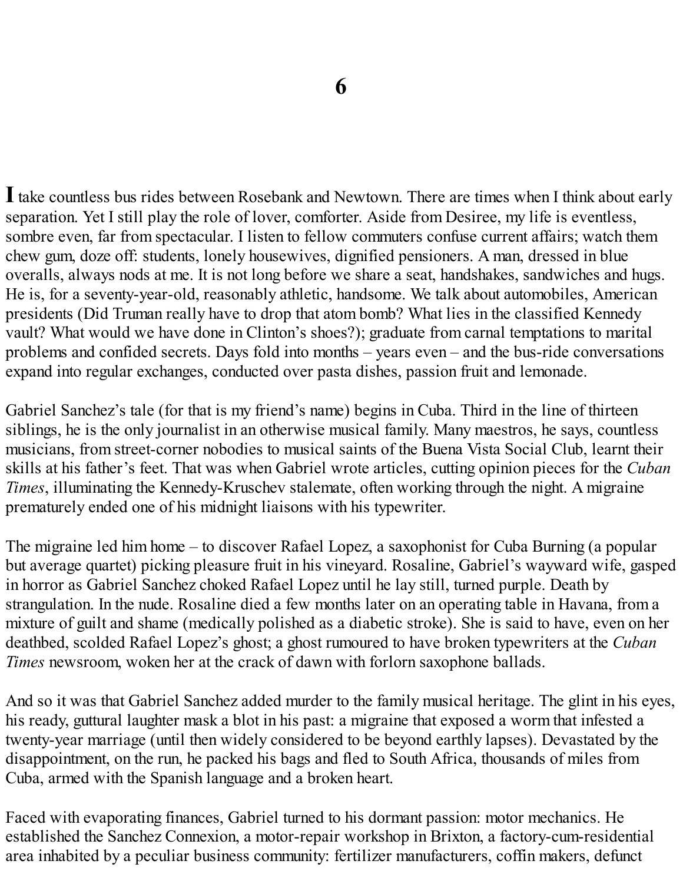# 6

**I** take countless bus rides between Rosebank and Newtown. There are times when I think about early separation. Yet I still play the role of lover, comforter. Aside from Desiree, my life is eventless, sombre even, far from spectacular. I listen to fellow commuters confuse current affairs; watch them chew gum, doze off: students, lonely housewives, dignified pensioners. A man, dressed in blue overalls, always nods at me. It is not long before we share a seat, handshakes, sandwiches and hugs. He is, for a seventy-year-old, reasonably athletic, handsome. We talk about automobiles, American presidents (Did Truman really have to drop that atom bomb? What lies in the classified Kennedy vault? What would we have done in Clinton's shoes?); graduate from carnal temptations to marital problems and confided secrets. Days fold into months – years even – and the bus-ride conversations expand into regular exchanges, conducted over pasta dishes, passion fruit and lemonade.

Gabriel Sanchez's tale (for that is my friend's name) begins in Cuba. Third in the line of thirteen siblings, he is the only journalist in an otherwise musical family. Many maestros, he says, countless musicians, from street-corner nobodies to musical saints of the Buena Vista Social Club, learnt their skills at his father's feet. That was when Gabriel wrote articles, cutting opinion pieces for the *Cuban Times*, illuminating the Kennedy-Kruschev stalemate, often working through the night. A migraine prematurely ended one of his midnight liaisons with his typewriter.

The migraine led him home – to discover Rafael Lopez, a saxophonist for Cuba Burning (a popular but average quartet) picking pleasure fruit in his vineyard. Rosaline, Gabriel's wayward wife, gasped in horror as Gabriel Sanchez choked Rafael Lopez until he lay still, turned purple. Death by strangulation. In the nude. Rosaline died a few months later on an operating table in Havana, from a mixture of guilt and shame (medically polished as a diabetic stroke). She is said to have, even on her deathbed, scolded Rafael Lopez's ghost; a ghost rumoured to have broken typewriters at the *Cuban Times* newsroom, woken her at the crack of dawn with forlorn saxophone ballads.

And so it was that Gabriel Sanchez added murder to the family musical heritage. The glint in his eyes, his ready, guttural laughter mask a blot in his past: a migraine that exposed a worm that infested a twenty-year marriage (until then widely considered to be beyond earthly lapses). Devastated by the disappointment, on the run, he packed his bags and fled to South Africa, thousands of miles from Cuba, armed with the Spanish language and a broken heart.

Faced with evaporating finances, Gabriel turned to his dormant passion: motor mechanics. He established the Sanchez Connexion, a motor-repair workshop in Brixton, a factory-cum-residential area inhabited by a peculiar business community: fertilizer manufacturers, coffin makers, defunct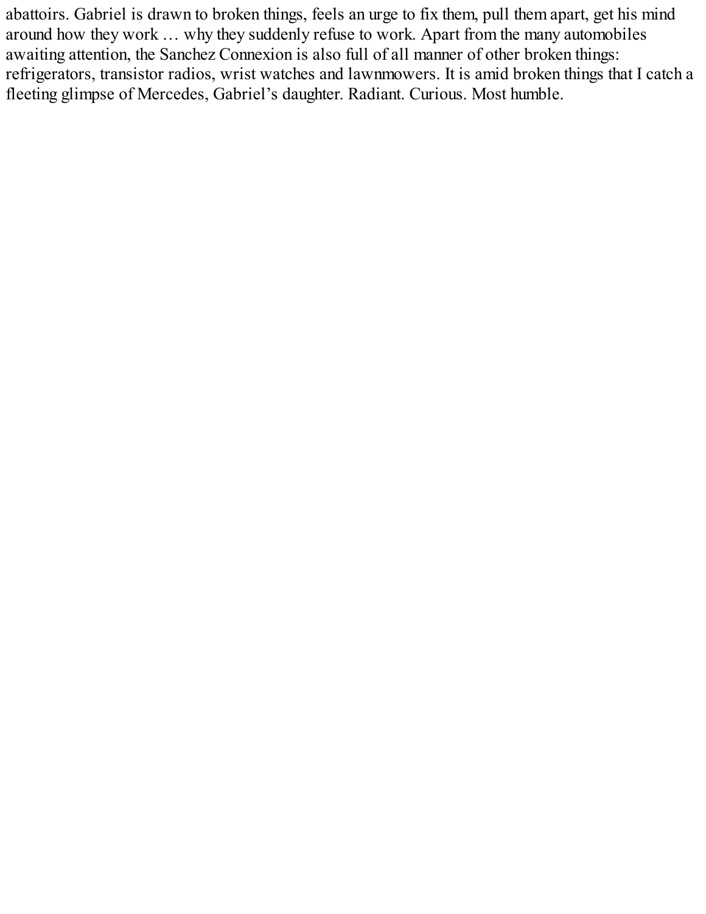abattoirs. Gabriel is drawn to broken things, feels an urge to fix them, pull them apart, get his mind around how they work … why they suddenly refuse to work. Apart from the many automobiles awaiting attention, the Sanchez Connexion is also full of all manner of other broken things: refrigerators, transistor radios, wrist watches and lawnmowers. It is amid broken things that I catch a fleeting glimpse of Mercedes, Gabriel's daughter. Radiant. Curious. Most humble.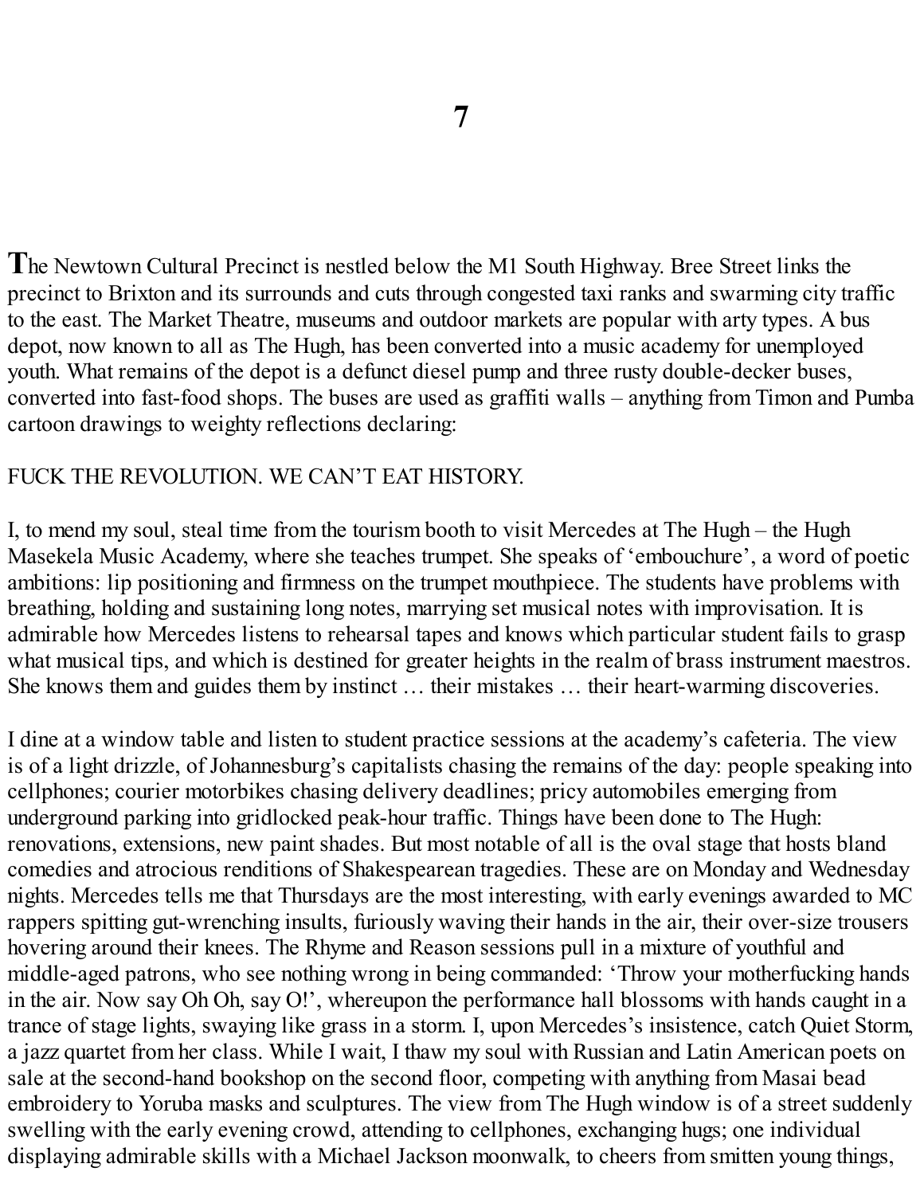# 7

**T**he Newtown Cultural Precinct is nestled below the M1 South Highway. Bree Street links the precinct to Brixton and its surrounds and cuts through congested taxi ranks and swarming city traffic to the east. The Market Theatre, museums and outdoor markets are popular with arty types. A bus depot, now known to all as The Hugh, has been converted into a music academy for unemployed youth. What remains of the depot is a defunct diesel pump and three rusty double-decker buses, converted into fast-food shops. The buses are used as graffiti walls – anything from Timon and Pumba cartoon drawings to weighty reflections declaring:

FUCK THE REVOLUTION. WE CAN'T EAT HISTORY.

I, to mend my soul, steal time from the tourism booth to visit Mercedes at The Hugh – the Hugh Masekela Music Academy, where she teaches trumpet. She speaks of 'embouchure', a word of poetic ambitions: lip positioning and firmness on the trumpet mouthpiece. The students have problems with breathing, holding and sustaining long notes, marrying set musical notes with improvisation. It is admirable how Mercedes listens to rehearsal tapes and knows which particular student fails to grasp what musical tips, and which is destined for greater heights in the realm of brass instrument maestros. She knows them and guides them by instinct … their mistakes … their heart-warming discoveries.

I dine at a window table and listen to student practice sessions at the academy's cafeteria. The view is of a light drizzle, of Johannesburg's capitalists chasing the remains of the day: people speaking into cellphones; courier motorbikes chasing delivery deadlines; pricy automobiles emerging from underground parking into gridlocked peak-hour traffic. Things have been done to The Hugh: renovations, extensions, new paint shades. But most notable of all is the oval stage that hosts bland comedies and atrocious renditions of Shakespearean tragedies. These are on Monday and Wednesday nights. Mercedes tells me that Thursdays are the most interesting, with early evenings awarded to MC rappers spitting gut-wrenching insults, furiously waving their hands in the air, their over-size trousers hovering around their knees. The Rhyme and Reason sessions pull in a mixture of youthful and middle-aged patrons, who see nothing wrong in being commanded: 'Throw your motherfucking hands in the air. Now say Oh Oh, say O!', whereupon the performance hall blossoms with hands caught in a trance of stage lights, swaying like grass in a storm. I, upon Mercedes's insistence, catch Quiet Storm, a jazz quartet from her class. While I wait, I thaw my soul with Russian and Latin American poets on sale at the second-hand bookshop on the second floor, competing with anything from Masai bead embroidery to Yoruba masks and sculptures. The view from The Hugh window is of a street suddenly swelling with the early evening crowd, attending to cellphones, exchanging hugs; one individual displaying admirable skills with a Michael Jackson moonwalk, to cheers from smitten young things,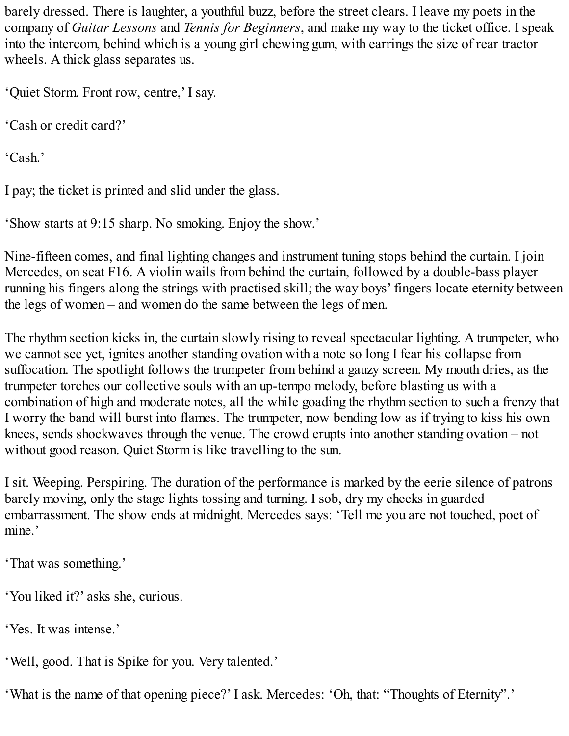barely dressed. There is laughter, a youthful buzz, before the street clears. I leave my poets in the company of *Guitar Lessons* and *Tennis for Beginners*, and make my way to the ticket office. I speak into the intercom, behind which is a young girl chewing gum, with earrings the size of rear tractor wheels. A thick glass separates us.

'Quiet Storm. Front row, centre,' I say.

'Cash or credit card?'

'Cash.'

I pay; the ticket is printed and slid under the glass.

'Show starts at 9:15 sharp. No smoking. Enjoy the show.'

Nine-fifteen comes, and final lighting changes and instrument tuning stops behind the curtain. I join Mercedes, on seat F16. A violin wails from behind the curtain, followed by a double-bass player running his fingers along the strings with practised skill; the way boys' fingers locate eternity between the legs of women – and women do the same between the legs of men.

The rhythm section kicks in, the curtain slowly rising to reveal spectacular lighting. A trumpeter, who we cannot see yet, ignites another standing ovation with a note so long I fear his collapse from suffocation. The spotlight follows the trumpeter from behind a gauzy screen. My mouth dries, as the trumpeter torches our collective souls with an up-tempo melody, before blasting us with a combination of high and moderate notes, all the while goading the rhythm section to such a frenzy that I worry the band will burst into flames. The trumpeter, now bending low as if trying to kiss his own knees, sends shockwaves through the venue. The crowd erupts into another standing ovation – not without good reason. Quiet Storm is like travelling to the sun.

I sit. Weeping. Perspiring. The duration of the performance is marked by the eerie silence of patrons barely moving, only the stage lights tossing and turning. I sob, dry my cheeks in guarded embarrassment. The show ends at midnight. Mercedes says: 'Tell me you are not touched, poet of mine.'

'That was something.'

'You liked it?' asks she, curious.

'Yes. It was intense.'

'Well, good. That is Spike for you. Very talented.'

'What is the name of that opening piece?' I ask. Mercedes: 'Oh, that: "Thoughts of Eternity".'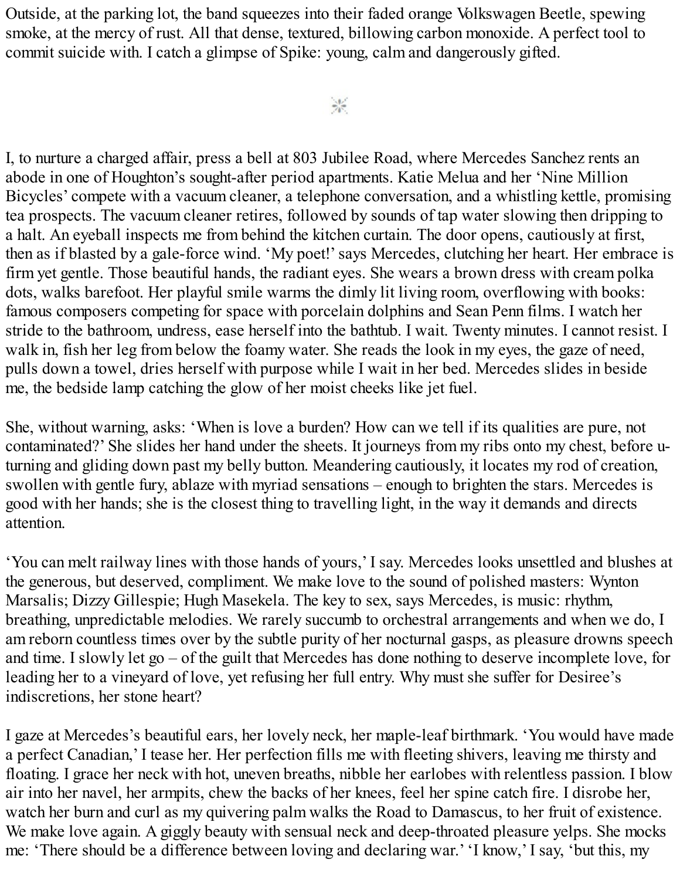Outside, at the parking lot, the band squeezes into their faded orange Volkswagen Beetle, spewing smoke, at the mercy of rust. All that dense, textured, billowing carbon monoxide. A perfect tool to commit suicide with. I catch a glimpse of Spike: young, calm and dangerously gifted.

I, to nurture a charged affair, press a bell at 803 Jubilee Road, where Mercedes Sanchez rents an abode in one of Houghton's sought-after period apartments. Katie Melua and her 'Nine Million Bicycles' compete with a vacuum cleaner, a telephone conversation, and a whistling kettle, promising tea prospects. The vacuum cleaner retires, followed by sounds of tap water slowing then dripping to a halt. An eyeball inspects me from behind the kitchen curtain. The door opens, cautiously at first, then as if blasted by a gale-force wind. 'My poet!' says Mercedes, clutching her heart. Her embrace is firm yet gentle. Those beautiful hands, the radiant eyes. She wears a brown dress with cream polka dots, walks barefoot. Her playful smile warms the dimly lit living room, overflowing with books: famous composers competing for space with porcelain dolphins and Sean Penn films. I watch her stride to the bathroom, undress, ease herself into the bathtub. I wait. Twenty minutes. I cannot resist. I walk in, fish her leg from below the foamy water. She reads the look in my eyes, the gaze of need, pulls down a towel, dries herself with purpose while I wait in her bed. Mercedes slides in beside me, the bedside lamp catching the glow of her moist cheeks like jet fuel.

She, without warning, asks: 'When is love a burden? How can we tell if its qualities are pure, not contaminated?' She slides her hand under the sheets. It journeys from my ribs onto my chest, before u-turning and gliding down past my belly button. Meandering cautiously, it locates my rod of creation, swollen with gentle fury, ablaze with myriad sensations – enough to brighten the stars. Mercedes is good with her hands; she is the closest thing to travelling light, in the way it demands and directs attention.

'You can melt railway lines with those hands of yours,' I say. Mercedes looks unsettled and blushes at the generous, but deserved, compliment. We make love to the sound of polished masters: Wynton Marsalis; Dizzy Gillespie; Hugh Masekela. The key to sex, says Mercedes, is music: rhythm, breathing, unpredictable melodies. We rarely succumb to orchestral arrangements and when we do, I am reborn countless times over by the subtle purity of her nocturnal gasps, as pleasure drowns speech and time. I slowly let go – of the guilt that Mercedes has done nothing to deserve incomplete love, for leading her to a vineyard of love, yet refusing her full entry. Why must she suffer for Desiree's indiscretions, her stone heart?

I gaze at Mercedes's beautiful ears, her lovely neck, her maple-leaf birthmark. 'You would have made a perfect Canadian,' I tease her. Her perfection fills me with fleeting shivers, leaving me thirsty and floating. I grace her neck with hot, uneven breaths, nibble her earlobes with relentless passion. I blow air into her navel, her armpits, chew the backs of her knees, feel her spine catch fire. I disrobe her, watch her burn and curl as my quivering palm walks the Road to Damascus, to her fruit of existence. We make love again. A giggly beauty with sensual neck and deep-throated pleasure yelps. She mocks me: 'There should be a difference between loving and declaring war.' 'I know,' I say, 'but this, my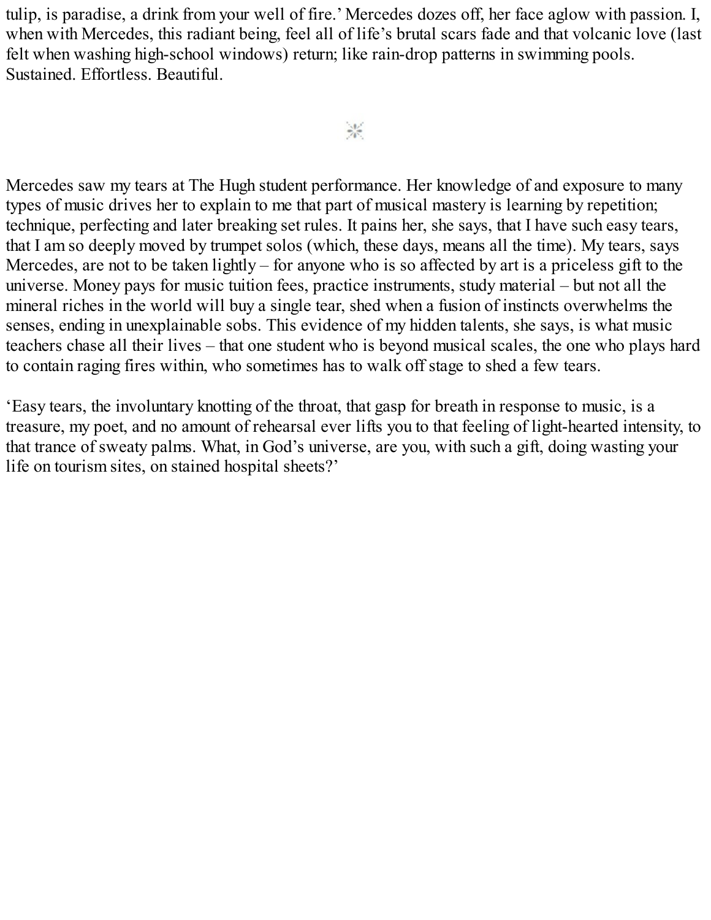tulip, is paradise, a drink from your well of fire.' Mercedes dozes off, her face aglow with passion. I, when with Mercedes, this radiant being, feel all of life's brutal scars fade and that volcanic love (last felt when washing high-school windows) return; like rain-drop patterns in swimming pools. Sustained. Effortless. Beautiful.

Mercedes saw my tears at The Hugh student performance. Her knowledge of and exposure to many types of music drives her to explain to me that part of musical mastery is learning by repetition; technique, perfecting and later breaking set rules. It pains her, she says, that I have such easy tears, that I am so deeply moved by trumpet solos (which, these days, means all the time). My tears, says Mercedes, are not to be taken lightly – for anyone who is so affected by art is a priceless gift to the universe. Money pays for music tuition fees, practice instruments, study material – but not all the mineral riches in the world will buy a single tear, shed when a fusion of instincts overwhelms the senses, ending in unexplainable sobs. This evidence of my hidden talents, she says, is what music teachers chase all their lives – that one student who is beyond musical scales, the one who plays hard to contain raging fires within, who sometimes has to walk off stage to shed a few tears.

'Easy tears, the involuntary knotting of the throat, that gasp for breath in response to music, is a treasure, my poet, and no amount of rehearsal ever lifts you to that feeling of light-hearted intensity, to that trance of sweaty palms. What, in God's universe, are you, with such a gift, doing wasting your life on tourism sites, on stained hospital sheets?'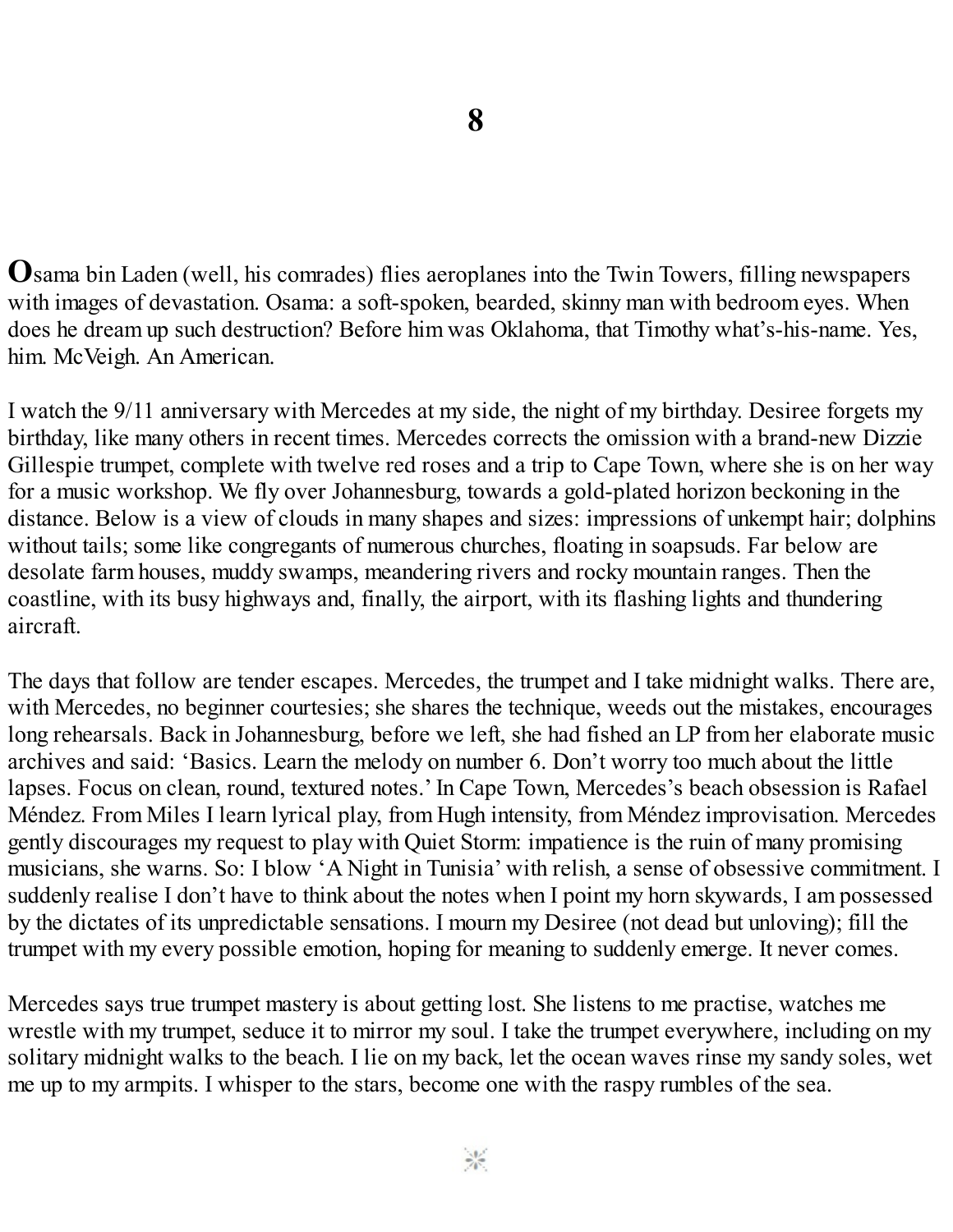# 8

**O**sama bin Laden (well, his comrades) flies aeroplanes into the Twin Towers, filling newspapers with images of devastation. Osama: a soft-spoken, bearded, skinny man with bedroom eyes. When does he dream up such destruction? Before him was Oklahoma, that Timothy what's-his-name. Yes, him. McVeigh. An American.

I watch the 9/11 anniversary with Mercedes at my side, the night of my birthday. Desiree forgets my birthday, like many others in recent times. Mercedes corrects the omission with a brand-new Dizzie Gillespie trumpet, complete with twelve red roses and a trip to Cape Town, where she is on her way for a music workshop. We fly over Johannesburg, towards a gold-plated horizon beckoning in the distance. Below is a view of clouds in many shapes and sizes: impressions of unkempt hair; dolphins without tails; some like congregants of numerous churches, floating in soapsuds. Far below are desolate farm houses, muddy swamps, meandering rivers and rocky mountain ranges. Then the coastline, with its busy highways and, finally, the airport, with its flashing lights and thundering aircraft.

The days that follow are tender escapes. Mercedes, the trumpet and I take midnight walks. There are, with Mercedes, no beginner courtesies; she shares the technique, weeds out the mistakes, encourages long rehearsals. Back in Johannesburg, before we left, she had fished an LP from her elaborate music archives and said: 'Basics. Learn the melody on number 6. Don't worry too much about the little lapses. Focus on clean, round, textured notes.' In Cape Town, Mercedes's beach obsession is Rafael Méndez. From Miles I learn lyrical play, from Hugh intensity, from Méndez improvisation. Mercedes gently discourages my request to play with Quiet Storm: impatience is the ruin of many promising musicians, she warns. So: I blow 'A Night in Tunisia' with relish, a sense of obsessive commitment. I suddenly realise I don't have to think about the notes when I point my horn skywards, I am possessed by the dictates of its unpredictable sensations. I mourn my Desiree (not dead but unloving); fill the trumpet with my every possible emotion, hoping for meaning to suddenly emerge. It never comes.

Mercedes says true trumpet mastery is about getting lost. She listens to me practise, watches me wrestle with my trumpet, seduce it to mirror my soul. I take the trumpet everywhere, including on my solitary midnight walks to the beach. I lie on my back, let the ocean waves rinse my sandy soles, wet me up to my armpits. I whisper to the stars, become one with the raspy rumbles of the sea.

⁂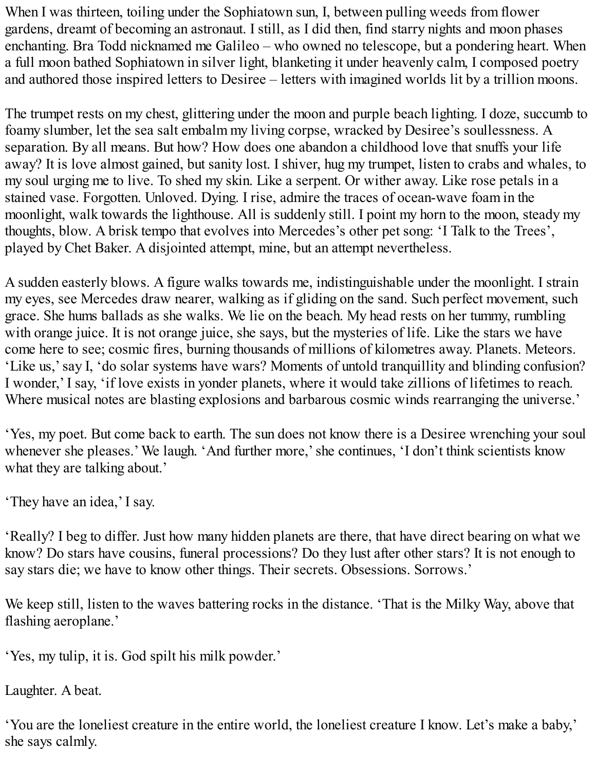When I was thirteen, toiling under the Sophiatown sun, I, between pulling weeds from flower gardens, dreamt of becoming an astronaut. I still, as I did then, find starry nights and moon phases enchanting. Bra Todd nicknamed me Galileo – who owned no telescope, but a pondering heart. When a full moon bathed Sophiatown in silver light, blanketing it under heavenly calm, I composed poetry and authored those inspired letters to Desiree – letters with imagined worlds lit by a trillion moons.

The trumpet rests on my chest, glittering under the moon and purple beach lighting. I doze, succumb to foamy slumber, let the sea salt embalm my living corpse, wracked by Desiree's soullessness. A separation. By all means. But how? How does one abandon a childhood love that snuffs your life away? It is love almost gained, but sanity lost. I shiver, hug my trumpet, listen to crabs and whales, to my soul urging me to live. To shed my skin. Like a serpent. Or wither away. Like rose petals in a stained vase. Forgotten. Unloved. Dying. I rise, admire the traces of ocean-wave foam in the moonlight, walk towards the lighthouse. All is suddenly still. I point my horn to the moon, steady my thoughts, blow. A brisk tempo that evolves into Mercedes's other pet song: 'I Talk to the Trees', played by Chet Baker. A disjointed attempt, mine, but an attempt nevertheless.

A sudden easterly blows. A figure walks towards me, indistinguishable under the moonlight. I strain my eyes, see Mercedes draw nearer, walking as if gliding on the sand. Such perfect movement, such grace. She hums ballads as she walks. We lie on the beach. My head rests on her tummy, rumbling with orange juice. It is not orange juice, she says, but the mysteries of life. Like the stars we have come here to see; cosmic fires, burning thousands of millions of kilometres away. Planets. Meteors. 'Like us,' say I, 'do solar systems have wars? Moments of untold tranquillity and blinding confusion? I wonder,' I say, 'if love exists in yonder planets, where it would take zillions of lifetimes to reach. Where musical notes are blasting explosions and barbarous cosmic winds rearranging the universe.'

'Yes, my poet. But come back to earth. The sun does not know there is a Desiree wrenching your soul whenever she pleases.' We laugh. 'And further more,' she continues, 'I don't think scientists know what they are talking about.'

'They have an idea,' I say.

'Really? I beg to differ. Just how many hidden planets are there, that have direct bearing on what we know? Do stars have cousins, funeral processions? Do they lust after other stars? It is not enough to say stars die; we have to know other things. Their secrets. Obsessions. Sorrows.'

We keep still, listen to the waves battering rocks in the distance. 'That is the Milky Way, above that flashing aeroplane.'

'Yes, my tulip, it is. God spilt his milk powder.'

Laughter. A beat.

'You are the loneliest creature in the entire world, the loneliest creature I know. Let's make a baby,' she says calmly.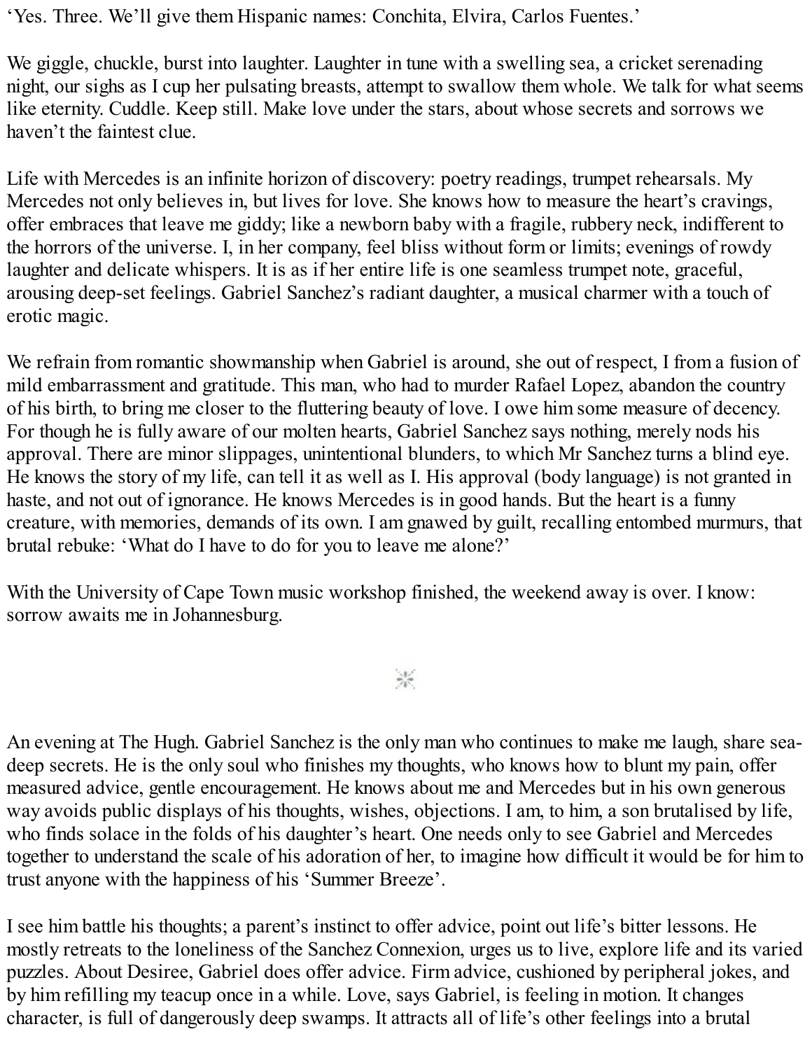‘Yes. Three. We’ll give them Hispanic names: Conchita, Elvira, Carlos Fuentes.’

We giggle, chuckle, burst into laughter. Laughter in tune with a swelling sea, a cricket serenading night, our sighs as I cup her pulsating breasts, attempt to swallow them whole. We talk for what seems like eternity. Cuddle. Keep still. Make love under the stars, about whose secrets and sorrows we haven’t the faintest clue.

Life with Mercedes is an infinite horizon of discovery: poetry readings, trumpet rehearsals. My Mercedes not only believes in, but lives for love. She knows how to measure the heart’s cravings, offer embraces that leave me giddy; like a newborn baby with a fragile, rubbery neck, indifferent to the horrors of the universe. I, in her company, feel bliss without form or limits; evenings of rowdy laughter and delicate whispers. It is as if her entire life is one seamless trumpet note, graceful, arousing deep-set feelings. Gabriel Sanchez’s radiant daughter, a musical charmer with a touch of erotic magic.

We refrain from romantic showmanship when Gabriel is around, she out of respect, I from a fusion of mild embarrassment and gratitude. This man, who had to murder Rafael Lopez, abandon the country of his birth, to bring me closer to the fluttering beauty of love. I owe him some measure of decency. For though he is fully aware of our molten hearts, Gabriel Sanchez says nothing, merely nods his approval. There are minor slippages, unintentional blunders, to which Mr Sanchez turns a blind eye. He knows the story of my life, can tell it as well as I. His approval (body language) is not granted in haste, and not out of ignorance. He knows Mercedes is in good hands. But the heart is a funny creature, with memories, demands of its own. I am gnawed by guilt, recalling entombed murmurs, that brutal rebuke: ‘What do I have to do for you to leave me alone?’

With the University of Cape Town music workshop finished, the weekend away is over. I know: sorrow awaits me in Johannesburg.

An evening at The Hugh. Gabriel Sanchez is the only man who continues to make me laugh, share sea-deep secrets. He is the only soul who finishes my thoughts, who knows how to blunt my pain, offer measured advice, gentle encouragement. He knows about me and Mercedes but in his own generous way avoids public displays of his thoughts, wishes, objections. I am, to him, a son brutalised by life, who finds solace in the folds of his daughter’s heart. One needs only to see Gabriel and Mercedes together to understand the scale of his adoration of her, to imagine how difficult it would be for him to trust anyone with the happiness of his ‘Summer Breeze’.

I see him battle his thoughts; a parent’s instinct to offer advice, point out life’s bitter lessons. He mostly retreats to the loneliness of the Sanchez Connexion, urges us to live, explore life and its varied puzzles. About Desiree, Gabriel does offer advice. Firm advice, cushioned by peripheral jokes, and by him refilling my teacup once in a while. Love, says Gabriel, is feeling in motion. It changes character, is full of dangerously deep swamps. It attracts all of life’s other feelings into a brutal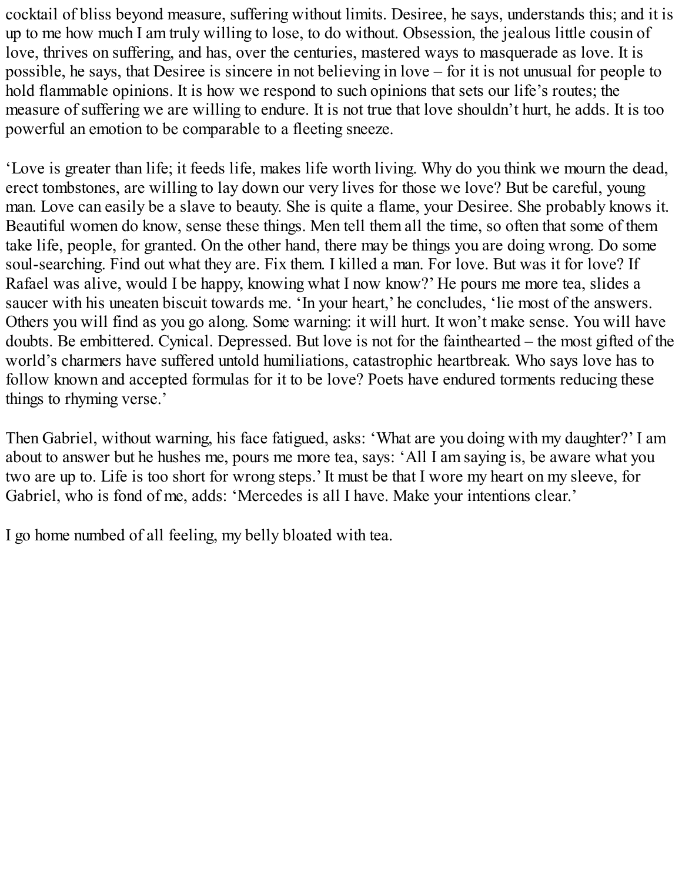cocktail of bliss beyond measure, suffering without limits. Desiree, he says, understands this; and it is up to me how much I am truly willing to lose, to do without. Obsession, the jealous little cousin of love, thrives on suffering, and has, over the centuries, mastered ways to masquerade as love. It is possible, he says, that Desiree is sincere in not believing in love – for it is not unusual for people to hold flammable opinions. It is how we respond to such opinions that sets our life's routes; the measure of suffering we are willing to endure. It is not true that love shouldn't hurt, he adds. It is too powerful an emotion to be comparable to a fleeting sneeze.

'Love is greater than life; it feeds life, makes life worth living. Why do you think we mourn the dead, erect tombstones, are willing to lay down our very lives for those we love? But be careful, young man. Love can easily be a slave to beauty. She is quite a flame, your Desiree. She probably knows it. Beautiful women do know, sense these things. Men tell them all the time, so often that some of them take life, people, for granted. On the other hand, there may be things you are doing wrong. Do some soul-searching. Find out what they are. Fix them. I killed a man. For love. But was it for love? If Rafael was alive, would I be happy, knowing what I now know?' He pours me more tea, slides a saucer with his uneaten biscuit towards me. 'In your heart,' he concludes, 'lie most of the answers. Others you will find as you go along. Some warning: it will hurt. It won't make sense. You will have doubts. Be embittered. Cynical. Depressed. But love is not for the fainthearted – the most gifted of the world's charmers have suffered untold humiliations, catastrophic heartbreak. Who says love has to follow known and accepted formulas for it to be love? Poets have endured torments reducing these things to rhyming verse.'

Then Gabriel, without warning, his face fatigued, asks: 'What are you doing with my daughter?' I am about to answer but he hushes me, pours me more tea, says: 'All I am saying is, be aware what you two are up to. Life is too short for wrong steps.' It must be that I wore my heart on my sleeve, for Gabriel, who is fond of me, adds: 'Mercedes is all I have. Make your intentions clear.'

I go home numbed of all feeling, my belly bloated with tea.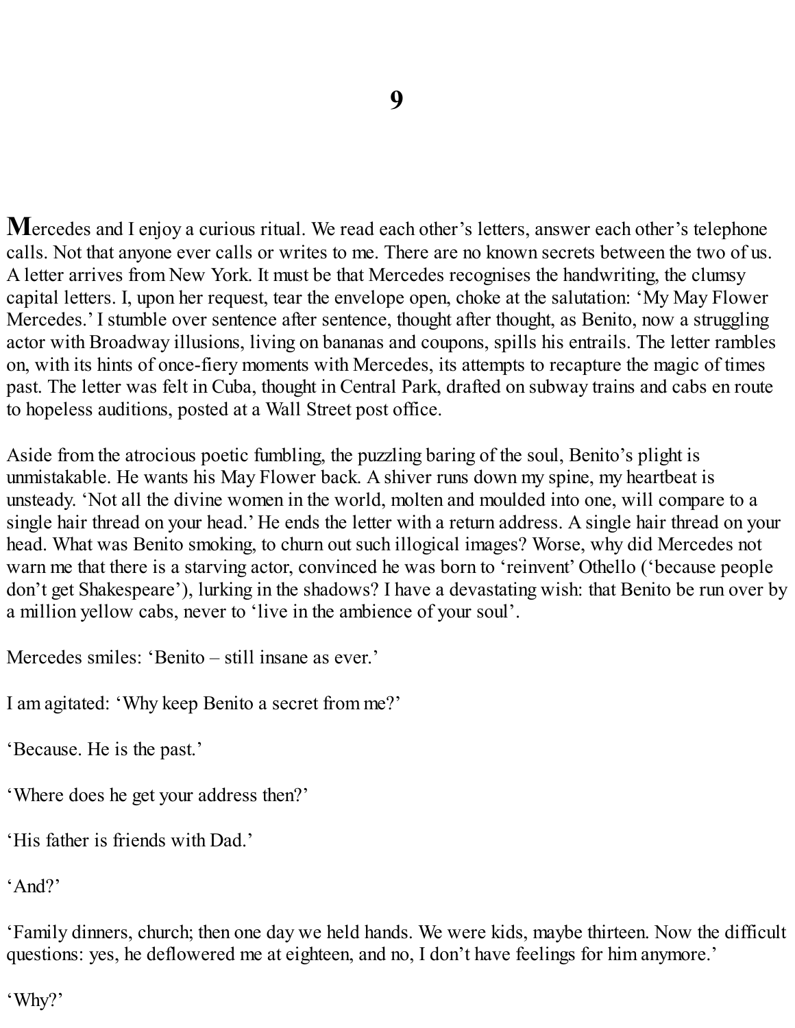# 9

**M**ercedes and I enjoy a curious ritual. We read each other's letters, answer each other's telephone calls. Not that anyone ever calls or writes to me. There are no known secrets between the two of us. A letter arrives from New York. It must be that Mercedes recognises the handwriting, the clumsy capital letters. I, upon her request, tear the envelope open, choke at the salutation: 'My May Flower Mercedes.' I stumble over sentence after sentence, thought after thought, as Benito, now a struggling actor with Broadway illusions, living on bananas and coupons, spills his entrails. The letter rambles on, with its hints of once-fiery moments with Mercedes, its attempts to recapture the magic of times past. The letter was felt in Cuba, thought in Central Park, drafted on subway trains and cabs en route to hopeless auditions, posted at a Wall Street post office.

Aside from the atrocious poetic fumbling, the puzzling baring of the soul, Benito's plight is unmistakable. He wants his May Flower back. A shiver runs down my spine, my heartbeat is unsteady. 'Not all the divine women in the world, molten and moulded into one, will compare to a single hair thread on your head.' He ends the letter with a return address. A single hair thread on your head. What was Benito smoking, to churn out such illogical images? Worse, why did Mercedes not warn me that there is a starving actor, convinced he was born to 'reinvent' Othello ('because people don't get Shakespeare'), lurking in the shadows? I have a devastating wish: that Benito be run over by a million yellow cabs, never to 'live in the ambience of your soul'.

Mercedes smiles: 'Benito – still insane as ever.'

I am agitated: 'Why keep Benito a secret from me?'

'Because. He is the past.'

'Where does he get your address then?'

'His father is friends with Dad.'

'And?'

'Family dinners, church; then one day we held hands. We were kids, maybe thirteen. Now the difficult questions: yes, he deflowered me at eighteen, and no, I don't have feelings for him anymore.'

'Why?'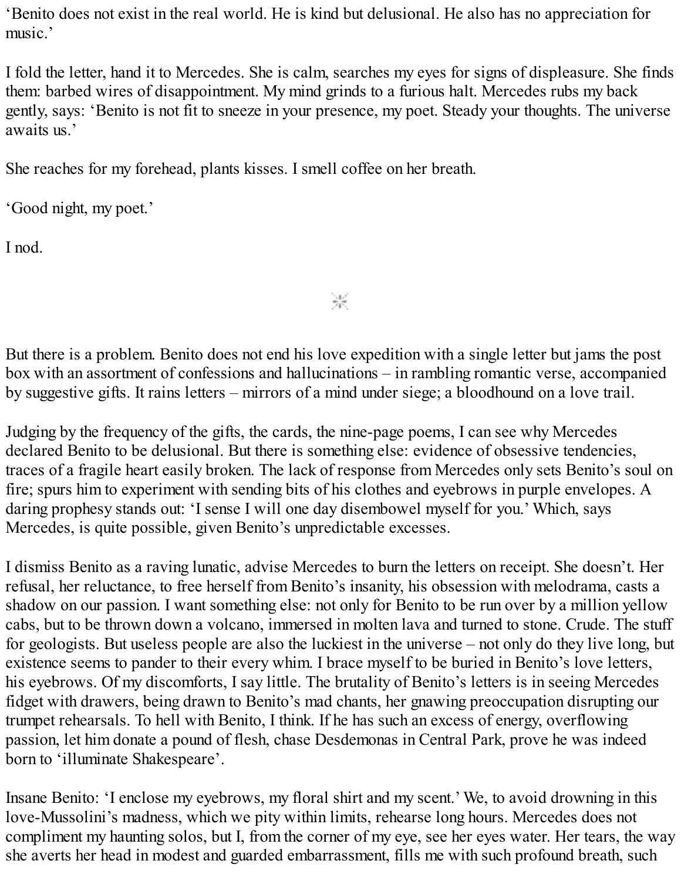'Benito does not exist in the real world. He is kind but delusional. He also has no appreciation for music.'

I fold the letter, hand it to Mercedes. She is calm, searches my eyes for signs of displeasure. She finds them: barbed wires of disappointment. My mind grinds to a furious halt. Mercedes rubs my back gently, says: 'Benito is not fit to sneeze in your presence, my poet. Steady your thoughts. The universe awaits us.'

She reaches for my forehead, plants kisses. I smell coffee on her breath.

'Good night, my poet.'

I nod.

\*

But there is a problem. Benito does not end his love expedition with a single letter but jams the post box with an assortment of confessions and hallucinations – in rambling romantic verse, accompanied by suggestive gifts. It rains letters – mirrors of a mind under siege; a bloodhound on a love trail.

Judging by the frequency of the gifts, the cards, the nine-page poems, I can see why Mercedes declared Benito to be delusional. But there is something else: evidence of obsessive tendencies, traces of a fragile heart easily broken. The lack of response from Mercedes only sets Benito's soul on fire; spurs him to experiment with sending bits of his clothes and eyebrows in purple envelopes. A daring prophesy stands out: 'I sense I will one day disembowel myself for you.' Which, says Mercedes, is quite possible, given Benito's unpredictable excesses.

I dismiss Benito as a raving lunatic, advise Mercedes to burn the letters on receipt. She doesn't. Her refusal, her reluctance, to free herself from Benito's insanity, his obsession with melodrama, casts a shadow on our passion. I want something else: not only for Benito to be run over by a million yellow cabs, but to be thrown down a volcano, immersed in molten lava and turned to stone. Crude. The stuff for geologists. But useless people are also the luckiest in the universe – not only do they live long, but existence seems to pander to their every whim. I brace myself to be buried in Benito's love letters, his eyebrows. Of my discomforts, I say little. The brutality of Benito's letters is in seeing Mercedes fidget with drawers, being drawn to Benito's mad chants, her gnawing preoccupation disrupting our trumpet rehearsals. To hell with Benito, I think. If he has such an excess of energy, overflowing passion, let him donate a pound of flesh, chase Desdemonas in Central Park, prove he was indeed born to 'illuminate Shakespeare'.

Insane Benito: 'I enclose my eyebrows, my floral shirt and my scent.' We, to avoid drowning in this love-Mussolini's madness, which we pity within limits, rehearse long hours. Mercedes does not compliment my haunting solos, but I, from the corner of my eye, see her eyes water. Her tears, the way she averts her head in modest and guarded embarrassment, fills me with such profound breath, such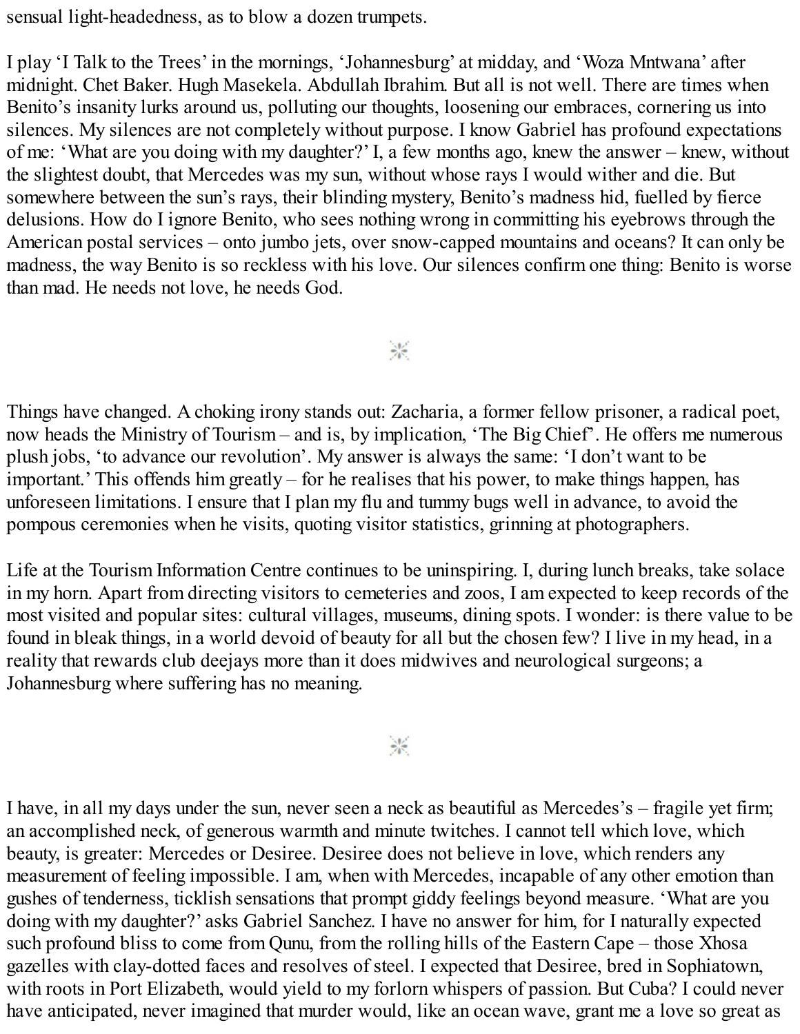sensual light-headedness, as to blow a dozen trumpets.

I play 'I Talk to the Trees' in the mornings, 'Johannesburg' at midday, and 'Woza Mntwana' after midnight. Chet Baker. Hugh Masekela. Abdullah Ibrahim. But all is not well. There are times when Benito's insanity lurks around us, polluting our thoughts, loosening our embraces, cornering us into silences. My silences are not completely without purpose. I know Gabriel has profound expectations of me: 'What are you doing with my daughter?' I, a few months ago, knew the answer – knew, without the slightest doubt, that Mercedes was my sun, without whose rays I would wither and die. But somewhere between the sun's rays, their blinding mystery, Benito's madness hid, fuelled by fierce delusions. How do I ignore Benito, who sees nothing wrong in committing his eyebrows through the American postal services – onto jumbo jets, over snow-capped mountains and oceans? It can only be madness, the way Benito is so reckless with his love. Our silences confirm one thing: Benito is worse than mad. He needs not love, he needs God.

⁂

Things have changed. A choking irony stands out: Zacharia, a former fellow prisoner, a radical poet, now heads the Ministry of Tourism – and is, by implication, 'The Big Chief'. He offers me numerous plush jobs, 'to advance our revolution'. My answer is always the same: 'I don't want to be important.' This offends him greatly – for he realises that his power, to make things happen, has unforeseen limitations. I ensure that I plan my flu and tummy bugs well in advance, to avoid the pompous ceremonies when he visits, quoting visitor statistics, grinning at photographers.

Life at the Tourism Information Centre continues to be uninspiring. I, during lunch breaks, take solace in my horn. Apart from directing visitors to cemeteries and zoos, I am expected to keep records of the most visited and popular sites: cultural villages, museums, dining spots. I wonder: is there value to be found in bleak things, in a world devoid of beauty for all but the chosen few? I live in my head, in a reality that rewards club deejays more than it does midwives and neurological surgeons; a Johannesburg where suffering has no meaning.

⁂

I have, in all my days under the sun, never seen a neck as beautiful as Mercedes's – fragile yet firm; an accomplished neck, of generous warmth and minute twitches. I cannot tell which love, which beauty, is greater: Mercedes or Desiree. Desiree does not believe in love, which renders any measurement of feeling impossible. I am, when with Mercedes, incapable of any other emotion than gushes of tenderness, ticklish sensations that prompt giddy feelings beyond measure. 'What are you doing with my daughter?' asks Gabriel Sanchez. I have no answer for him, for I naturally expected such profound bliss to come from Qunu, from the rolling hills of the Eastern Cape – those Xhosa gazelles with clay-dotted faces and resolves of steel. I expected that Desiree, bred in Sophiatown, with roots in Port Elizabeth, would yield to my forlorn whispers of passion. But Cuba? I could never have anticipated, never imagined that murder would, like an ocean wave, grant me a love so great as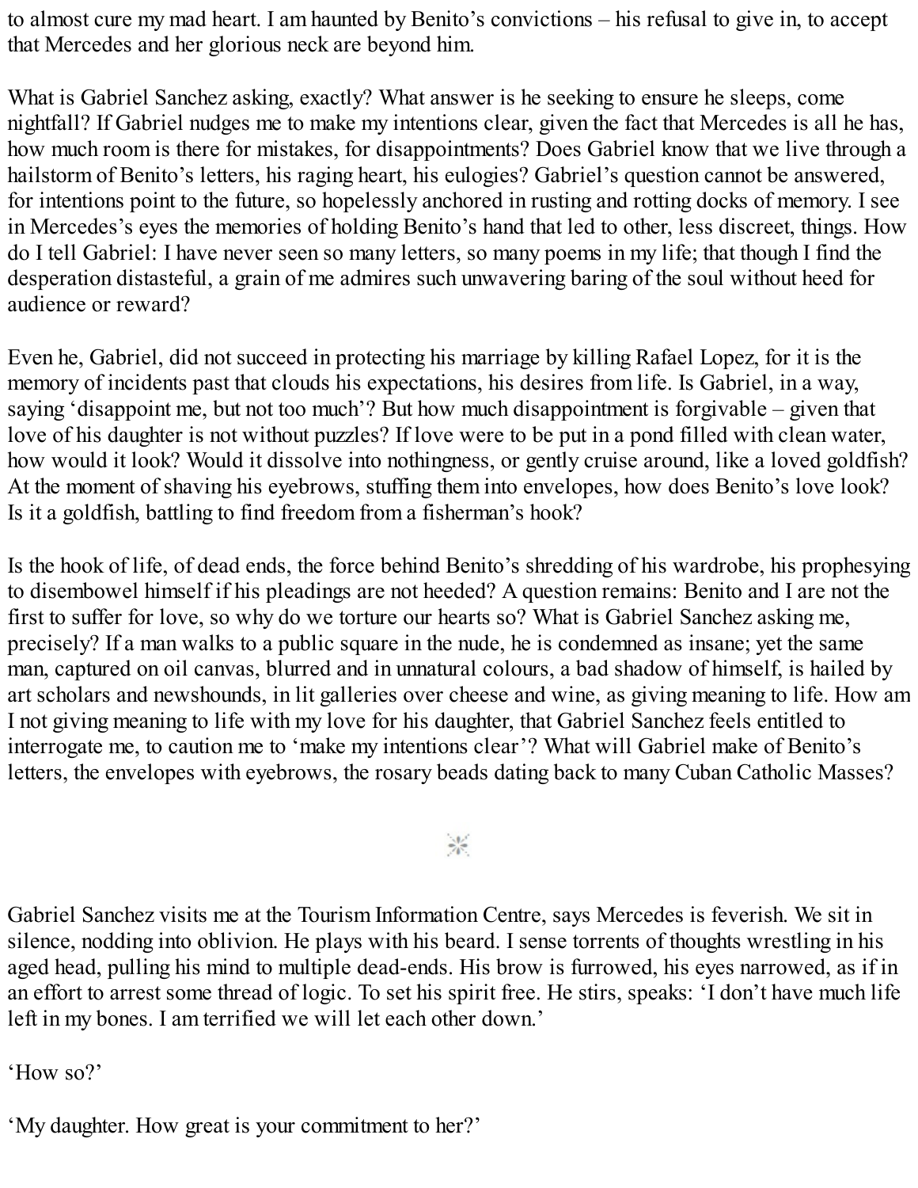to almost cure my mad heart. I am haunted by Benito's convictions – his refusal to give in, to accept that Mercedes and her glorious neck are beyond him.

What is Gabriel Sanchez asking, exactly? What answer is he seeking to ensure he sleeps, come nightfall? If Gabriel nudges me to make my intentions clear, given the fact that Mercedes is all he has, how much room is there for mistakes, for disappointments? Does Gabriel know that we live through a hailstorm of Benito's letters, his raging heart, his eulogies? Gabriel's question cannot be answered, for intentions point to the future, so hopelessly anchored in rusting and rotting docks of memory. I see in Mercedes's eyes the memories of holding Benito's hand that led to other, less discreet, things. How do I tell Gabriel: I have never seen so many letters, so many poems in my life; that though I find the desperation distasteful, a grain of me admires such unwavering baring of the soul without heed for audience or reward?

Even he, Gabriel, did not succeed in protecting his marriage by killing Rafael Lopez, for it is the memory of incidents past that clouds his expectations, his desires from life. Is Gabriel, in a way, saying 'disappoint me, but not too much'? But how much disappointment is forgivable – given that love of his daughter is not without puzzles? If love were to be put in a pond filled with clean water, how would it look? Would it dissolve into nothingness, or gently cruise around, like a loved goldfish? At the moment of shaving his eyebrows, stuffing them into envelopes, how does Benito's love look? Is it a goldfish, battling to find freedom from a fisherman's hook?

Is the hook of life, of dead ends, the force behind Benito's shredding of his wardrobe, his prophesying to disembowel himself if his pleadings are not heeded? A question remains: Benito and I are not the first to suffer for love, so why do we torture our hearts so? What is Gabriel Sanchez asking me, precisely? If a man walks to a public square in the nude, he is condemned as insane; yet the same man, captured on oil canvas, blurred and in unnatural colours, a bad shadow of himself, is hailed by art scholars and newshounds, in lit galleries over cheese and wine, as giving meaning to life. How am I not giving meaning to life with my love for his daughter, that Gabriel Sanchez feels entitled to interrogate me, to caution me to 'make my intentions clear'? What will Gabriel make of Benito's letters, the envelopes with eyebrows, the rosary beads dating back to many Cuban Catholic Masses?

⁂

Gabriel Sanchez visits me at the Tourism Information Centre, says Mercedes is feverish. We sit in silence, nodding into oblivion. He plays with his beard. I sense torrents of thoughts wrestling in his aged head, pulling his mind to multiple dead-ends. His brow is furrowed, his eyes narrowed, as if in an effort to arrest some thread of logic. To set his spirit free. He stirs, speaks: 'I don't have much life left in my bones. I am terrified we will let each other down.'

'How so?'

'My daughter. How great is your commitment to her?'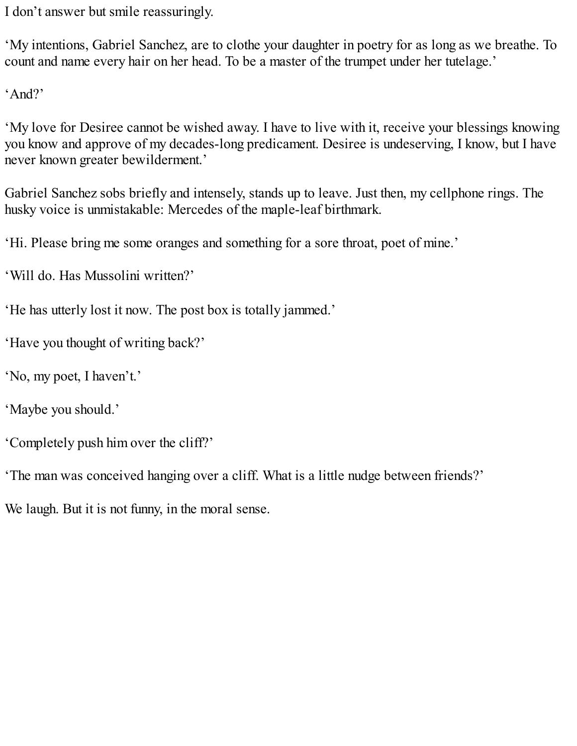I don’t answer but smile reassuringly.

‘My intentions, Gabriel Sanchez, are to clothe your daughter in poetry for as long as we breathe. To count and name every hair on her head. To be a master of the trumpet under her tutelage.’

‘And?’

‘My love for Desiree cannot be wished away. I have to live with it, receive your blessings knowing you know and approve of my decades-long predicament. Desiree is undeserving, I know, but I have never known greater bewilderment.’

Gabriel Sanchez sobs briefly and intensely, stands up to leave. Just then, my cellphone rings. The husky voice is unmistakable: Mercedes of the maple-leaf birthmark.

‘Hi. Please bring me some oranges and something for a sore throat, poet of mine.’

‘Will do. Has Mussolini written?’

‘He has utterly lost it now. The post box is totally jammed.’

‘Have you thought of writing back?’

‘No, my poet, I haven’t.’

‘Maybe you should.’

‘Completely push him over the cliff?’

‘The man was conceived hanging over a cliff. What is a little nudge between friends?’

We laugh. But it is not funny, in the moral sense.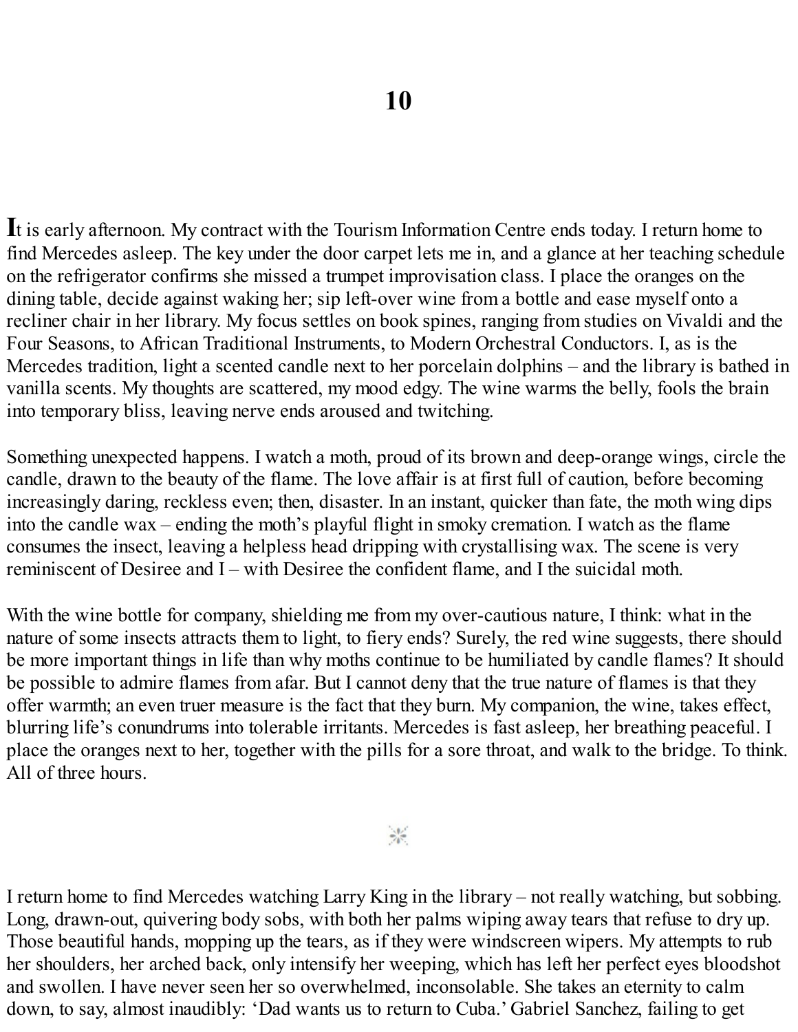# 10

It is early afternoon. My contract with the Tourism Information Centre ends today. I return home to find Mercedes asleep. The key under the door carpet lets me in, and a glance at her teaching schedule on the refrigerator confirms she missed a trumpet improvisation class. I place the oranges on the dining table, decide against waking her; sip left-over wine from a bottle and ease myself onto a recliner chair in her library. My focus settles on book spines, ranging from studies on Vivaldi and the Four Seasons, to African Traditional Instruments, to Modern Orchestral Conductors. I, as is the Mercedes tradition, light a scented candle next to her porcelain dolphins – and the library is bathed in vanilla scents. My thoughts are scattered, my mood edgy. The wine warms the belly, fools the brain into temporary bliss, leaving nerve ends aroused and twitching.

Something unexpected happens. I watch a moth, proud of its brown and deep-orange wings, circle the candle, drawn to the beauty of the flame. The love affair is at first full of caution, before becoming increasingly daring, reckless even; then, disaster. In an instant, quicker than fate, the moth wing dips into the candle wax – ending the moth's playful flight in smoky cremation. I watch as the flame consumes the insect, leaving a helpless head dripping with crystallising wax. The scene is very reminiscent of Desiree and I – with Desiree the confident flame, and I the suicidal moth.

With the wine bottle for company, shielding me from my over-cautious nature, I think: what in the nature of some insects attracts them to light, to fiery ends? Surely, the red wine suggests, there should be more important things in life than why moths continue to be humiliated by candle flames? It should be possible to admire flames from afar. But I cannot deny that the true nature of flames is that they offer warmth; an even truer measure is the fact that they burn. My companion, the wine, takes effect, blurring life's conundrums into tolerable irritants. Mercedes is fast asleep, her breathing peaceful. I place the oranges next to her, together with the pills for a sore throat, and walk to the bridge. To think. All of three hours.

I return home to find Mercedes watching Larry King in the library – not really watching, but sobbing. Long, drawn-out, quivering body sobs, with both her palms wiping away tears that refuse to dry up. Those beautiful hands, mopping up the tears, as if they were windscreen wipers. My attempts to rub her shoulders, her arched back, only intensify her weeping, which has left her perfect eyes bloodshot and swollen. I have never seen her so overwhelmed, inconsolable. She takes an eternity to calm down, to say, almost inaudibly: 'Dad wants us to return to Cuba.' Gabriel Sanchez, failing to get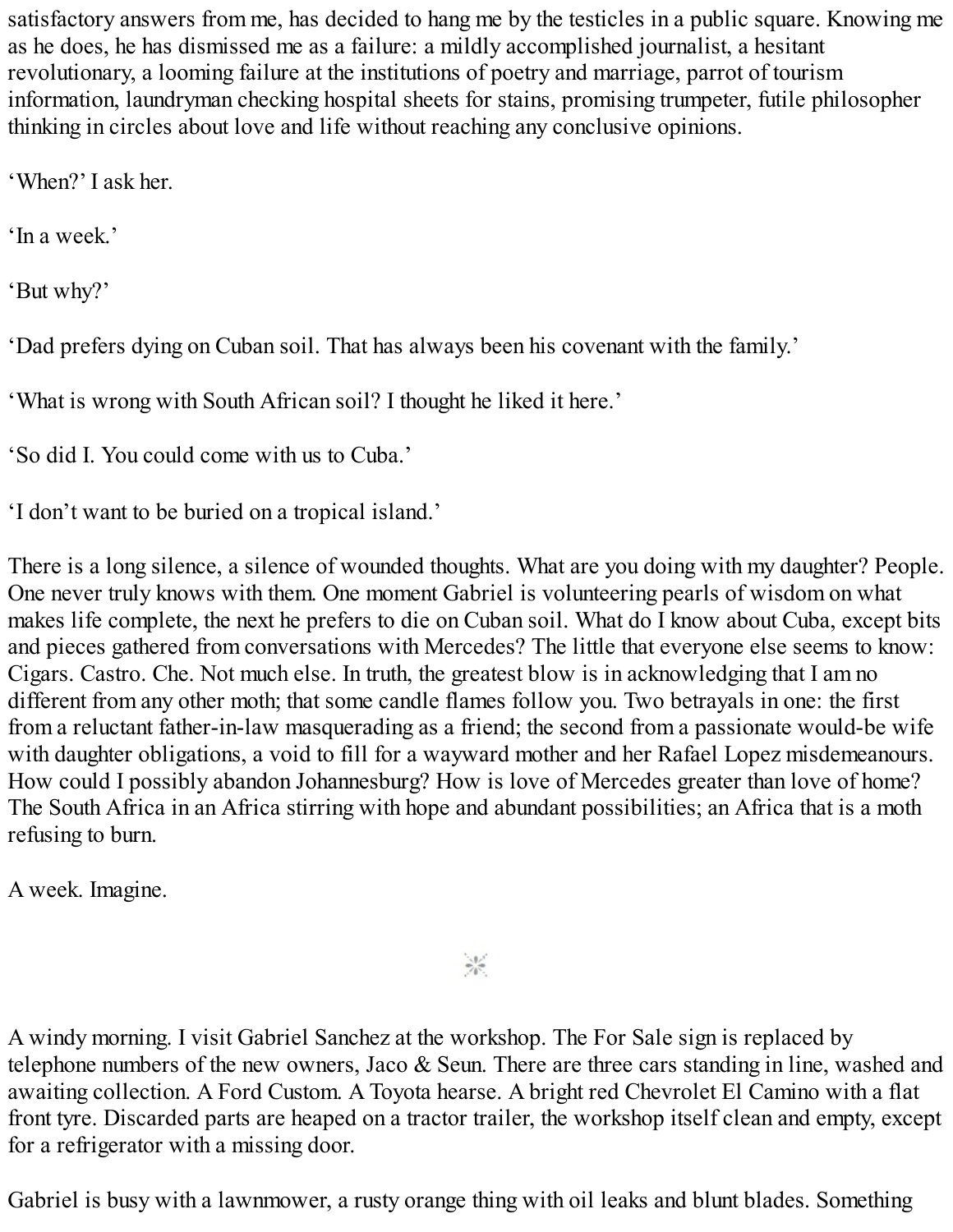satisfactory answers from me, has decided to hang me by the testicles in a public square. Knowing me as he does, he has dismissed me as a failure: a mildly accomplished journalist, a hesitant revolutionary, a looming failure at the institutions of poetry and marriage, parrot of tourism information, laundryman checking hospital sheets for stains, promising trumpeter, futile philosopher thinking in circles about love and life without reaching any conclusive opinions.

'When?' I ask her.

'In a week.'

'But why?'

'Dad prefers dying on Cuban soil. That has always been his covenant with the family.'

'What is wrong with South African soil? I thought he liked it here.'

'So did I. You could come with us to Cuba.'

'I don't want to be buried on a tropical island.'

There is a long silence, a silence of wounded thoughts. What are you doing with my daughter? People. One never truly knows with them. One moment Gabriel is volunteering pearls of wisdom on what makes life complete, the next he prefers to die on Cuban soil. What do I know about Cuba, except bits and pieces gathered from conversations with Mercedes? The little that everyone else seems to know: Cigars. Castro. Che. Not much else. In truth, the greatest blow is in acknowledging that I am no different from any other moth; that some candle flames follow you. Two betrayals in one: the first from a reluctant father-in-law masquerading as a friend; the second from a passionate would-be wife with daughter obligations, a void to fill for a wayward mother and her Rafael Lopez misdemeanours. How could I possibly abandon Johannesburg? How is love of Mercedes greater than love of home? The South Africa in an Africa stirring with hope and abundant possibilities; an Africa that is a moth refusing to burn.

A week. Imagine.

\*

A windy morning. I visit Gabriel Sanchez at the workshop. The For Sale sign is replaced by telephone numbers of the new owners, Jaco & Seun. There are three cars standing in line, washed and awaiting collection. A Ford Custom. A Toyota hearse. A bright red Chevrolet El Camino with a flat front tyre. Discarded parts are heaped on a tractor trailer, the workshop itself clean and empty, except for a refrigerator with a missing door.

Gabriel is busy with a lawnmower, a rusty orange thing with oil leaks and blunt blades. Something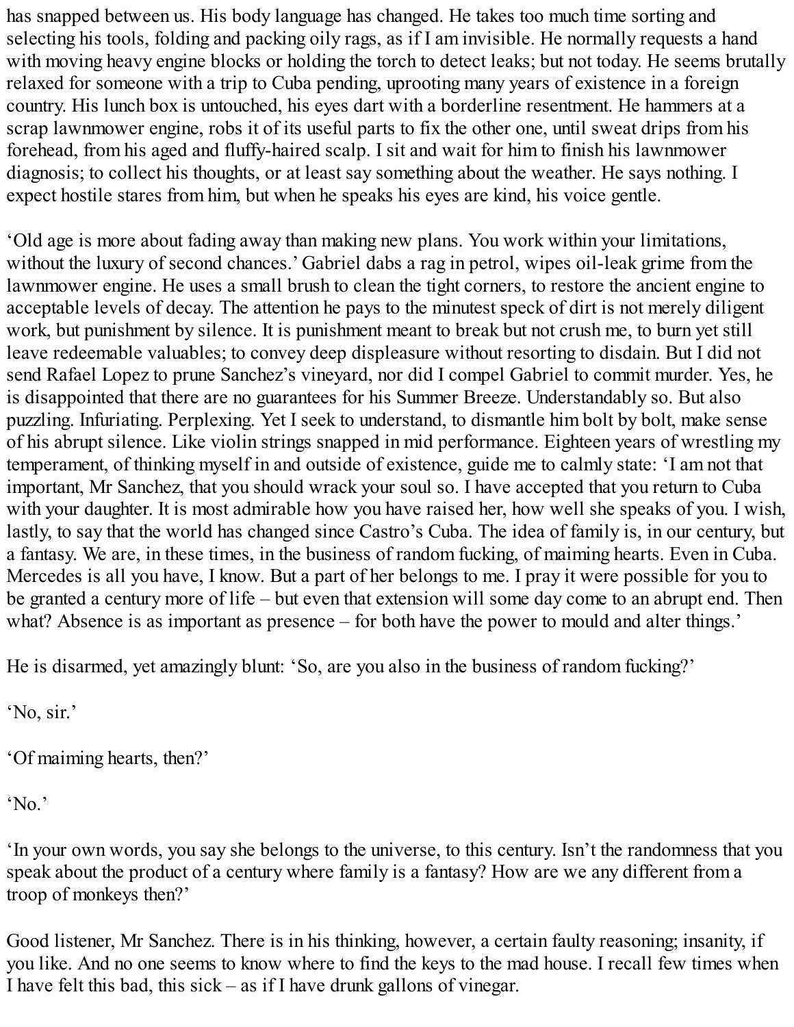has snapped between us. His body language has changed. He takes too much time sorting and selecting his tools, folding and packing oily rags, as if I am invisible. He normally requests a hand with moving heavy engine blocks or holding the torch to detect leaks; but not today. He seems brutally relaxed for someone with a trip to Cuba pending, uprooting many years of existence in a foreign country. His lunch box is untouched, his eyes dart with a borderline resentment. He hammers at a scrap lawnmower engine, robs it of its useful parts to fix the other one, until sweat drips from his forehead, from his aged and fluffy-haired scalp. I sit and wait for him to finish his lawnmower diagnosis; to collect his thoughts, or at least say something about the weather. He says nothing. I expect hostile stares from him, but when he speaks his eyes are kind, his voice gentle.

'Old age is more about fading away than making new plans. You work within your limitations, without the luxury of second chances.' Gabriel dabs a rag in petrol, wipes oil-leak grime from the lawnmower engine. He uses a small brush to clean the tight corners, to restore the ancient engine to acceptable levels of decay. The attention he pays to the minutest speck of dirt is not merely diligent work, but punishment by silence. It is punishment meant to break but not crush me, to burn yet still leave redeemable valuables; to convey deep displeasure without resorting to disdain. But I did not send Rafael Lopez to prune Sanchez's vineyard, nor did I compel Gabriel to commit murder. Yes, he is disappointed that there are no guarantees for his Summer Breeze. Understandably so. But also puzzling. Infuriating. Perplexing. Yet I seek to understand, to dismantle him bolt by bolt, make sense of his abrupt silence. Like violin strings snapped in mid performance. Eighteen years of wrestling my temperament, of thinking myself in and outside of existence, guide me to calmly state: 'I am not that important, Mr Sanchez, that you should wrack your soul so. I have accepted that you return to Cuba with your daughter. It is most admirable how you have raised her, how well she speaks of you. I wish, lastly, to say that the world has changed since Castro's Cuba. The idea of family is, in our century, but a fantasy. We are, in these times, in the business of random fucking, of maiming hearts. Even in Cuba. Mercedes is all you have, I know. But a part of her belongs to me. I pray it were possible for you to be granted a century more of life – but even that extension will some day come to an abrupt end. Then what? Absence is as important as presence – for both have the power to mould and alter things.'

He is disarmed, yet amazingly blunt: 'So, are you also in the business of random fucking?'

'No, sir.'

'Of maiming hearts, then?'

'No.'

'In your own words, you say she belongs to the universe, to this century. Isn't the randomness that you speak about the product of a century where family is a fantasy? How are we any different from a troop of monkeys then?'

Good listener, Mr Sanchez. There is in his thinking, however, a certain faulty reasoning; insanity, if you like. And no one seems to know where to find the keys to the mad house. I recall few times when I have felt this bad, this sick – as if I have drunk gallons of vinegar.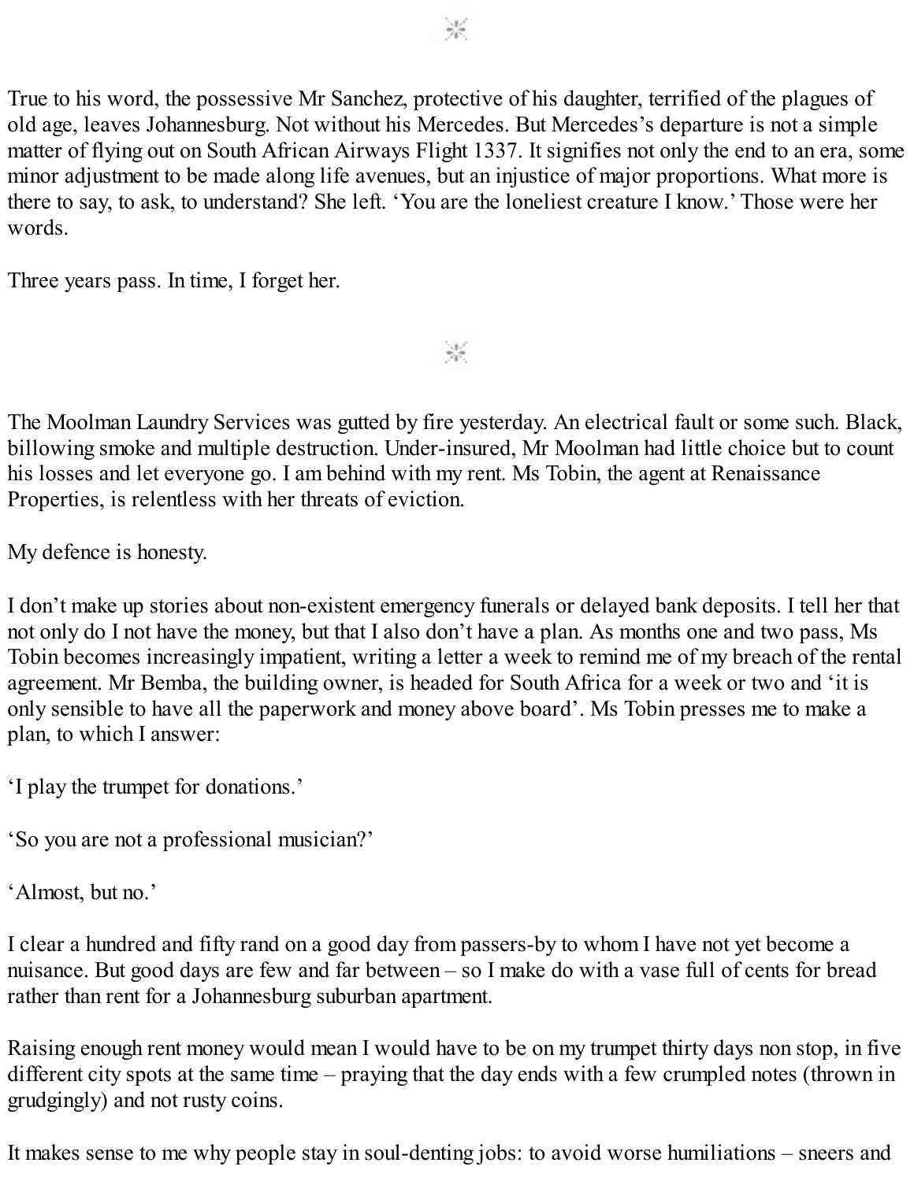⁂

True to his word, the possessive Mr Sanchez, protective of his daughter, terrified of the plagues of old age, leaves Johannesburg. Not without his Mercedes. But Mercedes's departure is not a simple matter of flying out on South African Airways Flight 1337. It signifies not only the end to an era, some minor adjustment to be made along life avenues, but an injustice of major proportions. What more is there to say, to ask, to understand? She left. 'You are the loneliest creature I know.' Those were her words.

Three years pass. In time, I forget her.

⁂

The Moolman Laundry Services was gutted by fire yesterday. An electrical fault or some such. Black, billowing smoke and multiple destruction. Under-insured, Mr Moolman had little choice but to count his losses and let everyone go. I am behind with my rent. Ms Tobin, the agent at Renaissance Properties, is relentless with her threats of eviction.

My defence is honesty.

I don't make up stories about non-existent emergency funerals or delayed bank deposits. I tell her that not only do I not have the money, but that I also don't have a plan. As months one and two pass, Ms Tobin becomes increasingly impatient, writing a letter a week to remind me of my breach of the rental agreement. Mr Bemba, the building owner, is headed for South Africa for a week or two and 'it is only sensible to have all the paperwork and money above board'. Ms Tobin presses me to make a plan, to which I answer:

'I play the trumpet for donations.'

'So you are not a professional musician?'

'Almost, but no.'

I clear a hundred and fifty rand on a good day from passers-by to whom I have not yet become a nuisance. But good days are few and far between – so I make do with a vase full of cents for bread rather than rent for a Johannesburg suburban apartment.

Raising enough rent money would mean I would have to be on my trumpet thirty days non stop, in five different city spots at the same time – praying that the day ends with a few crumpled notes (thrown in grudgingly) and not rusty coins.

It makes sense to me why people stay in soul-denting jobs: to avoid worse humiliations – sneers and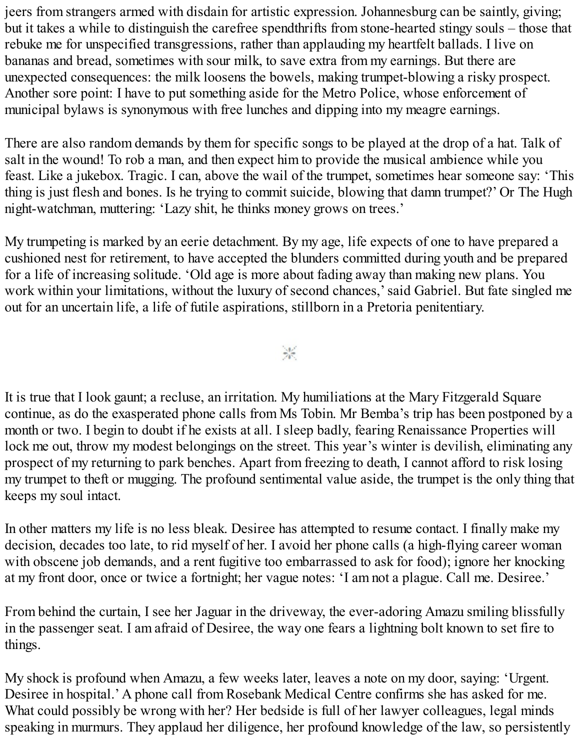jeers from strangers armed with disdain for artistic expression. Johannesburg can be saintly, giving; but it takes a while to distinguish the carefree spendthrifts from stone-hearted stingy souls – those that rebuke me for unspecified transgressions, rather than applauding my heartfelt ballads. I live on bananas and bread, sometimes with sour milk, to save extra from my earnings. But there are unexpected consequences: the milk loosens the bowels, making trumpet-blowing a risky prospect. Another sore point: I have to put something aside for the Metro Police, whose enforcement of municipal bylaws is synonymous with free lunches and dipping into my meagre earnings.

There are also random demands by them for specific songs to be played at the drop of a hat. Talk of salt in the wound! To rob a man, and then expect him to provide the musical ambience while you feast. Like a jukebox. Tragic. I can, above the wail of the trumpet, sometimes hear someone say: 'This thing is just flesh and bones. Is he trying to commit suicide, blowing that damn trumpet?' Or The Hugh night-watchman, muttering: 'Lazy shit, he thinks money grows on trees.'

My trumpeting is marked by an eerie detachment. By my age, life expects of one to have prepared a cushioned nest for retirement, to have accepted the blunders committed during youth and be prepared for a life of increasing solitude. 'Old age is more about fading away than making new plans. You work within your limitations, without the luxury of second chances,' said Gabriel. But fate singled me out for an uncertain life, a life of futile aspirations, stillborn in a Pretoria penitentiary.

---

It is true that I look gaunt; a recluse, an irritation. My humiliations at the Mary Fitzgerald Square continue, as do the exasperated phone calls from Ms Tobin. Mr Bemba's trip has been postponed by a month or two. I begin to doubt if he exists at all. I sleep badly, fearing Renaissance Properties will lock me out, throw my modest belongings on the street. This year's winter is devilish, eliminating any prospect of my returning to park benches. Apart from freezing to death, I cannot afford to risk losing my trumpet to theft or mugging. The profound sentimental value aside, the trumpet is the only thing that keeps my soul intact.

In other matters my life is no less bleak. Desiree has attempted to resume contact. I finally make my decision, decades too late, to rid myself of her. I avoid her phone calls (a high-flying career woman with obscene job demands, and a rent fugitive too embarrassed to ask for food); ignore her knocking at my front door, once or twice a fortnight; her vague notes: 'I am not a plague. Call me. Desiree.'

From behind the curtain, I see her Jaguar in the driveway, the ever-adoring Amazu smiling blissfully in the passenger seat. I am afraid of Desiree, the way one fears a lightning bolt known to set fire to things.

My shock is profound when Amazu, a few weeks later, leaves a note on my door, saying: 'Urgent. Desiree in hospital.' A phone call from Rosebank Medical Centre confirms she has asked for me. What could possibly be wrong with her? Her bedside is full of her lawyer colleagues, legal minds speaking in murmurs. They applaud her diligence, her profound knowledge of the law, so persistently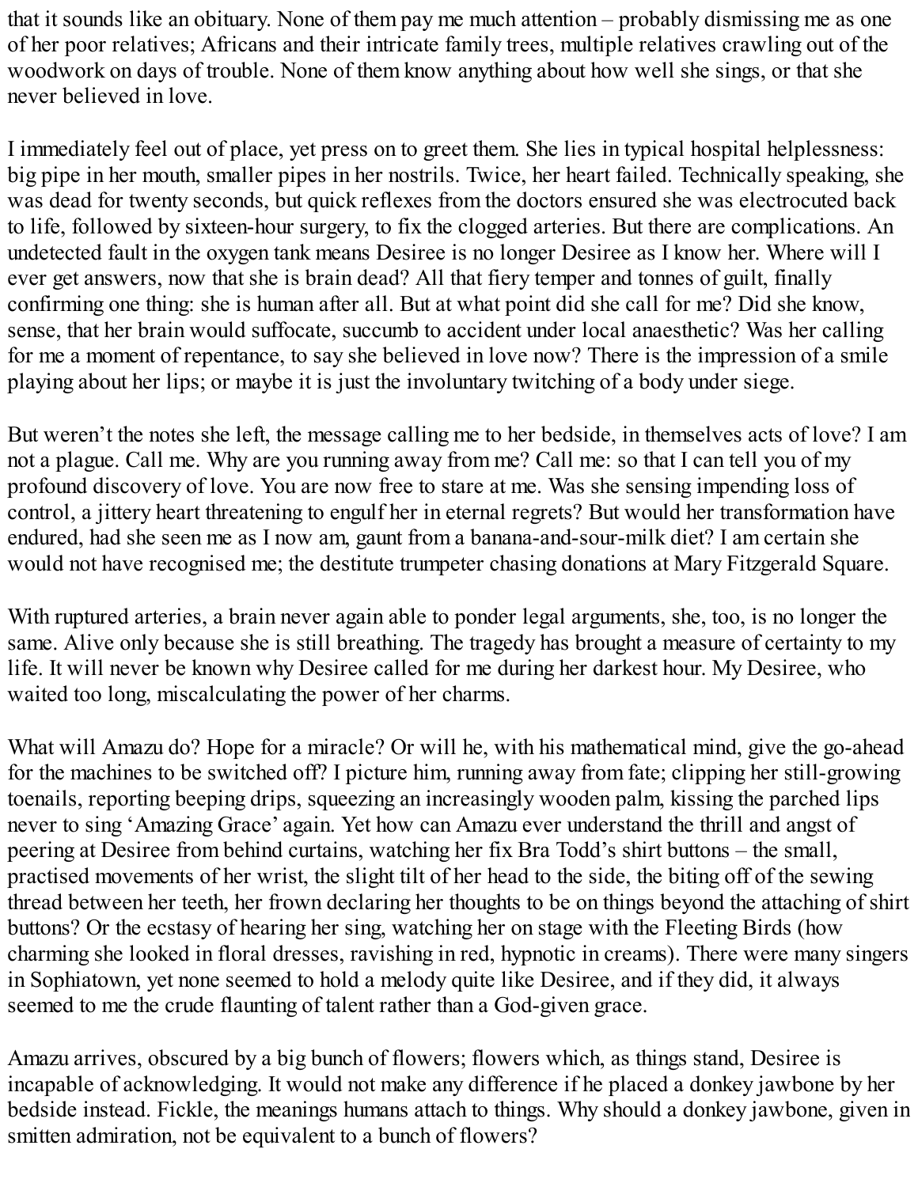that it sounds like an obituary. None of them pay me much attention – probably dismissing me as one of her poor relatives; Africans and their intricate family trees, multiple relatives crawling out of the woodwork on days of trouble. None of them know anything about how well she sings, or that she never believed in love.

I immediately feel out of place, yet press on to greet them. She lies in typical hospital helplessness: big pipe in her mouth, smaller pipes in her nostrils. Twice, her heart failed. Technically speaking, she was dead for twenty seconds, but quick reflexes from the doctors ensured she was electrocuted back to life, followed by sixteen-hour surgery, to fix the clogged arteries. But there are complications. An undetected fault in the oxygen tank means Desiree is no longer Desiree as I know her. Where will I ever get answers, now that she is brain dead? All that fiery temper and tonnes of guilt, finally confirming one thing: she is human after all. But at what point did she call for me? Did she know, sense, that her brain would suffocate, succumb to accident under local anaesthetic? Was her calling for me a moment of repentance, to say she believed in love now? There is the impression of a smile playing about her lips; or maybe it is just the involuntary twitching of a body under siege.

But weren't the notes she left, the message calling me to her bedside, in themselves acts of love? I am not a plague. Call me. Why are you running away from me? Call me: so that I can tell you of my profound discovery of love. You are now free to stare at me. Was she sensing impending loss of control, a jittery heart threatening to engulf her in eternal regrets? But would her transformation have endured, had she seen me as I now am, gaunt from a banana-and-sour-milk diet? I am certain she would not have recognised me; the destitute trumpeter chasing donations at Mary Fitzgerald Square.

With ruptured arteries, a brain never again able to ponder legal arguments, she, too, is no longer the same. Alive only because she is still breathing. The tragedy has brought a measure of certainty to my life. It will never be known why Desiree called for me during her darkest hour. My Desiree, who waited too long, miscalculating the power of her charms.

What will Amazu do? Hope for a miracle? Or will he, with his mathematical mind, give the go-ahead for the machines to be switched off? I picture him, running away from fate; clipping her still-growing toenails, reporting beeping drips, squeezing an increasingly wooden palm, kissing the parched lips never to sing 'Amazing Grace' again. Yet how can Amazu ever understand the thrill and angst of peering at Desiree from behind curtains, watching her fix Bra Todd's shirt buttons – the small, practised movements of her wrist, the slight tilt of her head to the side, the biting off of the sewing thread between her teeth, her frown declaring her thoughts to be on things beyond the attaching of shirt buttons? Or the ecstasy of hearing her sing, watching her on stage with the Fleeting Birds (how charming she looked in floral dresses, ravishing in red, hypnotic in creams). There were many singers in Sophiatown, yet none seemed to hold a melody quite like Desiree, and if they did, it always seemed to me the crude flaunting of talent rather than a God-given grace.

Amazu arrives, obscured by a big bunch of flowers; flowers which, as things stand, Desiree is incapable of acknowledging. It would not make any difference if he placed a donkey jawbone by her bedside instead. Fickle, the meanings humans attach to things. Why should a donkey jawbone, given in smitten admiration, not be equivalent to a bunch of flowers?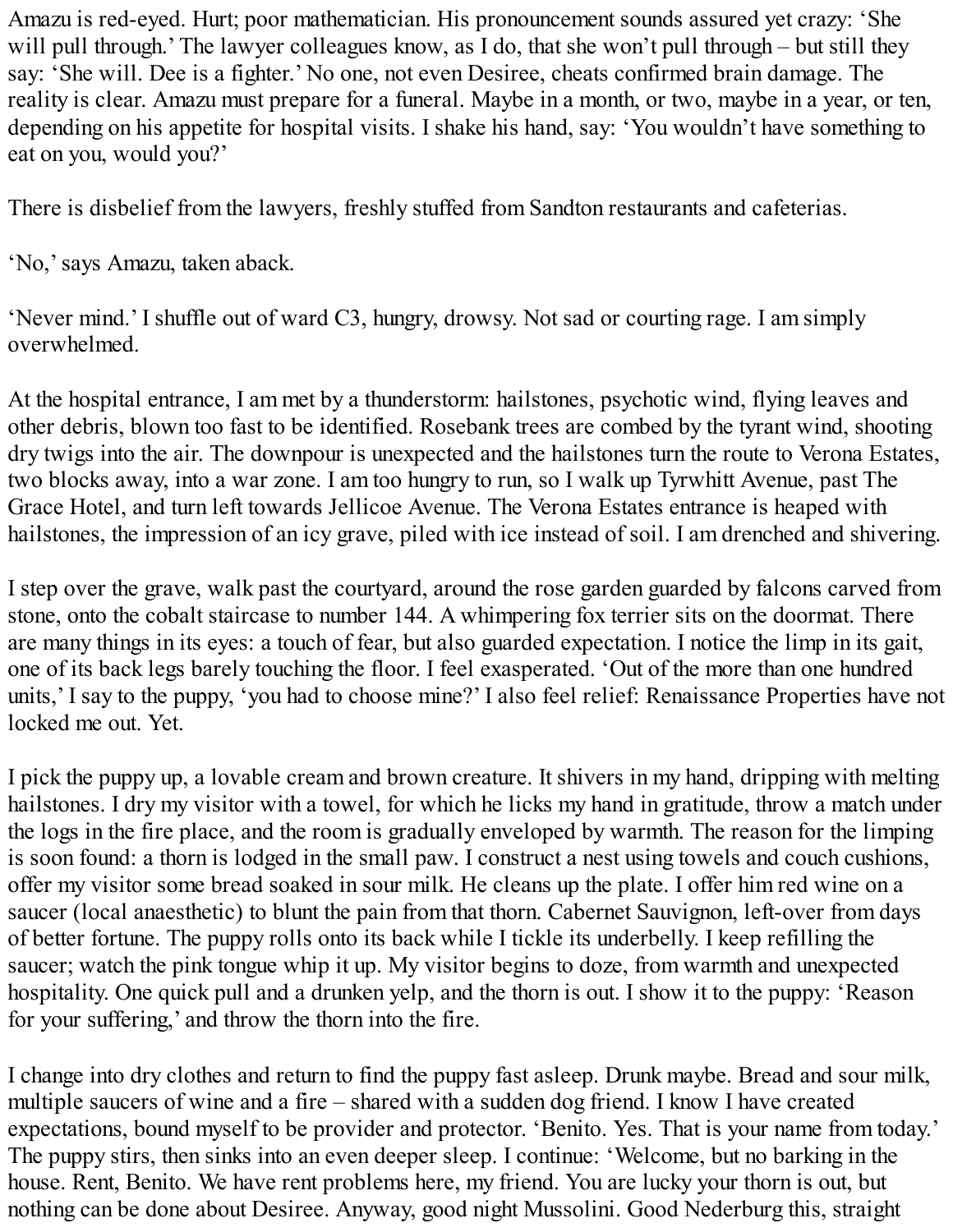Amazu is red-eyed. Hurt; poor mathematician. His pronouncement sounds assured yet crazy: 'She will pull through.' The lawyer colleagues know, as I do, that she won't pull through – but still they say: 'She will. Dee is a fighter.' No one, not even Desiree, cheats confirmed brain damage. The reality is clear. Amazu must prepare for a funeral. Maybe in a month, or two, maybe in a year, or ten, depending on his appetite for hospital visits. I shake his hand, say: 'You wouldn't have something to eat on you, would you?'

There is disbelief from the lawyers, freshly stuffed from Sandton restaurants and cafeterias.

'No,' says Amazu, taken aback.

'Never mind.' I shuffle out of ward C3, hungry, drowsy. Not sad or courting rage. I am simply overwhelmed.

At the hospital entrance, I am met by a thunderstorm: hailstones, psychotic wind, flying leaves and other debris, blown too fast to be identified. Rosebank trees are combed by the tyrant wind, shooting dry twigs into the air. The downpour is unexpected and the hailstones turn the route to Verona Estates, two blocks away, into a war zone. I am too hungry to run, so I walk up Tyrwhitt Avenue, past The Grace Hotel, and turn left towards Jellicoe Avenue. The Verona Estates entrance is heaped with hailstones, the impression of an icy grave, piled with ice instead of soil. I am drenched and shivering.

I step over the grave, walk past the courtyard, around the rose garden guarded by falcons carved from stone, onto the cobalt staircase to number 144. A whimpering fox terrier sits on the doormat. There are many things in its eyes: a touch of fear, but also guarded expectation. I notice the limp in its gait, one of its back legs barely touching the floor. I feel exasperated. 'Out of the more than one hundred units,' I say to the puppy, 'you had to choose mine?' I also feel relief: Renaissance Properties have not locked me out. Yet.

I pick the puppy up, a lovable cream and brown creature. It shivers in my hand, dripping with melting hailstones. I dry my visitor with a towel, for which he licks my hand in gratitude, throw a match under the logs in the fire place, and the room is gradually enveloped by warmth. The reason for the limping is soon found: a thorn is lodged in the small paw. I construct a nest using towels and couch cushions, offer my visitor some bread soaked in sour milk. He cleans up the plate. I offer him red wine on a saucer (local anaesthetic) to blunt the pain from that thorn. Cabernet Sauvignon, left-over from days of better fortune. The puppy rolls onto its back while I tickle its underbelly. I keep refilling the saucer; watch the pink tongue whip it up. My visitor begins to doze, from warmth and unexpected hospitality. One quick pull and a drunken yelp, and the thorn is out. I show it to the puppy: 'Reason for your suffering,' and throw the thorn into the fire.

I change into dry clothes and return to find the puppy fast asleep. Drunk maybe. Bread and sour milk, multiple saucers of wine and a fire – shared with a sudden dog friend. I know I have created expectations, bound myself to be provider and protector. 'Benito. Yes. That is your name from today.' The puppy stirs, then sinks into an even deeper sleep. I continue: 'Welcome, but no barking in the house. Rent, Benito. We have rent problems here, my friend. You are lucky your thorn is out, but nothing can be done about Desiree. Anyway, good night Mussolini. Good Nederburg this, straight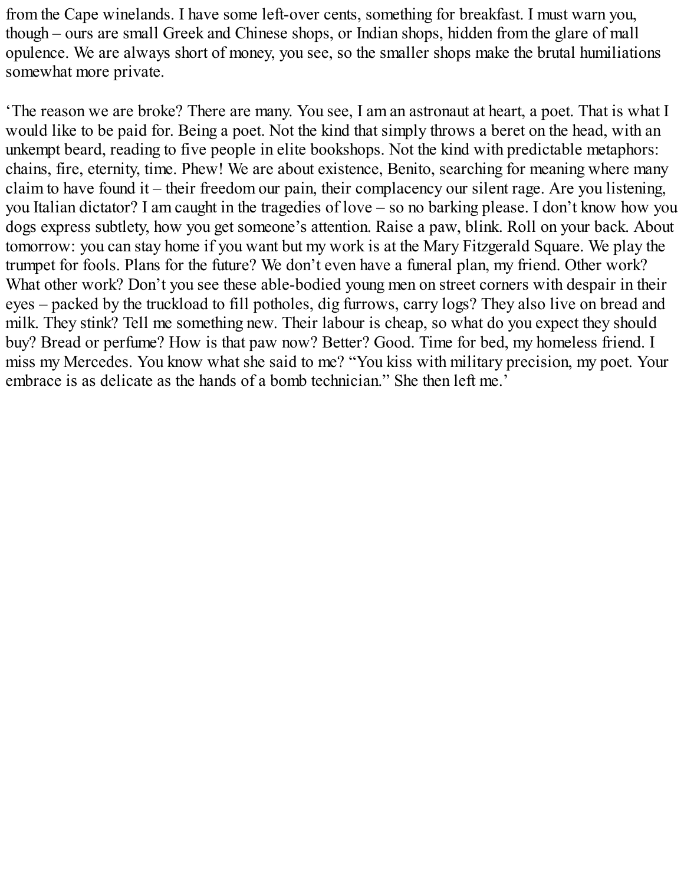from the Cape winelands. I have some left-over cents, something for breakfast. I must warn you, though – ours are small Greek and Chinese shops, or Indian shops, hidden from the glare of mall opulence. We are always short of money, you see, so the smaller shops make the brutal humiliations somewhat more private.

'The reason we are broke? There are many. You see, I am an astronaut at heart, a poet. That is what I would like to be paid for. Being a poet. Not the kind that simply throws a beret on the head, with an unkempt beard, reading to five people in elite bookshops. Not the kind with predictable metaphors: chains, fire, eternity, time. Phew! We are about existence, Benito, searching for meaning where many claim to have found it – their freedom our pain, their complacency our silent rage. Are you listening, you Italian dictator? I am caught in the tragedies of love – so no barking please. I don't know how you dogs express subtlety, how you get someone's attention. Raise a paw, blink. Roll on your back. About tomorrow: you can stay home if you want but my work is at the Mary Fitzgerald Square. We play the trumpet for fools. Plans for the future? We don't even have a funeral plan, my friend. Other work? What other work? Don't you see these able-bodied young men on street corners with despair in their eyes – packed by the truckload to fill potholes, dig furrows, carry logs? They also live on bread and milk. They stink? Tell me something new. Their labour is cheap, so what do you expect they should buy? Bread or perfume? How is that paw now? Better? Good. Time for bed, my homeless friend. I miss my Mercedes. You know what she said to me? "You kiss with military precision, my poet. Your embrace is as delicate as the hands of a bomb technician." She then left me.'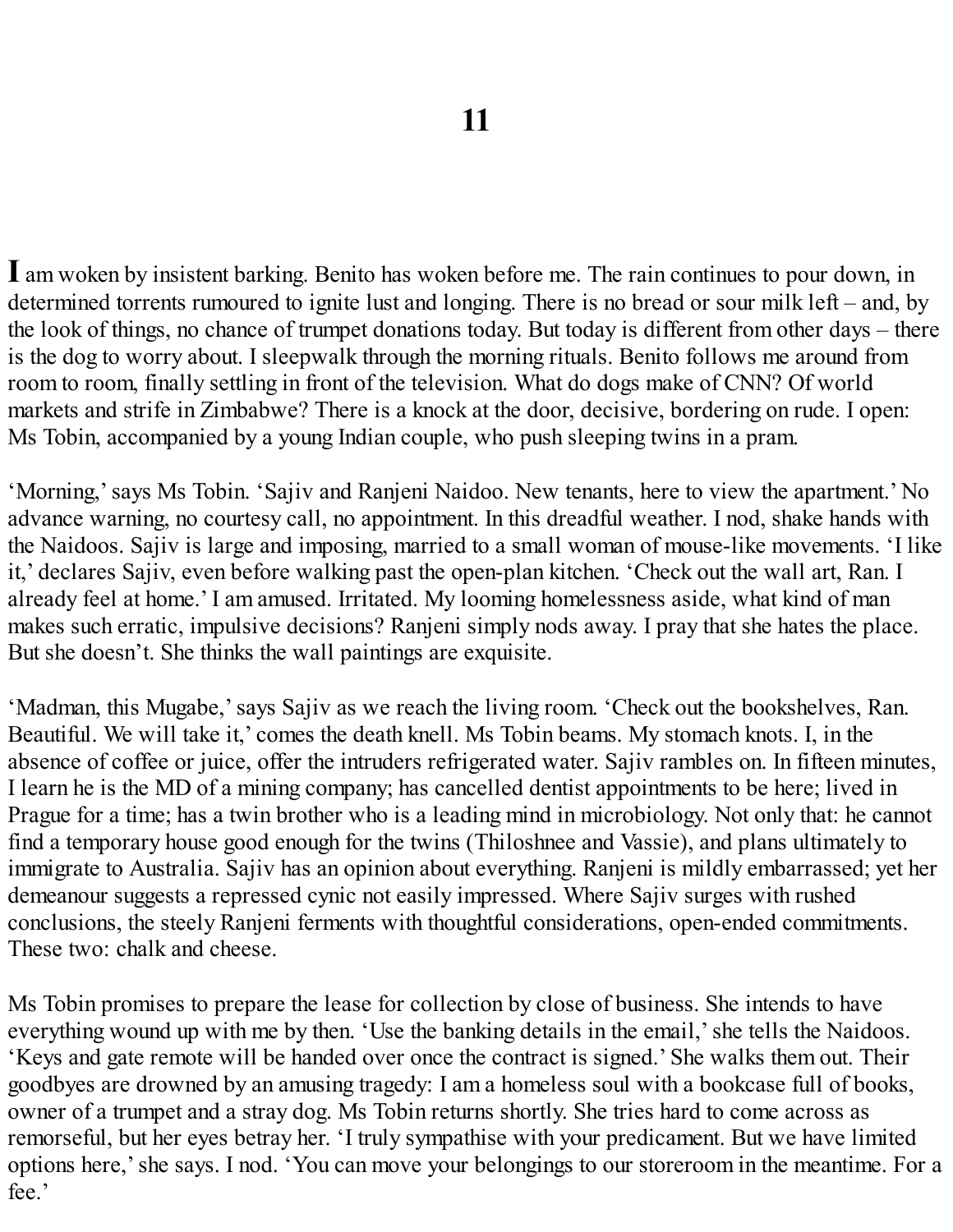# 11

**I** am woken by insistent barking. Benito has woken before me. The rain continues to pour down, in determined torrents rumoured to ignite lust and longing. There is no bread or sour milk left – and, by the look of things, no chance of trumpet donations today. But today is different from other days – there is the dog to worry about. I sleepwalk through the morning rituals. Benito follows me around from room to room, finally settling in front of the television. What do dogs make of CNN? Of world markets and strife in Zimbabwe? There is a knock at the door, decisive, bordering on rude. I open: Ms Tobin, accompanied by a young Indian couple, who push sleeping twins in a pram.

'Morning,' says Ms Tobin. 'Sajiv and Ranjeni Naidoo. New tenants, here to view the apartment.' No advance warning, no courtesy call, no appointment. In this dreadful weather. I nod, shake hands with the Naidoos. Sajiv is large and imposing, married to a small woman of mouse-like movements. 'I like it,' declares Sajiv, even before walking past the open-plan kitchen. 'Check out the wall art, Ran. I already feel at home.' I am amused. Irritated. My looming homelessness aside, what kind of man makes such erratic, impulsive decisions? Ranjeni simply nods away. I pray that she hates the place. But she doesn't. She thinks the wall paintings are exquisite.

'Madman, this Mugabe,' says Sajiv as we reach the living room. 'Check out the bookshelves, Ran. Beautiful. We will take it,' comes the death knell. Ms Tobin beams. My stomach knots. I, in the absence of coffee or juice, offer the intruders refrigerated water. Sajiv rambles on. In fifteen minutes, I learn he is the MD of a mining company; has cancelled dentist appointments to be here; lived in Prague for a time; has a twin brother who is a leading mind in microbiology. Not only that: he cannot find a temporary house good enough for the twins (Thiloshnee and Vassie), and plans ultimately to immigrate to Australia. Sajiv has an opinion about everything. Ranjeni is mildly embarrassed; yet her demeanour suggests a repressed cynic not easily impressed. Where Sajiv surges with rushed conclusions, the steely Ranjeni ferments with thoughtful considerations, open-ended commitments. These two: chalk and cheese.

Ms Tobin promises to prepare the lease for collection by close of business. She intends to have everything wound up with me by then. 'Use the banking details in the email,' she tells the Naidoos. 'Keys and gate remote will be handed over once the contract is signed.' She walks them out. Their goodbyes are drowned by an amusing tragedy: I am a homeless soul with a bookcase full of books, owner of a trumpet and a stray dog. Ms Tobin returns shortly. She tries hard to come across as remorseful, but her eyes betray her. 'I truly sympathise with your predicament. But we have limited options here,' she says. I nod. 'You can move your belongings to our storeroom in the meantime. For a fee.'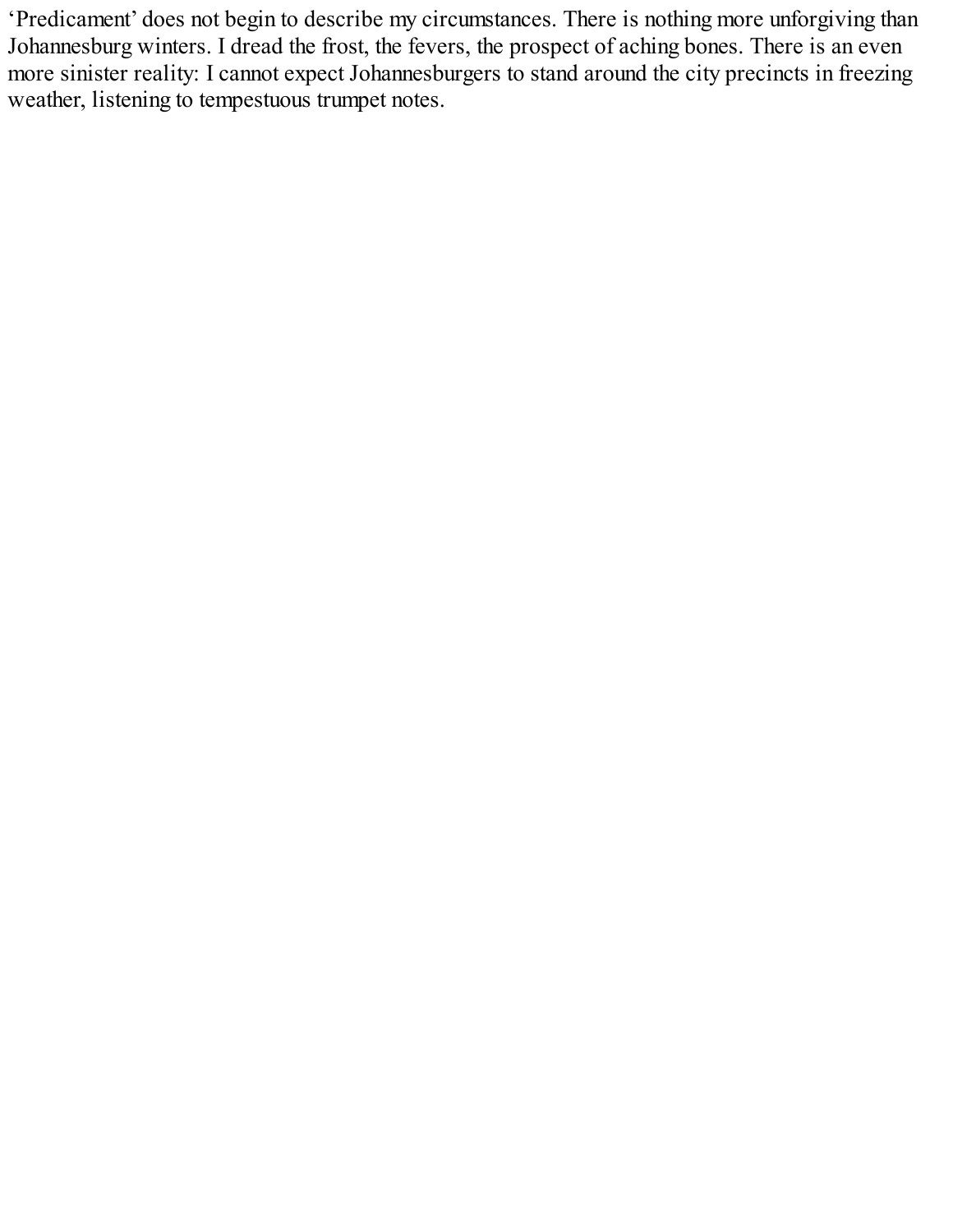‘Predicament’ does not begin to describe my circumstances. There is nothing more unforgiving than Johannesburg winters. I dread the frost, the fevers, the prospect of aching bones. There is an even more sinister reality: I cannot expect Johannesburgers to stand around the city precincts in freezing weather, listening to tempestuous trumpet notes.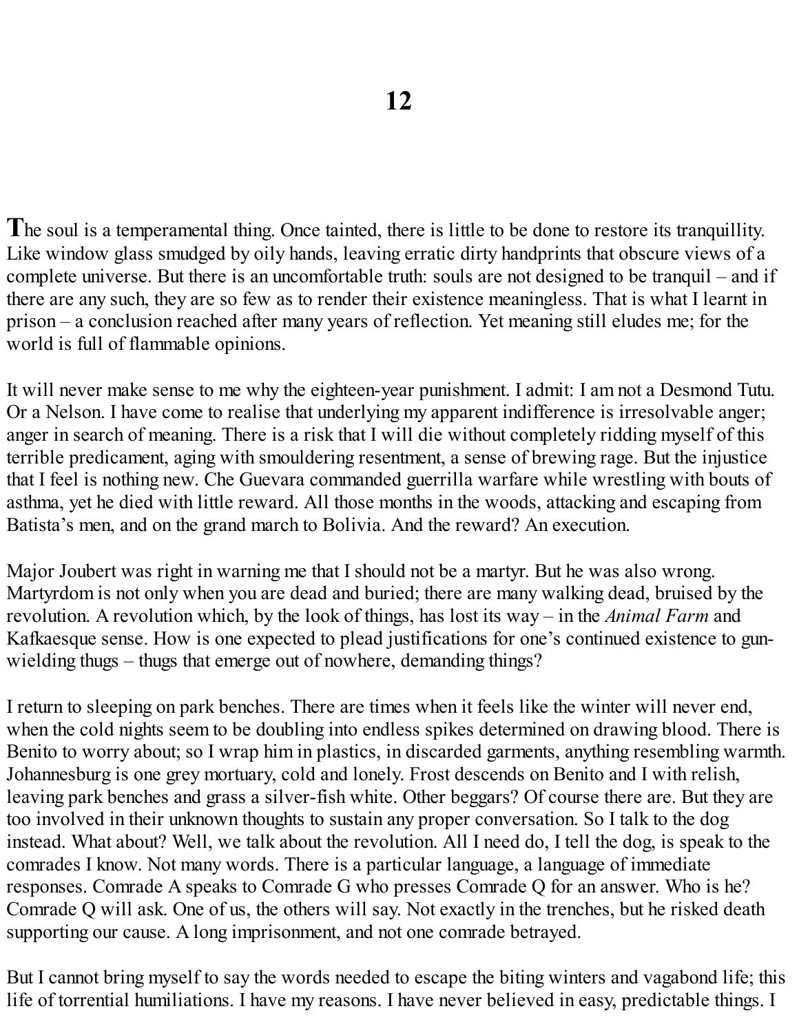# 12

**T**he soul is a temperamental thing. Once tainted, there is little to be done to restore its tranquillity. Like window glass smudged by oily hands, leaving erratic dirty handprints that obscure views of a complete universe. But there is an uncomfortable truth: souls are not designed to be tranquil – and if there are any such, they are so few as to render their existence meaningless. That is what I learnt in prison – a conclusion reached after many years of reflection. Yet meaning still eludes me; for the world is full of flammable opinions.

It will never make sense to me why the eighteen-year punishment. I admit: I am not a Desmond Tutu. Or a Nelson. I have come to realise that underlying my apparent indifference is irresolvable anger; anger in search of meaning. There is a risk that I will die without completely ridding myself of this terrible predicament, aging with smouldering resentment, a sense of brewing rage. But the injustice that I feel is nothing new. Che Guevara commanded guerrilla warfare while wrestling with bouts of asthma, yet he died with little reward. All those months in the woods, attacking and escaping from Batista's men, and on the grand march to Bolivia. And the reward? An execution.

Major Joubert was right in warning me that I should not be a martyr. But he was also wrong. Martyrdom is not only when you are dead and buried; there are many walking dead, bruised by the revolution. A revolution which, by the look of things, has lost its way – in the *Animal Farm* and Kafkaesque sense. How is one expected to plead justifications for one's continued existence to gun-wielding thugs – thugs that emerge out of nowhere, demanding things?

I return to sleeping on park benches. There are times when it feels like the winter will never end, when the cold nights seem to be doubling into endless spikes determined on drawing blood. There is Benito to worry about; so I wrap him in plastics, in discarded garments, anything resembling warmth. Johannesburg is one grey mortuary, cold and lonely. Frost descends on Benito and I with relish, leaving park benches and grass a silver-fish white. Other beggars? Of course there are. But they are too involved in their unknown thoughts to sustain any proper conversation. So I talk to the dog instead. What about? Well, we talk about the revolution. All I need do, I tell the dog, is speak to the comrades I know. Not many words. There is a particular language, a language of immediate responses. Comrade A speaks to Comrade G who presses Comrade Q for an answer. Who is he? Comrade Q will ask. One of us, the others will say. Not exactly in the trenches, but he risked death supporting our cause. A long imprisonment, and not one comrade betrayed.

But I cannot bring myself to say the words needed to escape the biting winters and vagabond life; this life of torrential humiliations. I have my reasons. I have never believed in easy, predictable things. I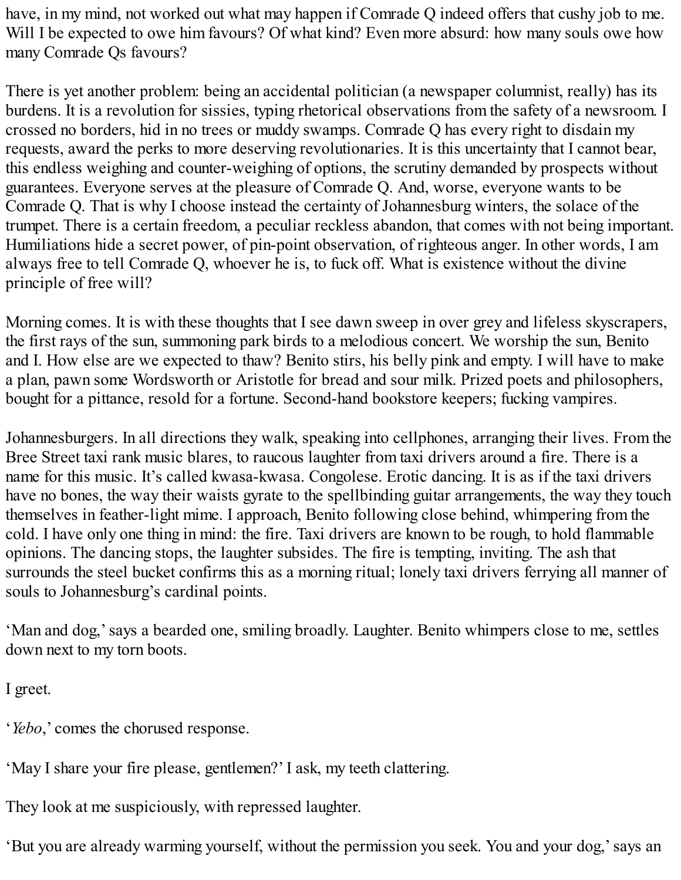have, in my mind, not worked out what may happen if Comrade Q indeed offers that cushy job to me. Will I be expected to owe him favours? Of what kind? Even more absurd: how many souls owe how many Comrade Qs favours?

There is yet another problem: being an accidental politician (a newspaper columnist, really) has its burdens. It is a revolution for sissies, typing rhetorical observations from the safety of a newsroom. I crossed no borders, hid in no trees or muddy swamps. Comrade Q has every right to disdain my requests, award the perks to more deserving revolutionaries. It is this uncertainty that I cannot bear, this endless weighing and counter-weighing of options, the scrutiny demanded by prospects without guarantees. Everyone serves at the pleasure of Comrade Q. And, worse, everyone wants to be Comrade Q. That is why I choose instead the certainty of Johannesburg winters, the solace of the trumpet. There is a certain freedom, a peculiar reckless abandon, that comes with not being important. Humiliations hide a secret power, of pin-point observation, of righteous anger. In other words, I am always free to tell Comrade Q, whoever he is, to fuck off. What is existence without the divine principle of free will?

Morning comes. It is with these thoughts that I see dawn sweep in over grey and lifeless skyscrapers, the first rays of the sun, summoning park birds to a melodious concert. We worship the sun, Benito and I. How else are we expected to thaw? Benito stirs, his belly pink and empty. I will have to make a plan, pawn some Wordsworth or Aristotle for bread and sour milk. Prized poets and philosophers, bought for a pittance, resold for a fortune. Second-hand bookstore keepers; fucking vampires.

Johannesburgers. In all directions they walk, speaking into cellphones, arranging their lives. From the Bree Street taxi rank music blares, to raucous laughter from taxi drivers around a fire. There is a name for this music. It's called kwasa-kwasa. Congolese. Erotic dancing. It is as if the taxi drivers have no bones, the way their waists gyrate to the spellbinding guitar arrangements, the way they touch themselves in feather-light mime. I approach, Benito following close behind, whimpering from the cold. I have only one thing in mind: the fire. Taxi drivers are known to be rough, to hold flammable opinions. The dancing stops, the laughter subsides. The fire is tempting, inviting. The ash that surrounds the steel bucket confirms this as a morning ritual; lonely taxi drivers ferrying all manner of souls to Johannesburg's cardinal points.

'Man and dog,' says a bearded one, smiling broadly. Laughter. Benito whimpers close to me, settles down next to my torn boots.

I greet.

'*Yebo*,' comes the chorused response.

'May I share your fire please, gentlemen?' I ask, my teeth clattering.

They look at me suspiciously, with repressed laughter.

'But you are already warming yourself, without the permission you seek. You and your dog,' says an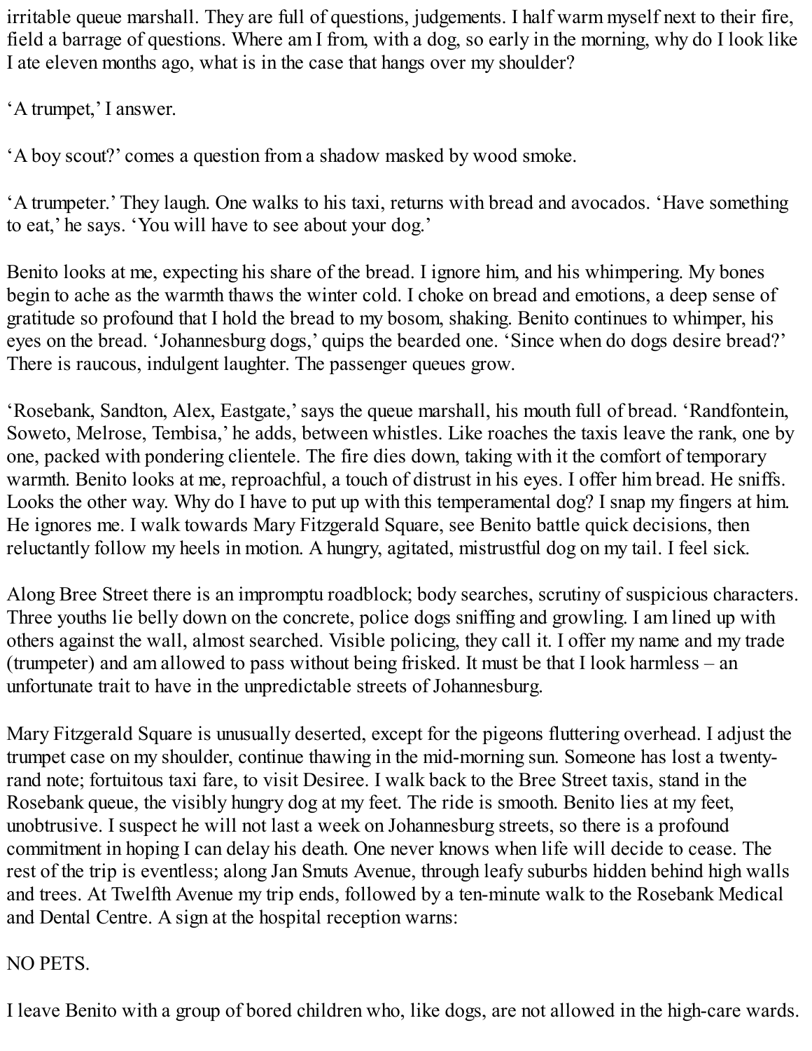irritable queue marshall. They are full of questions, judgements. I half warm myself next to their fire, field a barrage of questions. Where am I from, with a dog, so early in the morning, why do I look like I ate eleven months ago, what is in the case that hangs over my shoulder?

'A trumpet,' I answer.

'A boy scout?' comes a question from a shadow masked by wood smoke.

'A trumpeter.' They laugh. One walks to his taxi, returns with bread and avocados. 'Have something to eat,' he says. 'You will have to see about your dog.'

Benito looks at me, expecting his share of the bread. I ignore him, and his whimpering. My bones begin to ache as the warmth thaws the winter cold. I choke on bread and emotions, a deep sense of gratitude so profound that I hold the bread to my bosom, shaking. Benito continues to whimper, his eyes on the bread. 'Johannesburg dogs,' quips the bearded one. 'Since when do dogs desire bread?' There is raucous, indulgent laughter. The passenger queues grow.

'Rosebank, Sandton, Alex, Eastgate,' says the queue marshall, his mouth full of bread. 'Randfontein, Soweto, Melrose, Tembisa,' he adds, between whistles. Like roaches the taxis leave the rank, one by one, packed with pondering clientele. The fire dies down, taking with it the comfort of temporary warmth. Benito looks at me, reproachful, a touch of distrust in his eyes. I offer him bread. He sniffs. Looks the other way. Why do I have to put up with this temperamental dog? I snap my fingers at him. He ignores me. I walk towards Mary Fitzgerald Square, see Benito battle quick decisions, then reluctantly follow my heels in motion. A hungry, agitated, mistrustful dog on my tail. I feel sick.

Along Bree Street there is an impromptu roadblock; body searches, scrutiny of suspicious characters. Three youths lie belly down on the concrete, police dogs sniffing and growling. I am lined up with others against the wall, almost searched. Visible policing, they call it. I offer my name and my trade (trumpeter) and am allowed to pass without being frisked. It must be that I look harmless – an unfortunate trait to have in the unpredictable streets of Johannesburg.

Mary Fitzgerald Square is unusually deserted, except for the pigeons fluttering overhead. I adjust the trumpet case on my shoulder, continue thawing in the mid-morning sun. Someone has lost a twenty-rand note; fortuitous taxi fare, to visit Desiree. I walk back to the Bree Street taxis, stand in the Rosebank queue, the visibly hungry dog at my feet. The ride is smooth. Benito lies at my feet, unobtrusive. I suspect he will not last a week on Johannesburg streets, so there is a profound commitment in hoping I can delay his death. One never knows when life will decide to cease. The rest of the trip is eventless; along Jan Smuts Avenue, through leafy suburbs hidden behind high walls and trees. At Twelfth Avenue my trip ends, followed by a ten-minute walk to the Rosebank Medical and Dental Centre. A sign at the hospital reception warns:

NO PETS.

I leave Benito with a group of bored children who, like dogs, are not allowed in the high-care wards.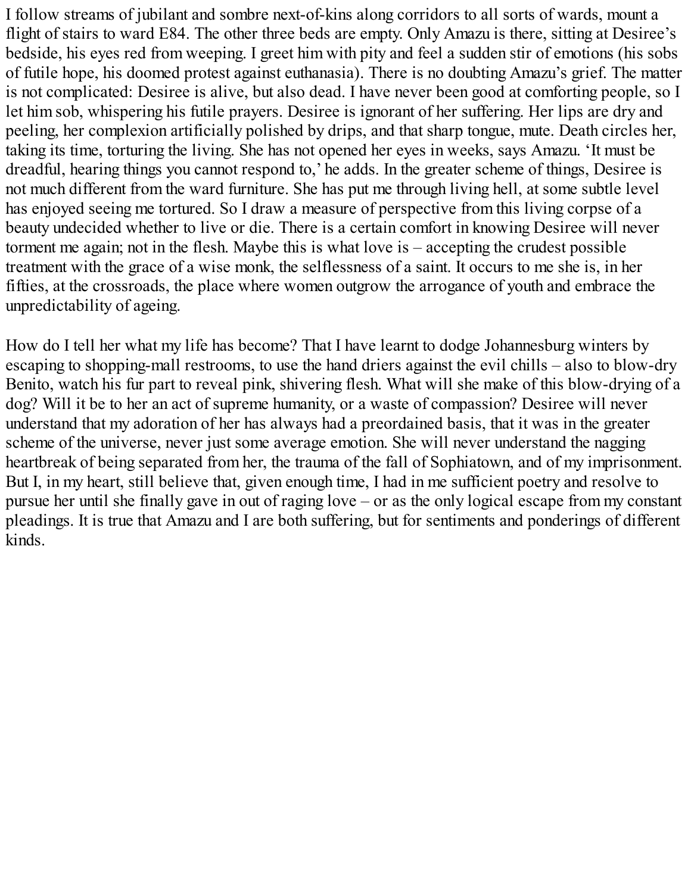I follow streams of jubilant and sombre next-of-kins along corridors to all sorts of wards, mount a flight of stairs to ward E84. The other three beds are empty. Only Amazu is there, sitting at Desiree's bedside, his eyes red from weeping. I greet him with pity and feel a sudden stir of emotions (his sobs of futile hope, his doomed protest against euthanasia). There is no doubting Amazu's grief. The matter is not complicated: Desiree is alive, but also dead. I have never been good at comforting people, so I let him sob, whispering his futile prayers. Desiree is ignorant of her suffering. Her lips are dry and peeling, her complexion artificially polished by drips, and that sharp tongue, mute. Death circles her, taking its time, torturing the living. She has not opened her eyes in weeks, says Amazu. 'It must be dreadful, hearing things you cannot respond to,' he adds. In the greater scheme of things, Desiree is not much different from the ward furniture. She has put me through living hell, at some subtle level has enjoyed seeing me tortured. So I draw a measure of perspective from this living corpse of a beauty undecided whether to live or die. There is a certain comfort in knowing Desiree will never torment me again; not in the flesh. Maybe this is what love is – accepting the crudest possible treatment with the grace of a wise monk, the selflessness of a saint. It occurs to me she is, in her fifties, at the crossroads, the place where women outgrow the arrogance of youth and embrace the unpredictability of ageing.

How do I tell her what my life has become? That I have learnt to dodge Johannesburg winters by escaping to shopping-mall restrooms, to use the hand driers against the evil chills – also to blow-dry Benito, watch his fur part to reveal pink, shivering flesh. What will she make of this blow-drying of a dog? Will it be to her an act of supreme humanity, or a waste of compassion? Desiree will never understand that my adoration of her has always had a preordained basis, that it was in the greater scheme of the universe, never just some average emotion. She will never understand the nagging heartbreak of being separated from her, the trauma of the fall of Sophiatown, and of my imprisonment. But I, in my heart, still believe that, given enough time, I had in me sufficient poetry and resolve to pursue her until she finally gave in out of raging love – or as the only logical escape from my constant pleadings. It is true that Amazu and I are both suffering, but for sentiments and ponderings of different kinds.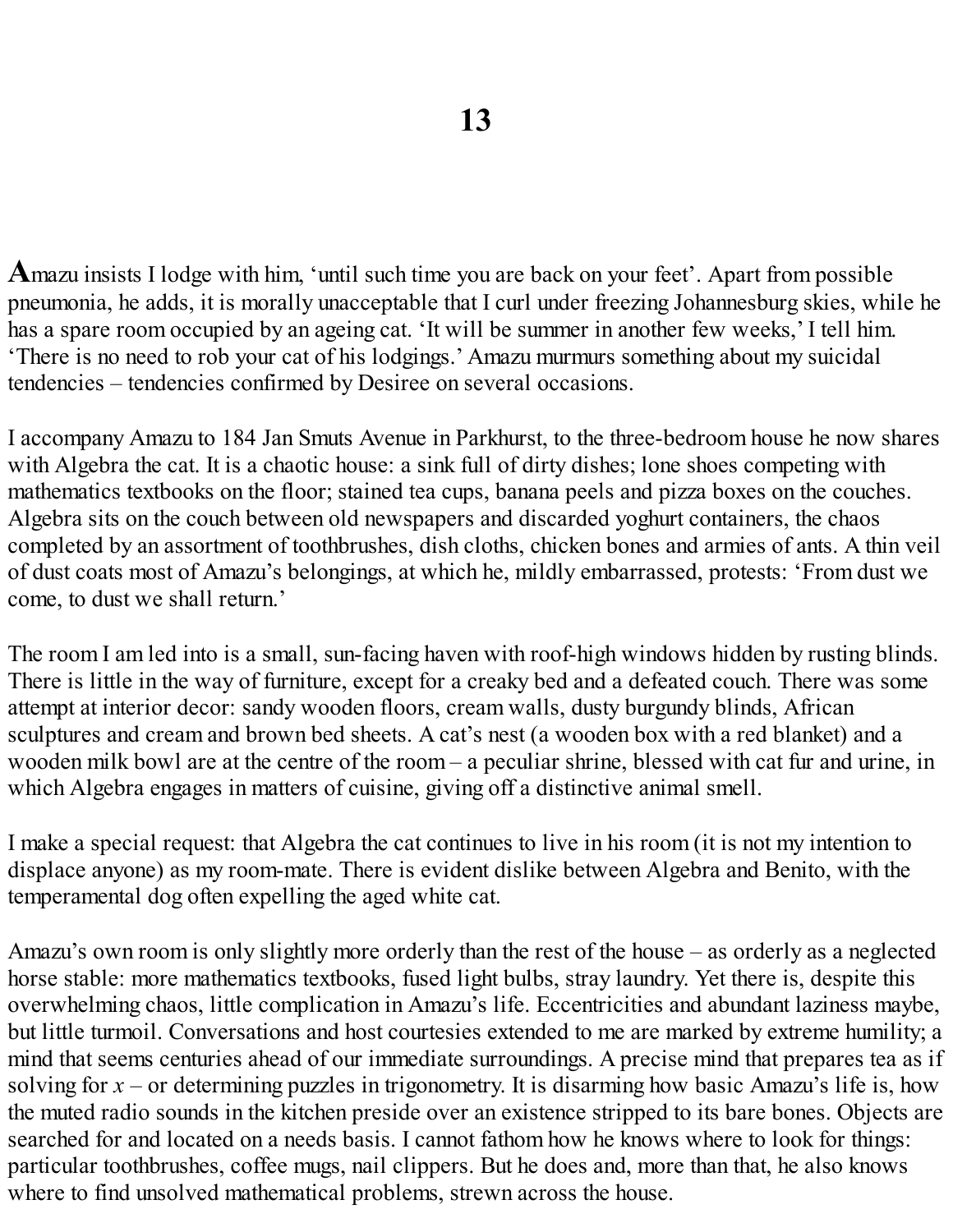# 13

**A**mazu insists I lodge with him, 'until such time you are back on your feet'. Apart from possible pneumonia, he adds, it is morally unacceptable that I curl under freezing Johannesburg skies, while he has a spare room occupied by an ageing cat. 'It will be summer in another few weeks,' I tell him. 'There is no need to rob your cat of his lodgings.' Amazu murmurs something about my suicidal tendencies – tendencies confirmed by Desiree on several occasions.

I accompany Amazu to 184 Jan Smuts Avenue in Parkhurst, to the three-bedroom house he now shares with Algebra the cat. It is a chaotic house: a sink full of dirty dishes; lone shoes competing with mathematics textbooks on the floor; stained tea cups, banana peels and pizza boxes on the couches. Algebra sits on the couch between old newspapers and discarded yoghurt containers, the chaos completed by an assortment of toothbrushes, dish cloths, chicken bones and armies of ants. A thin veil of dust coats most of Amazu's belongings, at which he, mildly embarrassed, protests: 'From dust we come, to dust we shall return.'

The room I am led into is a small, sun-facing haven with roof-high windows hidden by rusting blinds. There is little in the way of furniture, except for a creaky bed and a defeated couch. There was some attempt at interior decor: sandy wooden floors, cream walls, dusty burgundy blinds, African sculptures and cream and brown bed sheets. A cat's nest (a wooden box with a red blanket) and a wooden milk bowl are at the centre of the room – a peculiar shrine, blessed with cat fur and urine, in which Algebra engages in matters of cuisine, giving off a distinctive animal smell.

I make a special request: that Algebra the cat continues to live in his room (it is not my intention to displace anyone) as my room-mate. There is evident dislike between Algebra and Benito, with the temperamental dog often expelling the aged white cat.

Amazu's own room is only slightly more orderly than the rest of the house – as orderly as a neglected horse stable: more mathematics textbooks, fused light bulbs, stray laundry. Yet there is, despite this overwhelming chaos, little complication in Amazu's life. Eccentricities and abundant laziness maybe, but little turmoil. Conversations and host courtesies extended to me are marked by extreme humility; a mind that seems centuries ahead of our immediate surroundings. A precise mind that prepares tea as if solving for *x* – or determining puzzles in trigonometry. It is disarming how basic Amazu's life is, how the muted radio sounds in the kitchen preside over an existence stripped to its bare bones. Objects are searched for and located on a needs basis. I cannot fathom how he knows where to look for things: particular toothbrushes, coffee mugs, nail clippers. But he does and, more than that, he also knows where to find unsolved mathematical problems, strewn across the house.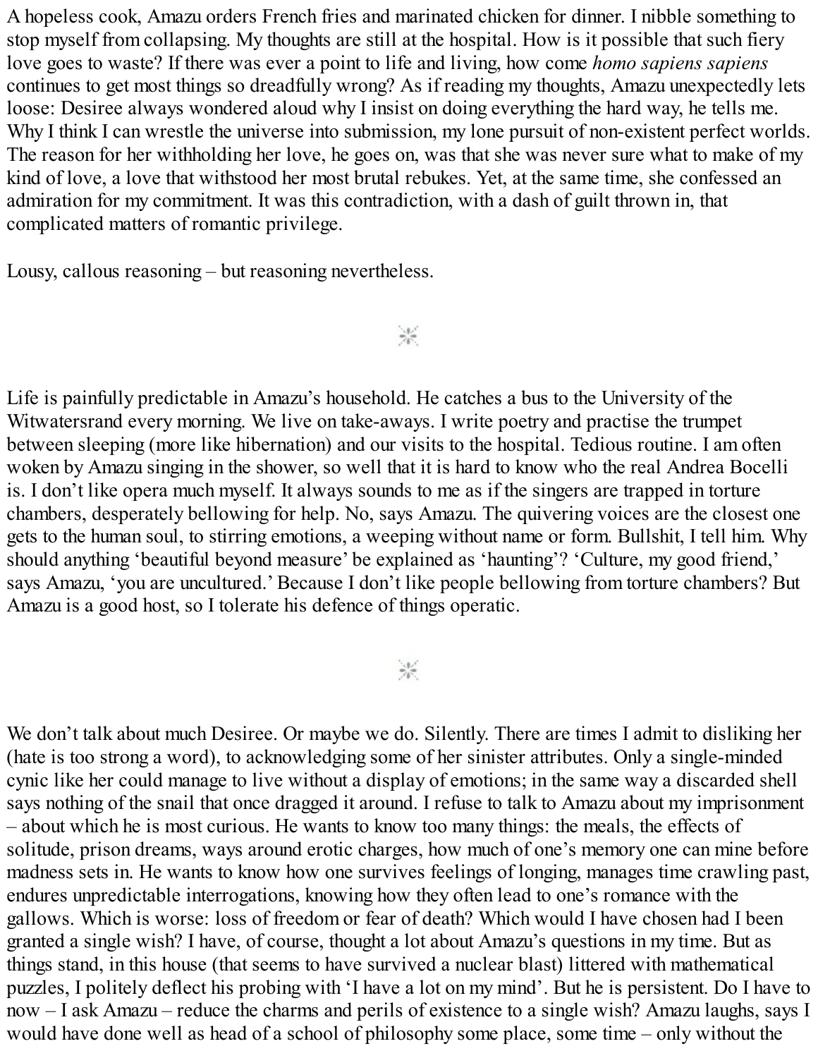A hopeless cook, Amazu orders French fries and marinated chicken for dinner. I nibble something to stop myself from collapsing. My thoughts are still at the hospital. How is it possible that such fiery love goes to waste? If there was ever a point to life and living, how come *homo sapiens sapiens* continues to get most things so dreadfully wrong? As if reading my thoughts, Amazu unexpectedly lets loose: Desiree always wondered aloud why I insist on doing everything the hard way, he tells me. Why I think I can wrestle the universe into submission, my lone pursuit of non-existent perfect worlds. The reason for her withholding her love, he goes on, was that she was never sure what to make of my kind of love, a love that withstood her most brutal rebukes. Yet, at the same time, she confessed an admiration for my commitment. It was this contradiction, with a dash of guilt thrown in, that complicated matters of romantic privilege.

Lousy, callous reasoning – but reasoning nevertheless.

⁂

Life is painfully predictable in Amazu's household. He catches a bus to the University of the Witwatersrand every morning. We live on take-aways. I write poetry and practise the trumpet between sleeping (more like hibernation) and our visits to the hospital. Tedious routine. I am often woken by Amazu singing in the shower, so well that it is hard to know who the real Andrea Bocelli is. I don't like opera much myself. It always sounds to me as if the singers are trapped in torture chambers, desperately bellowing for help. No, says Amazu. The quivering voices are the closest one gets to the human soul, to stirring emotions, a weeping without name or form. Bullshit, I tell him. Why should anything 'beautiful beyond measure' be explained as 'haunting'? 'Culture, my good friend,' says Amazu, 'you are uncultured.' Because I don't like people bellowing from torture chambers? But Amazu is a good host, so I tolerate his defence of things operatic.

⁂

We don't talk about much Desiree. Or maybe we do. Silently. There are times I admit to disliking her (hate is too strong a word), to acknowledging some of her sinister attributes. Only a single-minded cynic like her could manage to live without a display of emotions; in the same way a discarded shell says nothing of the snail that once dragged it around. I refuse to talk to Amazu about my imprisonment – about which he is most curious. He wants to know too many things: the meals, the effects of solitude, prison dreams, ways around erotic charges, how much of one's memory one can mine before madness sets in. He wants to know how one survives feelings of longing, manages time crawling past, endures unpredictable interrogations, knowing how they often lead to one's romance with the gallows. Which is worse: loss of freedom or fear of death? Which would I have chosen had I been granted a single wish? I have, of course, thought a lot about Amazu's questions in my time. But as things stand, in this house (that seems to have survived a nuclear blast) littered with mathematical puzzles, I politely deflect his probing with 'I have a lot on my mind'. But he is persistent. Do I have to now – I ask Amazu – reduce the charms and perils of existence to a single wish? Amazu laughs, says I would have done well as head of a school of philosophy some place, some time – only without the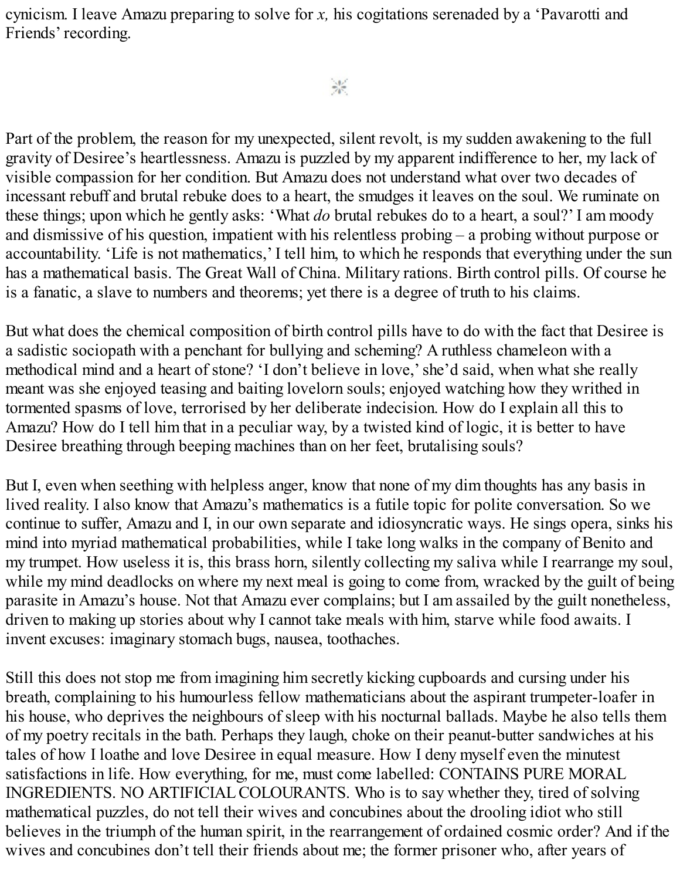cynicism. I leave Amazu preparing to solve for *x,* his cogitations serenaded by a ‘Pavarotti and Friends’ recording.

⁂

Part of the problem, the reason for my unexpected, silent revolt, is my sudden awakening to the full gravity of Desiree’s heartlessness. Amazu is puzzled by my apparent indifference to her, my lack of visible compassion for her condition. But Amazu does not understand what over two decades of incessant rebuff and brutal rebuke does to a heart, the smudges it leaves on the soul. We ruminate on these things; upon which he gently asks: ‘What *do* brutal rebukes do to a heart, a soul?’ I am moody and dismissive of his question, impatient with his relentless probing – a probing without purpose or accountability. ‘Life is not mathematics,’ I tell him, to which he responds that everything under the sun has a mathematical basis. The Great Wall of China. Military rations. Birth control pills. Of course he is a fanatic, a slave to numbers and theorems; yet there is a degree of truth to his claims.

But what does the chemical composition of birth control pills have to do with the fact that Desiree is a sadistic sociopath with a penchant for bullying and scheming? A ruthless chameleon with a methodical mind and a heart of stone? ‘I don’t believe in love,’ she’d said, when what she really meant was she enjoyed teasing and baiting lovelorn souls; enjoyed watching how they writhed in tormented spasms of love, terrorised by her deliberate indecision. How do I explain all this to Amazu? How do I tell him that in a peculiar way, by a twisted kind of logic, it is better to have Desiree breathing through beeping machines than on her feet, brutalising souls?

But I, even when seething with helpless anger, know that none of my dim thoughts has any basis in lived reality. I also know that Amazu’s mathematics is a futile topic for polite conversation. So we continue to suffer, Amazu and I, in our own separate and idiosyncratic ways. He sings opera, sinks his mind into myriad mathematical probabilities, while I take long walks in the company of Benito and my trumpet. How useless it is, this brass horn, silently collecting my saliva while I rearrange my soul, while my mind deadlocks on where my next meal is going to come from, wracked by the guilt of being parasite in Amazu’s house. Not that Amazu ever complains; but I am assailed by the guilt nonetheless, driven to making up stories about why I cannot take meals with him, starve while food awaits. I invent excuses: imaginary stomach bugs, nausea, toothaches.

Still this does not stop me from imagining him secretly kicking cupboards and cursing under his breath, complaining to his humourless fellow mathematicians about the aspirant trumpeter-loafer in his house, who deprives the neighbours of sleep with his nocturnal ballads. Maybe he also tells them of my poetry recitals in the bath. Perhaps they laugh, choke on their peanut-butter sandwiches at his tales of how I loathe and love Desiree in equal measure. How I deny myself even the minutest satisfactions in life. How everything, for me, must come labelled: CONTAINS PURE MORAL INGREDIENTS. NO ARTIFICIAL COLOURANTS. Who is to say whether they, tired of solving mathematical puzzles, do not tell their wives and concubines about the drooling idiot who still believes in the triumph of the human spirit, in the rearrangement of ordained cosmic order? And if the wives and concubines don’t tell their friends about me; the former prisoner who, after years of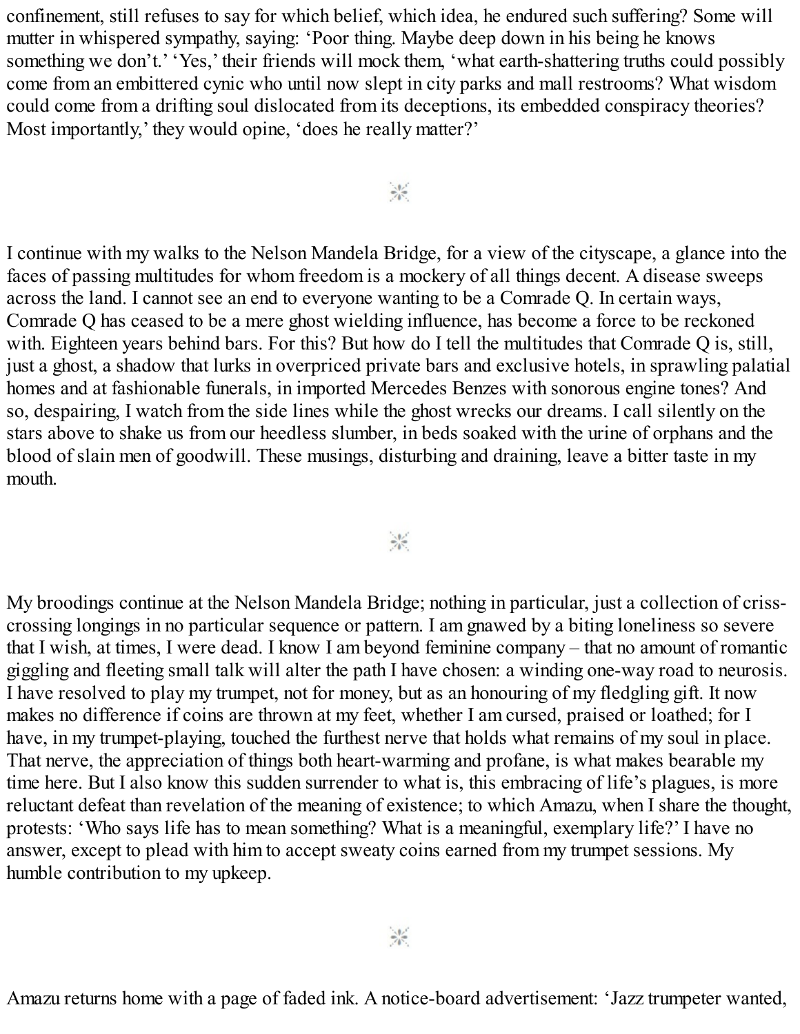confinement, still refuses to say for which belief, which idea, he endured such suffering? Some will mutter in whispered sympathy, saying: 'Poor thing. Maybe deep down in his being he knows something we don't.' 'Yes,' their friends will mock them, 'what earth-shattering truths could possibly come from an embittered cynic who until now slept in city parks and mall restrooms? What wisdom could come from a drifting soul dislocated from its deceptions, its embedded conspiracy theories? Most importantly,' they would opine, 'does he really matter?'

⁂

I continue with my walks to the Nelson Mandela Bridge, for a view of the cityscape, a glance into the faces of passing multitudes for whom freedom is a mockery of all things decent. A disease sweeps across the land. I cannot see an end to everyone wanting to be a Comrade Q. In certain ways, Comrade Q has ceased to be a mere ghost wielding influence, has become a force to be reckoned with. Eighteen years behind bars. For this? But how do I tell the multitudes that Comrade Q is, still, just a ghost, a shadow that lurks in overpriced private bars and exclusive hotels, in sprawling palatial homes and at fashionable funerals, in imported Mercedes Benzes with sonorous engine tones? And so, despairing, I watch from the side lines while the ghost wrecks our dreams. I call silently on the stars above to shake us from our heedless slumber, in beds soaked with the urine of orphans and the blood of slain men of goodwill. These musings, disturbing and draining, leave a bitter taste in my mouth.

⁂

My broodings continue at the Nelson Mandela Bridge; nothing in particular, just a collection of criss-crossing longings in no particular sequence or pattern. I am gnawed by a biting loneliness so severe that I wish, at times, I were dead. I know I am beyond feminine company – that no amount of romantic giggling and fleeting small talk will alter the path I have chosen: a winding one-way road to neurosis. I have resolved to play my trumpet, not for money, but as an honouring of my fledgling gift. It now makes no difference if coins are thrown at my feet, whether I am cursed, praised or loathed; for I have, in my trumpet-playing, touched the furthest nerve that holds what remains of my soul in place. That nerve, the appreciation of things both heart-warming and profane, is what makes bearable my time here. But I also know this sudden surrender to what is, this embracing of life's plagues, is more reluctant defeat than revelation of the meaning of existence; to which Amazu, when I share the thought, protests: 'Who says life has to mean something? What is a meaningful, exemplary life?' I have no answer, except to plead with him to accept sweaty coins earned from my trumpet sessions. My humble contribution to my upkeep.

⁂

Amazu returns home with a page of faded ink. A notice-board advertisement: 'Jazz trumpeter wanted,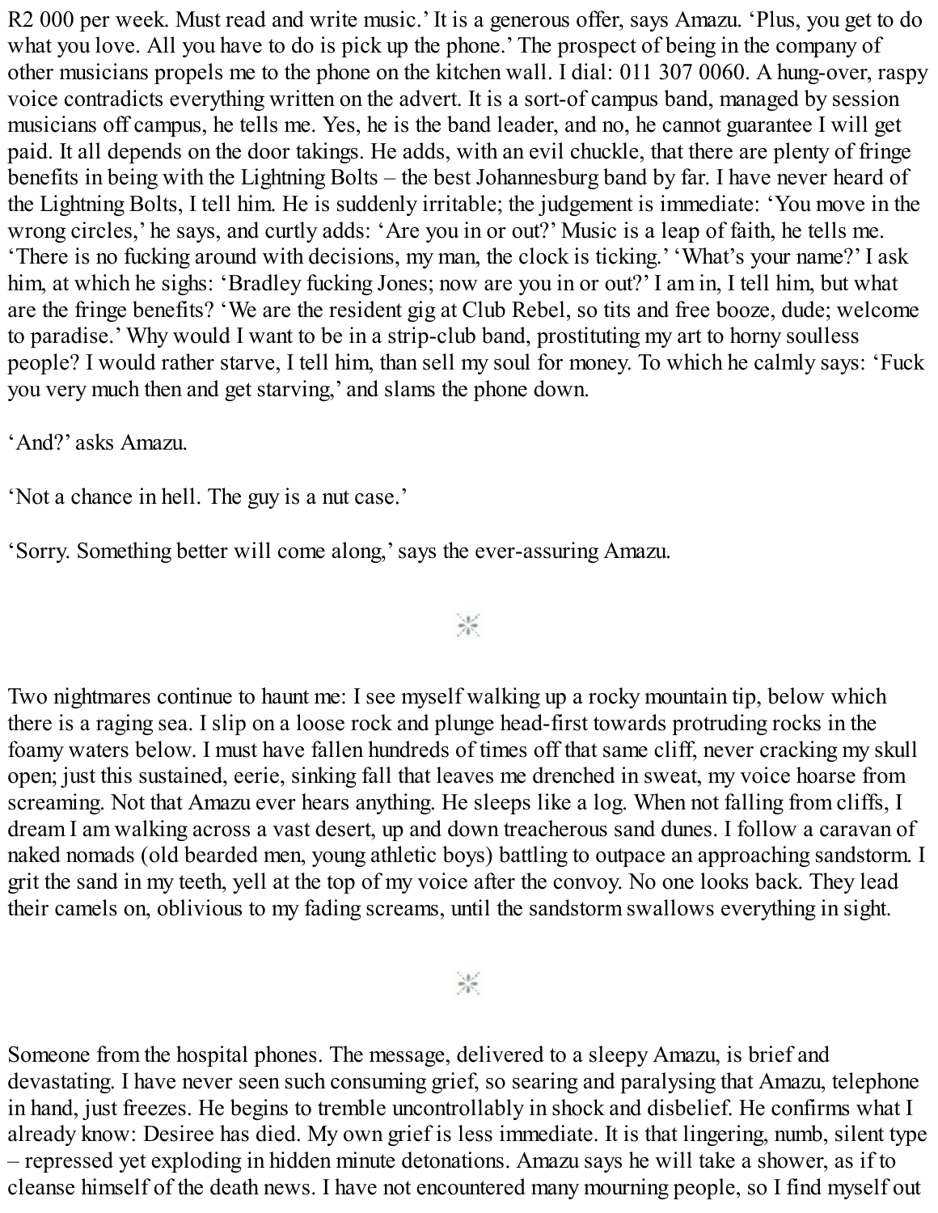R2 000 per week. Must read and write music.' It is a generous offer, says Amazu. 'Plus, you get to do what you love. All you have to do is pick up the phone.' The prospect of being in the company of other musicians propels me to the phone on the kitchen wall. I dial: 011 307 0060. A hung-over, raspy voice contradicts everything written on the advert. It is a sort-of campus band, managed by session musicians off campus, he tells me. Yes, he is the band leader, and no, he cannot guarantee I will get paid. It all depends on the door takings. He adds, with an evil chuckle, that there are plenty of fringe benefits in being with the Lightning Bolts – the best Johannesburg band by far. I have never heard of the Lightning Bolts, I tell him. He is suddenly irritable; the judgement is immediate: 'You move in the wrong circles,' he says, and curtly adds: 'Are you in or out?' Music is a leap of faith, he tells me. 'There is no fucking around with decisions, my man, the clock is ticking.' 'What's your name?' I ask him, at which he sighs: 'Bradley fucking Jones; now are you in or out?' I am in, I tell him, but what are the fringe benefits? 'We are the resident gig at Club Rebel, so tits and free booze, dude; welcome to paradise.' Why would I want to be in a strip-club band, prostituting my art to horny soulless people? I would rather starve, I tell him, than sell my soul for money. To which he calmly says: 'Fuck you very much then and get starving,' and slams the phone down.

'And?' asks Amazu.

'Not a chance in hell. The guy is a nut case.'

'Sorry. Something better will come along,' says the ever-assuring Amazu.

---

Two nightmares continue to haunt me: I see myself walking up a rocky mountain tip, below which there is a raging sea. I slip on a loose rock and plunge head-first towards protruding rocks in the foamy waters below. I must have fallen hundreds of times off that same cliff, never cracking my skull open; just this sustained, eerie, sinking fall that leaves me drenched in sweat, my voice hoarse from screaming. Not that Amazu ever hears anything. He sleeps like a log. When not falling from cliffs, I dream I am walking across a vast desert, up and down treacherous sand dunes. I follow a caravan of naked nomads (old bearded men, young athletic boys) battling to outpace an approaching sandstorm. I grit the sand in my teeth, yell at the top of my voice after the convoy. No one looks back. They lead their camels on, oblivious to my fading screams, until the sandstorm swallows everything in sight.

---

Someone from the hospital phones. The message, delivered to a sleepy Amazu, is brief and devastating. I have never seen such consuming grief, so searing and paralysing that Amazu, telephone in hand, just freezes. He begins to tremble uncontrollably in shock and disbelief. He confirms what I already know: Desiree has died. My own grief is less immediate. It is that lingering, numb, silent type – repressed yet exploding in hidden minute detonations. Amazu says he will take a shower, as if to cleanse himself of the death news. I have not encountered many mourning people, so I find myself out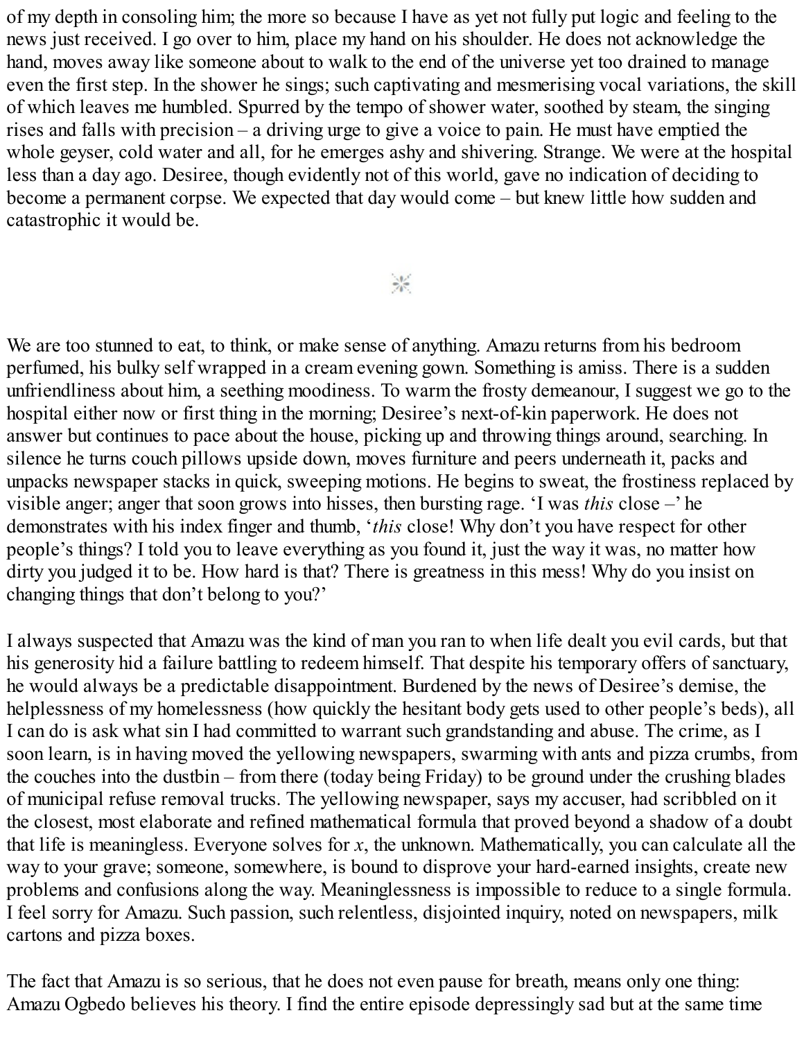of my depth in consoling him; the more so because I have as yet not fully put logic and feeling to the news just received. I go over to him, place my hand on his shoulder. He does not acknowledge the hand, moves away like someone about to walk to the end of the universe yet too drained to manage even the first step. In the shower he sings; such captivating and mesmerising vocal variations, the skill of which leaves me humbled. Spurred by the tempo of shower water, soothed by steam, the singing rises and falls with precision – a driving urge to give a voice to pain. He must have emptied the whole geyser, cold water and all, for he emerges ashy and shivering. Strange. We were at the hospital less than a day ago. Desiree, though evidently not of this world, gave no indication of deciding to become a permanent corpse. We expected that day would come – but knew little how sudden and catastrophic it would be.

⁂

We are too stunned to eat, to think, or make sense of anything. Amazu returns from his bedroom perfumed, his bulky self wrapped in a cream evening gown. Something is amiss. There is a sudden unfriendliness about him, a seething moodiness. To warm the frosty demeanour, I suggest we go to the hospital either now or first thing in the morning; Desiree's next-of-kin paperwork. He does not answer but continues to pace about the house, picking up and throwing things around, searching. In silence he turns couch pillows upside down, moves furniture and peers underneath it, packs and unpacks newspaper stacks in quick, sweeping motions. He begins to sweat, the frostiness replaced by visible anger; anger that soon grows into hisses, then bursting rage. 'I was *this* close –' he demonstrates with his index finger and thumb, '*this* close! Why don't you have respect for other people's things? I told you to leave everything as you found it, just the way it was, no matter how dirty you judged it to be. How hard is that? There is greatness in this mess! Why do you insist on changing things that don't belong to you?'

I always suspected that Amazu was the kind of man you ran to when life dealt you evil cards, but that his generosity hid a failure battling to redeem himself. That despite his temporary offers of sanctuary, he would always be a predictable disappointment. Burdened by the news of Desiree's demise, the helplessness of my homelessness (how quickly the hesitant body gets used to other people's beds), all I can do is ask what sin I had committed to warrant such grandstanding and abuse. The crime, as I soon learn, is in having moved the yellowing newspapers, swarming with ants and pizza crumbs, from the couches into the dustbin – from there (today being Friday) to be ground under the crushing blades of municipal refuse removal trucks. The yellowing newspaper, says my accuser, had scribbled on it the closest, most elaborate and refined mathematical formula that proved beyond a shadow of a doubt that life is meaningless. Everyone solves for *x*, the unknown. Mathematically, you can calculate all the way to your grave; someone, somewhere, is bound to disprove your hard-earned insights, create new problems and confusions along the way. Meaninglessness is impossible to reduce to a single formula. I feel sorry for Amazu. Such passion, such relentless, disjointed inquiry, noted on newspapers, milk cartons and pizza boxes.

The fact that Amazu is so serious, that he does not even pause for breath, means only one thing: Amazu Ogbedo believes his theory. I find the entire episode depressingly sad but at the same time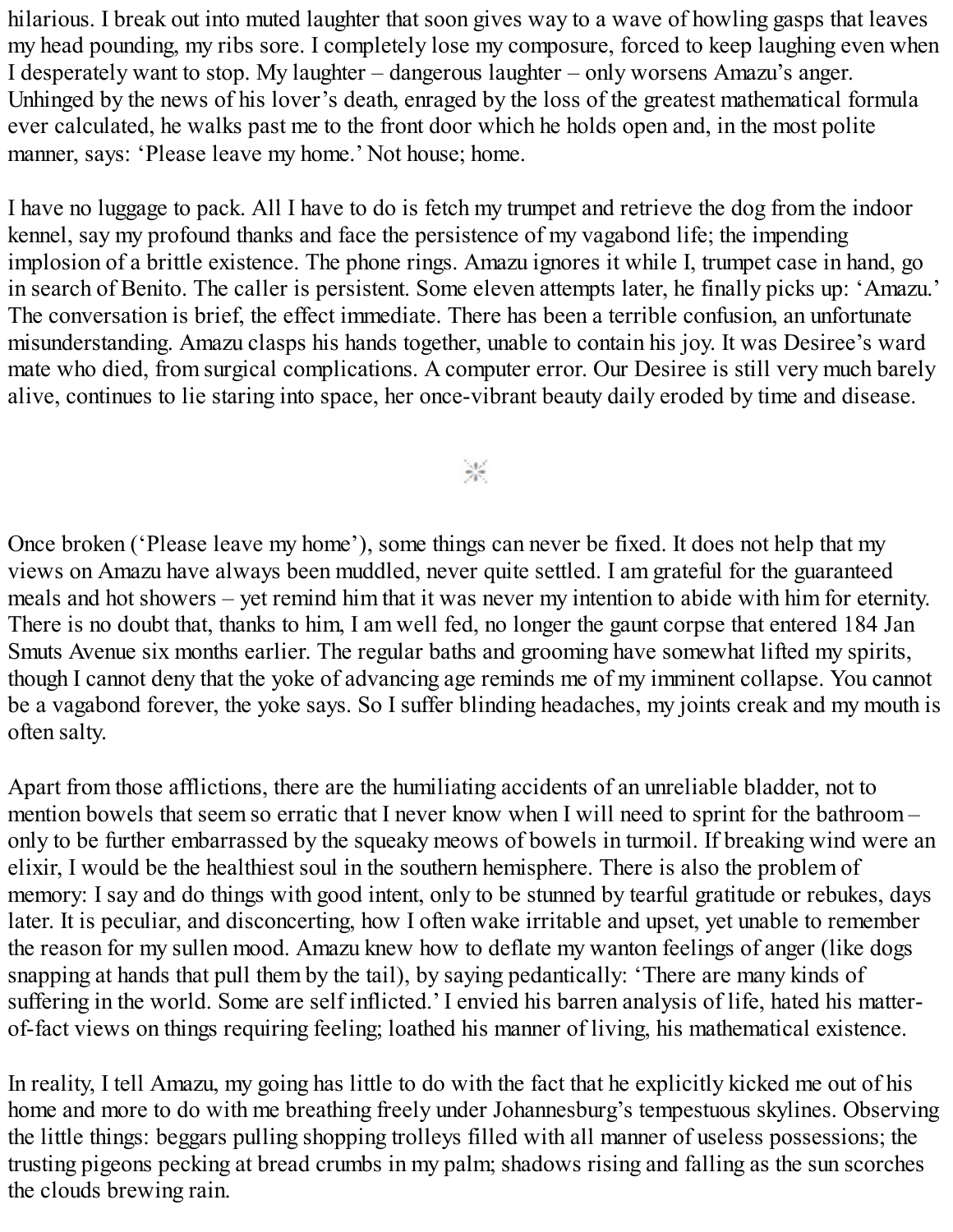hilarious. I break out into muted laughter that soon gives way to a wave of howling gasps that leaves my head pounding, my ribs sore. I completely lose my composure, forced to keep laughing even when I desperately want to stop. My laughter – dangerous laughter – only worsens Amazu's anger. Unhinged by the news of his lover's death, enraged by the loss of the greatest mathematical formula ever calculated, he walks past me to the front door which he holds open and, in the most polite manner, says: 'Please leave my home.' Not house; home.

I have no luggage to pack. All I have to do is fetch my trumpet and retrieve the dog from the indoor kennel, say my profound thanks and face the persistence of my vagabond life; the impending implosion of a brittle existence. The phone rings. Amazu ignores it while I, trumpet case in hand, go in search of Benito. The caller is persistent. Some eleven attempts later, he finally picks up: 'Amazu.' The conversation is brief, the effect immediate. There has been a terrible confusion, an unfortunate misunderstanding. Amazu clasps his hands together, unable to contain his joy. It was Desiree's ward mate who died, from surgical complications. A computer error. Our Desiree is still very much barely alive, continues to lie staring into space, her once-vibrant beauty daily eroded by time and disease.

Once broken ('Please leave my home'), some things can never be fixed. It does not help that my views on Amazu have always been muddled, never quite settled. I am grateful for the guaranteed meals and hot showers – yet remind him that it was never my intention to abide with him for eternity. There is no doubt that, thanks to him, I am well fed, no longer the gaunt corpse that entered 184 Jan Smuts Avenue six months earlier. The regular baths and grooming have somewhat lifted my spirits, though I cannot deny that the yoke of advancing age reminds me of my imminent collapse. You cannot be a vagabond forever, the yoke says. So I suffer blinding headaches, my joints creak and my mouth is often salty.

Apart from those afflictions, there are the humiliating accidents of an unreliable bladder, not to mention bowels that seem so erratic that I never know when I will need to sprint for the bathroom – only to be further embarrassed by the squeaky meows of bowels in turmoil. If breaking wind were an elixir, I would be the healthiest soul in the southern hemisphere. There is also the problem of memory: I say and do things with good intent, only to be stunned by tearful gratitude or rebukes, days later. It is peculiar, and disconcerting, how I often wake irritable and upset, yet unable to remember the reason for my sullen mood. Amazu knew how to deflate my wanton feelings of anger (like dogs snapping at hands that pull them by the tail), by saying pedantically: 'There are many kinds of suffering in the world. Some are self inflicted.' I envied his barren analysis of life, hated his matter-of-fact views on things requiring feeling; loathed his manner of living, his mathematical existence.

In reality, I tell Amazu, my going has little to do with the fact that he explicitly kicked me out of his home and more to do with me breathing freely under Johannesburg's tempestuous skylines. Observing the little things: beggars pulling shopping trolleys filled with all manner of useless possessions; the trusting pigeons pecking at bread crumbs in my palm; shadows rising and falling as the sun scorches the clouds brewing rain.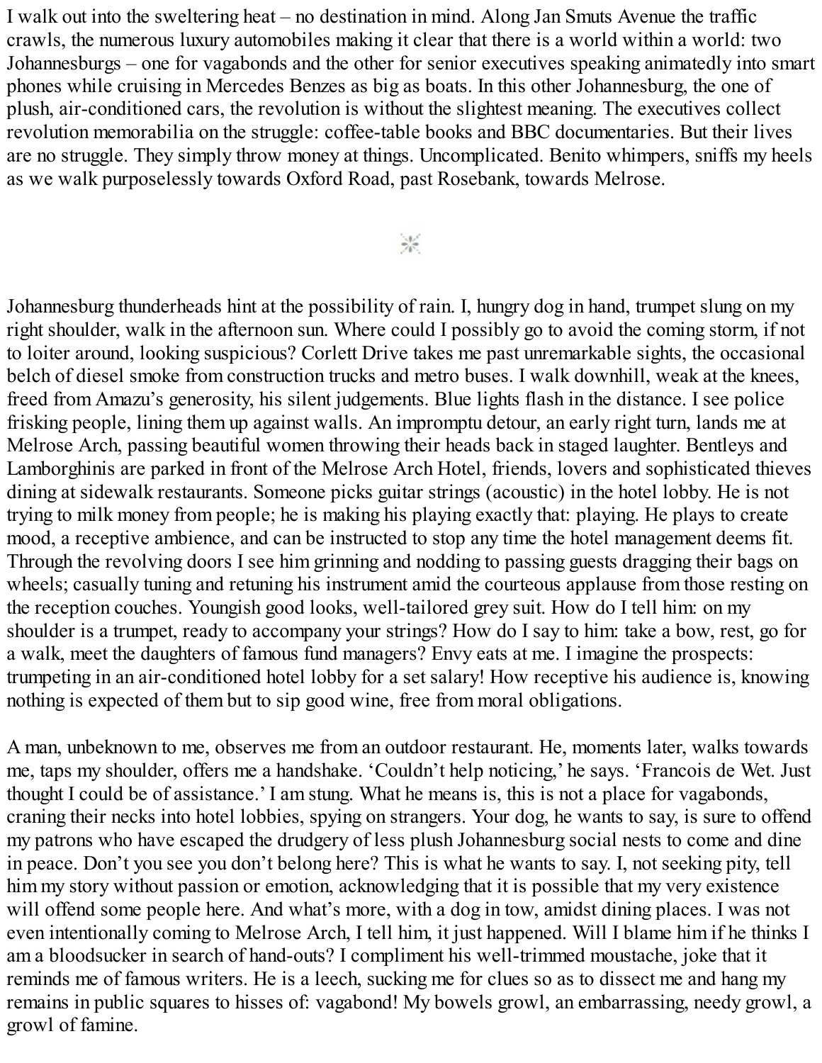I walk out into the sweltering heat – no destination in mind. Along Jan Smuts Avenue the traffic crawls, the numerous luxury automobiles making it clear that there is a world within a world: two Johannesburgs – one for vagabonds and the other for senior executives speaking animatedly into smart phones while cruising in Mercedes Benzes as big as boats. In this other Johannesburg, the one of plush, air-conditioned cars, the revolution is without the slightest meaning. The executives collect revolution memorabilia on the struggle: coffee-table books and BBC documentaries. But their lives are no struggle. They simply throw money at things. Uncomplicated. Benito whimpers, sniffs my heels as we walk purposelessly towards Oxford Road, past Rosebank, towards Melrose.

⁂

Johannesburg thunderheads hint at the possibility of rain. I, hungry dog in hand, trumpet slung on my right shoulder, walk in the afternoon sun. Where could I possibly go to avoid the coming storm, if not to loiter around, looking suspicious? Corlett Drive takes me past unremarkable sights, the occasional belch of diesel smoke from construction trucks and metro buses. I walk downhill, weak at the knees, freed from Amazu's generosity, his silent judgements. Blue lights flash in the distance. I see police frisking people, lining them up against walls. An impromptu detour, an early right turn, lands me at Melrose Arch, passing beautiful women throwing their heads back in staged laughter. Bentleys and Lamborghinis are parked in front of the Melrose Arch Hotel, friends, lovers and sophisticated thieves dining at sidewalk restaurants. Someone picks guitar strings (acoustic) in the hotel lobby. He is not trying to milk money from people; he is making his playing exactly that: playing. He plays to create mood, a receptive ambience, and can be instructed to stop any time the hotel management deems fit. Through the revolving doors I see him grinning and nodding to passing guests dragging their bags on wheels; casually tuning and retuning his instrument amid the courteous applause from those resting on the reception couches. Youngish good looks, well-tailored grey suit. How do I tell him: on my shoulder is a trumpet, ready to accompany your strings? How do I say to him: take a bow, rest, go for a walk, meet the daughters of famous fund managers? Envy eats at me. I imagine the prospects: trumpeting in an air-conditioned hotel lobby for a set salary! How receptive his audience is, knowing nothing is expected of them but to sip good wine, free from moral obligations.

A man, unbeknown to me, observes me from an outdoor restaurant. He, moments later, walks towards me, taps my shoulder, offers me a handshake. 'Couldn't help noticing,' he says. 'Francois de Wet. Just thought I could be of assistance.' I am stung. What he means is, this is not a place for vagabonds, craning their necks into hotel lobbies, spying on strangers. Your dog, he wants to say, is sure to offend my patrons who have escaped the drudgery of less plush Johannesburg social nests to come and dine in peace. Don't you see you don't belong here? This is what he wants to say. I, not seeking pity, tell him my story without passion or emotion, acknowledging that it is possible that my very existence will offend some people here. And what's more, with a dog in tow, amidst dining places. I was not even intentionally coming to Melrose Arch, I tell him, it just happened. Will I blame him if he thinks I am a bloodsucker in search of hand-outs? I compliment his well-trimmed moustache, joke that it reminds me of famous writers. He is a leech, sucking me for clues so as to dissect me and hang my remains in public squares to hisses of: vagabond! My bowels growl, an embarrassing, needy growl, a growl of famine.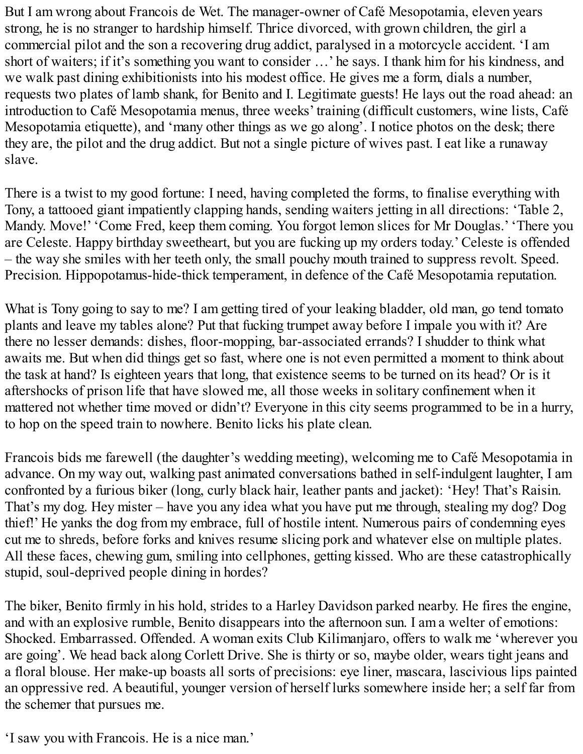But I am wrong about Francois de Wet. The manager-owner of Café Mesopotamia, eleven years strong, he is no stranger to hardship himself. Thrice divorced, with grown children, the girl a commercial pilot and the son a recovering drug addict, paralysed in a motorcycle accident. 'I am short of waiters; if it's something you want to consider …' he says. I thank him for his kindness, and we walk past dining exhibitionists into his modest office. He gives me a form, dials a number, requests two plates of lamb shank, for Benito and I. Legitimate guests! He lays out the road ahead: an introduction to Café Mesopotamia menus, three weeks' training (difficult customers, wine lists, Café Mesopotamia etiquette), and 'many other things as we go along'. I notice photos on the desk; there they are, the pilot and the drug addict. But not a single picture of wives past. I eat like a runaway slave.

There is a twist to my good fortune: I need, having completed the forms, to finalise everything with Tony, a tattooed giant impatiently clapping hands, sending waiters jetting in all directions: 'Table 2, Mandy. Move!' 'Come Fred, keep them coming. You forgot lemon slices for Mr Douglas.' 'There you are Celeste. Happy birthday sweetheart, but you are fucking up my orders today.' Celeste is offended – the way she smiles with her teeth only, the small pouchy mouth trained to suppress revolt. Speed. Precision. Hippopotamus-hide-thick temperament, in defence of the Café Mesopotamia reputation.

What is Tony going to say to me? I am getting tired of your leaking bladder, old man, go tend tomato plants and leave my tables alone? Put that fucking trumpet away before I impale you with it? Are there no lesser demands: dishes, floor-mopping, bar-associated errands? I shudder to think what awaits me. But when did things get so fast, where one is not even permitted a moment to think about the task at hand? Is eighteen years that long, that existence seems to be turned on its head? Or is it aftershocks of prison life that have slowed me, all those weeks in solitary confinement when it mattered not whether time moved or didn't? Everyone in this city seems programmed to be in a hurry, to hop on the speed train to nowhere. Benito licks his plate clean.

Francois bids me farewell (the daughter's wedding meeting), welcoming me to Café Mesopotamia in advance. On my way out, walking past animated conversations bathed in self-indulgent laughter, I am confronted by a furious biker (long, curly black hair, leather pants and jacket): 'Hey! That's Raisin. That's my dog. Hey mister – have you any idea what you have put me through, stealing my dog? Dog thief!' He yanks the dog from my embrace, full of hostile intent. Numerous pairs of condemning eyes cut me to shreds, before forks and knives resume slicing pork and whatever else on multiple plates. All these faces, chewing gum, smiling into cellphones, getting kissed. Who are these catastrophically stupid, soul-deprived people dining in hordes?

The biker, Benito firmly in his hold, strides to a Harley Davidson parked nearby. He fires the engine, and with an explosive rumble, Benito disappears into the afternoon sun. I am a welter of emotions: Shocked. Embarrassed. Offended. A woman exits Club Kilimanjaro, offers to walk me 'wherever you are going'. We head back along Corlett Drive. She is thirty or so, maybe older, wears tight jeans and a floral blouse. Her make-up boasts all sorts of precisions: eye liner, mascara, lascivious lips painted an oppressive red. A beautiful, younger version of herself lurks somewhere inside her; a self far from the schemer that pursues me.

'I saw you with Francois. He is a nice man.'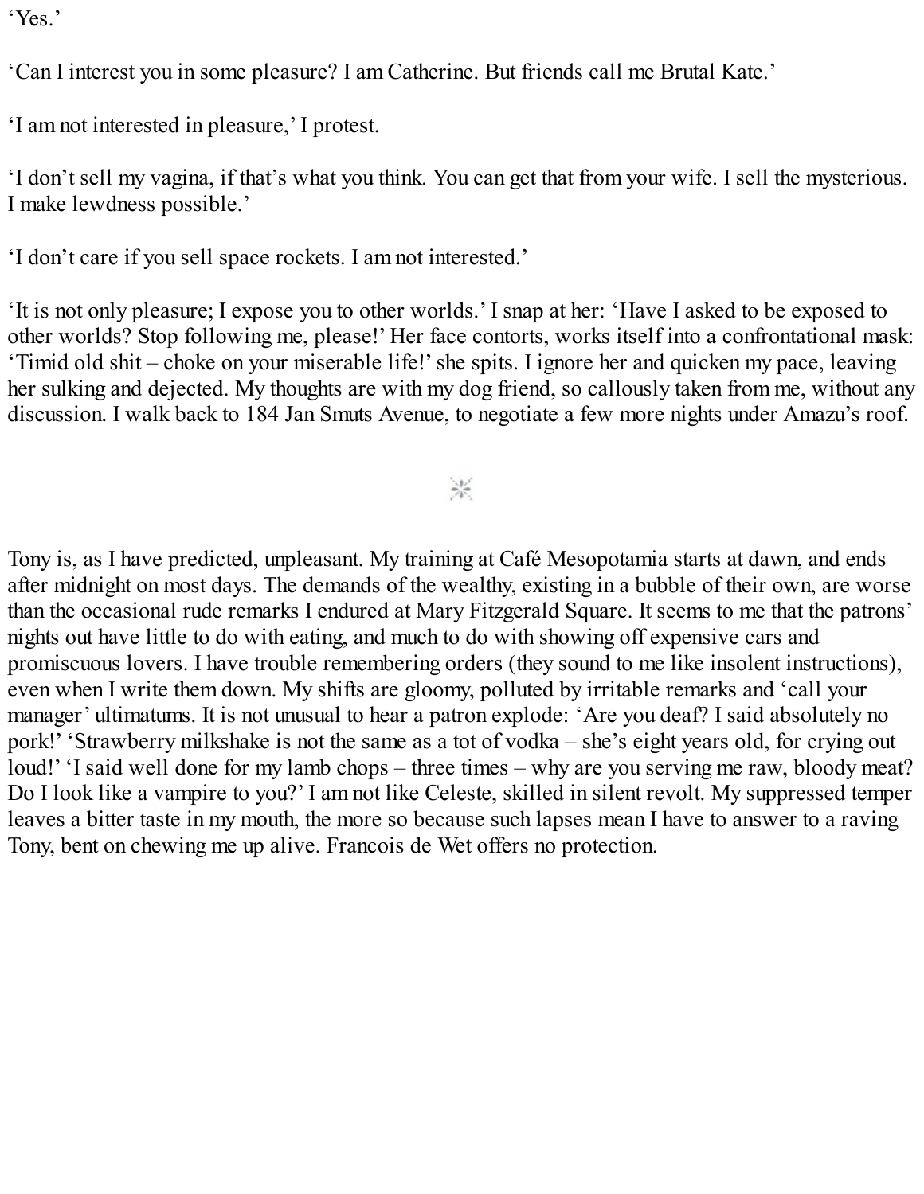'Yes.'

'Can I interest you in some pleasure? I am Catherine. But friends call me Brutal Kate.'

'I am not interested in pleasure,' I protest.

'I don't sell my vagina, if that's what you think. You can get that from your wife. I sell the mysterious. I make lewdness possible.'

'I don't care if you sell space rockets. I am not interested.'

'It is not only pleasure; I expose you to other worlds.' I snap at her: 'Have I asked to be exposed to other worlds? Stop following me, please!' Her face contorts, works itself into a confrontational mask: 'Timid old shit – choke on your miserable life!' she spits. I ignore her and quicken my pace, leaving her sulking and dejected. My thoughts are with my dog friend, so callously taken from me, without any discussion. I walk back to 184 Jan Smuts Avenue, to negotiate a few more nights under Amazu's roof.

---

Tony is, as I have predicted, unpleasant. My training at Café Mesopotamia starts at dawn, and ends after midnight on most days. The demands of the wealthy, existing in a bubble of their own, are worse than the occasional rude remarks I endured at Mary Fitzgerald Square. It seems to me that the patrons' nights out have little to do with eating, and much to do with showing off expensive cars and promiscuous lovers. I have trouble remembering orders (they sound to me like insolent instructions), even when I write them down. My shifts are gloomy, polluted by irritable remarks and 'call your manager' ultimatums. It is not unusual to hear a patron explode: 'Are you deaf? I said absolutely no pork!' 'Strawberry milkshake is not the same as a tot of vodka – she's eight years old, for crying out loud!' 'I said well done for my lamb chops – three times – why are you serving me raw, bloody meat? Do I look like a vampire to you?' I am not like Celeste, skilled in silent revolt. My suppressed temper leaves a bitter taste in my mouth, the more so because such lapses mean I have to answer to a raving Tony, bent on chewing me up alive. Francois de Wet offers no protection.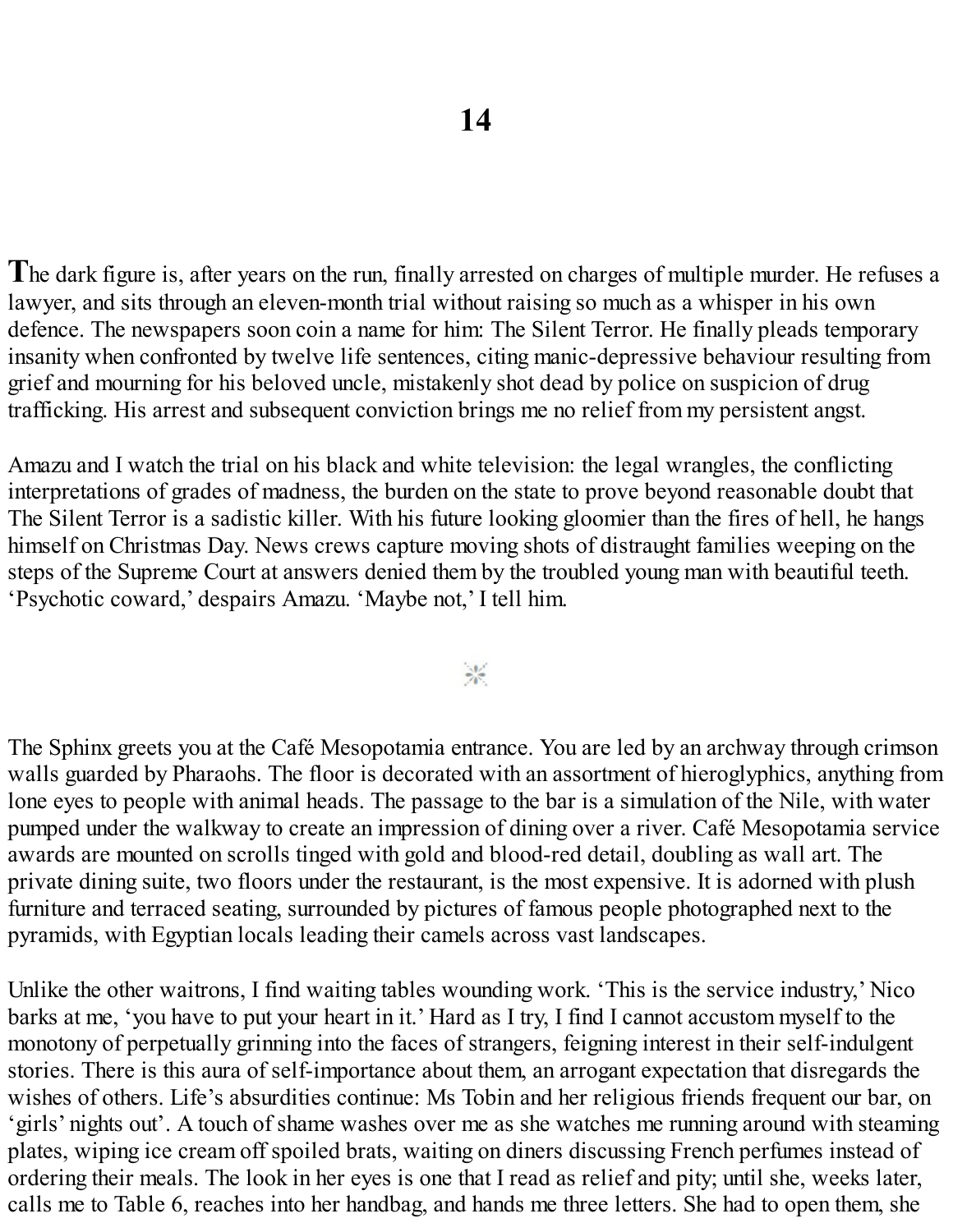# 14

The dark figure is, after years on the run, finally arrested on charges of multiple murder. He refuses a lawyer, and sits through an eleven-month trial without raising so much as a whisper in his own defence. The newspapers soon coin a name for him: The Silent Terror. He finally pleads temporary insanity when confronted by twelve life sentences, citing manic-depressive behaviour resulting from grief and mourning for his beloved uncle, mistakenly shot dead by police on suspicion of drug trafficking. His arrest and subsequent conviction brings me no relief from my persistent angst.

Amazu and I watch the trial on his black and white television: the legal wrangles, the conflicting interpretations of grades of madness, the burden on the state to prove beyond reasonable doubt that The Silent Terror is a sadistic killer. With his future looking gloomier than the fires of hell, he hangs himself on Christmas Day. News crews capture moving shots of distraught families weeping on the steps of the Supreme Court at answers denied them by the troubled young man with beautiful teeth. 'Psychotic coward,' despairs Amazu. 'Maybe not,' I tell him.

⁂

The Sphinx greets you at the Café Mesopotamia entrance. You are led by an archway through crimson walls guarded by Pharaohs. The floor is decorated with an assortment of hieroglyphics, anything from lone eyes to people with animal heads. The passage to the bar is a simulation of the Nile, with water pumped under the walkway to create an impression of dining over a river. Café Mesopotamia service awards are mounted on scrolls tinged with gold and blood-red detail, doubling as wall art. The private dining suite, two floors under the restaurant, is the most expensive. It is adorned with plush furniture and terraced seating, surrounded by pictures of famous people photographed next to the pyramids, with Egyptian locals leading their camels across vast landscapes.

Unlike the other waitrons, I find waiting tables wounding work. 'This is the service industry,' Nico barks at me, 'you have to put your heart in it.' Hard as I try, I find I cannot accustom myself to the monotony of perpetually grinning into the faces of strangers, feigning interest in their self-indulgent stories. There is this aura of self-importance about them, an arrogant expectation that disregards the wishes of others. Life's absurdities continue: Ms Tobin and her religious friends frequent our bar, on 'girls' nights out'. A touch of shame washes over me as she watches me running around with steaming plates, wiping ice cream off spoiled brats, waiting on diners discussing French perfumes instead of ordering their meals. The look in her eyes is one that I read as relief and pity; until she, weeks later, calls me to Table 6, reaches into her handbag, and hands me three letters. She had to open them, she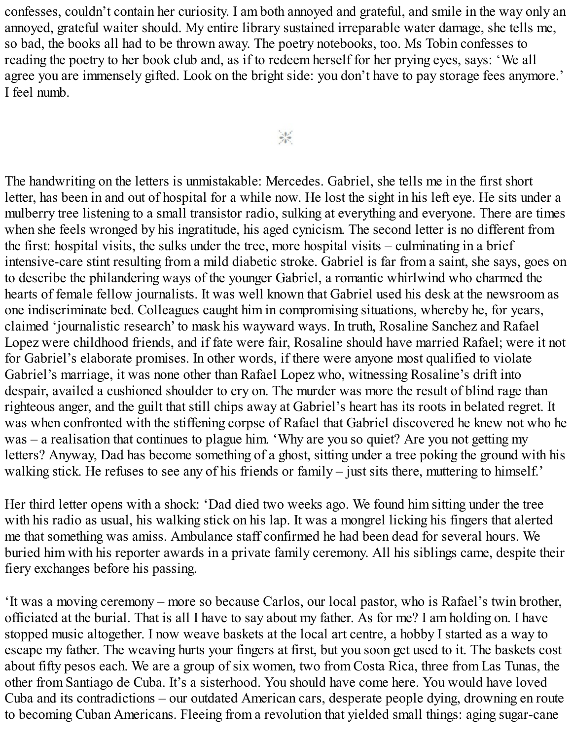confesses, couldn't contain her curiosity. I am both annoyed and grateful, and smile in the way only an annoyed, grateful waiter should. My entire library sustained irreparable water damage, she tells me, so bad, the books all had to be thrown away. The poetry notebooks, too. Ms Tobin confesses to reading the poetry to her book club and, as if to redeem herself for her prying eyes, says: 'We all agree you are immensely gifted. Look on the bright side: you don't have to pay storage fees anymore.' I feel numb.

---

The handwriting on the letters is unmistakable: Mercedes. Gabriel, she tells me in the first short letter, has been in and out of hospital for a while now. He lost the sight in his left eye. He sits under a mulberry tree listening to a small transistor radio, sulking at everything and everyone. There are times when she feels wronged by his ingratitude, his aged cynicism. The second letter is no different from the first: hospital visits, the sulks under the tree, more hospital visits – culminating in a brief intensive-care stint resulting from a mild diabetic stroke. Gabriel is far from a saint, she says, goes on to describe the philandering ways of the younger Gabriel, a romantic whirlwind who charmed the hearts of female fellow journalists. It was well known that Gabriel used his desk at the newsroom as one indiscriminate bed. Colleagues caught him in compromising situations, whereby he, for years, claimed 'journalistic research' to mask his wayward ways. In truth, Rosaline Sanchez and Rafael Lopez were childhood friends, and if fate were fair, Rosaline should have married Rafael; were it not for Gabriel's elaborate promises. In other words, if there were anyone most qualified to violate Gabriel's marriage, it was none other than Rafael Lopez who, witnessing Rosaline's drift into despair, availed a cushioned shoulder to cry on. The murder was more the result of blind rage than righteous anger, and the guilt that still chips away at Gabriel's heart has its roots in belated regret. It was when confronted with the stiffening corpse of Rafael that Gabriel discovered he knew not who he was – a realisation that continues to plague him. 'Why are you so quiet? Are you not getting my letters? Anyway, Dad has become something of a ghost, sitting under a tree poking the ground with his walking stick. He refuses to see any of his friends or family – just sits there, muttering to himself.'

Her third letter opens with a shock: 'Dad died two weeks ago. We found him sitting under the tree with his radio as usual, his walking stick on his lap. It was a mongrel licking his fingers that alerted me that something was amiss. Ambulance staff confirmed he had been dead for several hours. We buried him with his reporter awards in a private family ceremony. All his siblings came, despite their fiery exchanges before his passing.

'It was a moving ceremony – more so because Carlos, our local pastor, who is Rafael's twin brother, officiated at the burial. That is all I have to say about my father. As for me? I am holding on. I have stopped music altogether. I now weave baskets at the local art centre, a hobby I started as a way to escape my father. The weaving hurts your fingers at first, but you soon get used to it. The baskets cost about fifty pesos each. We are a group of six women, two from Costa Rica, three from Las Tunas, the other from Santiago de Cuba. It's a sisterhood. You should have come here. You would have loved Cuba and its contradictions – our outdated American cars, desperate people dying, drowning en route to becoming Cuban Americans. Fleeing from a revolution that yielded small things: aging sugar-cane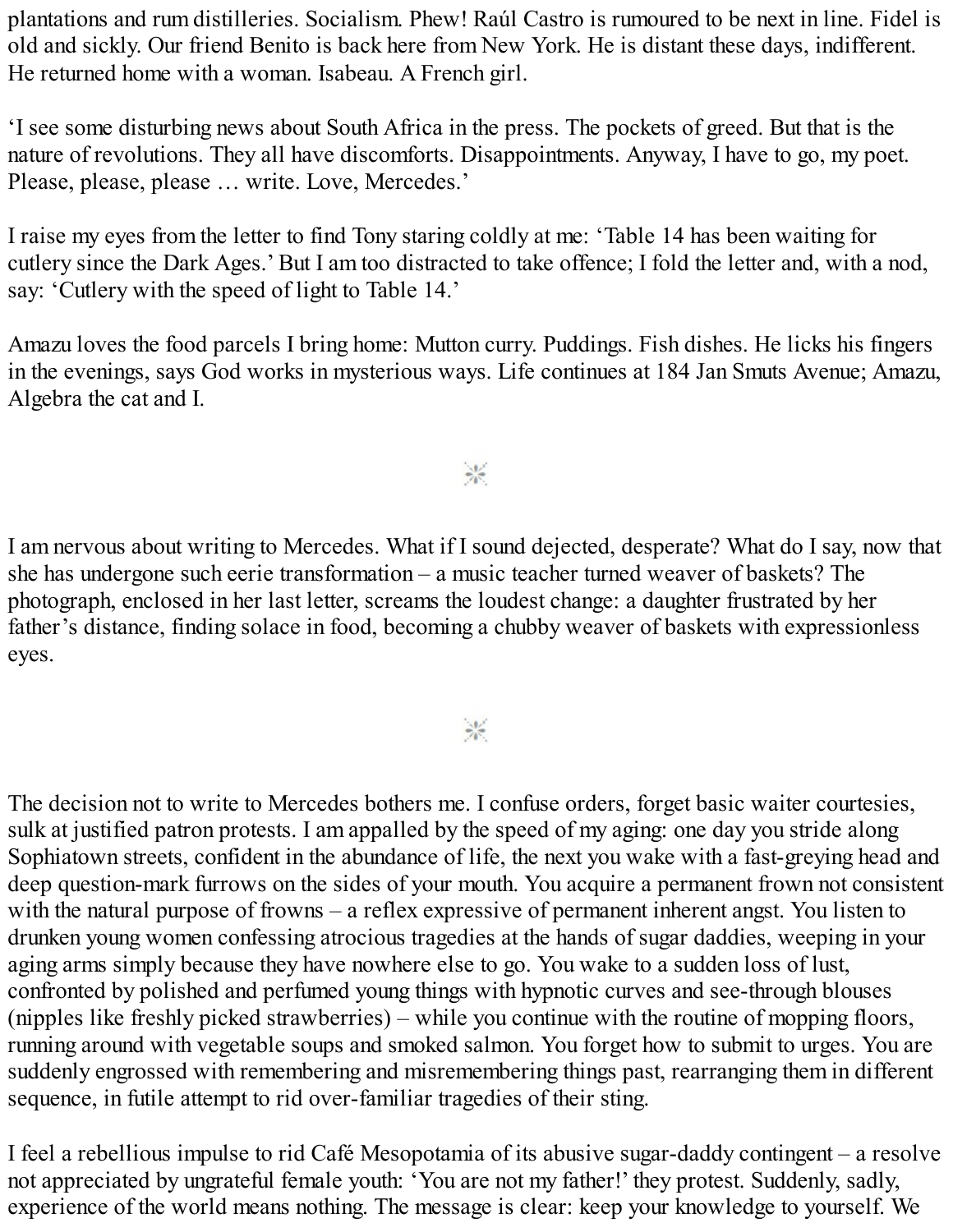plantations and rum distilleries. Socialism. Phew! Raúl Castro is rumoured to be next in line. Fidel is old and sickly. Our friend Benito is back here from New York. He is distant these days, indifferent. He returned home with a woman. Isabeau. A French girl.

'I see some disturbing news about South Africa in the press. The pockets of greed. But that is the nature of revolutions. They all have discomforts. Disappointments. Anyway, I have to go, my poet. Please, please, please … write. Love, Mercedes.'

I raise my eyes from the letter to find Tony staring coldly at me: 'Table 14 has been waiting for cutlery since the Dark Ages.' But I am too distracted to take offence; I fold the letter and, with a nod, say: 'Cutlery with the speed of light to Table 14.'

Amazu loves the food parcels I bring home: Mutton curry. Puddings. Fish dishes. He licks his fingers in the evenings, says God works in mysterious ways. Life continues at 184 Jan Smuts Avenue; Amazu, Algebra the cat and I.

⁂

I am nervous about writing to Mercedes. What if I sound dejected, desperate? What do I say, now that she has undergone such eerie transformation – a music teacher turned weaver of baskets? The photograph, enclosed in her last letter, screams the loudest change: a daughter frustrated by her father's distance, finding solace in food, becoming a chubby weaver of baskets with expressionless eyes.

⁂

The decision not to write to Mercedes bothers me. I confuse orders, forget basic waiter courtesies, sulk at justified patron protests. I am appalled by the speed of my aging: one day you stride along Sophiatown streets, confident in the abundance of life, the next you wake with a fast-greying head and deep question-mark furrows on the sides of your mouth. You acquire a permanent frown not consistent with the natural purpose of frowns – a reflex expressive of permanent inherent angst. You listen to drunken young women confessing atrocious tragedies at the hands of sugar daddies, weeping in your aging arms simply because they have nowhere else to go. You wake to a sudden loss of lust, confronted by polished and perfumed young things with hypnotic curves and see-through blouses (nipples like freshly picked strawberries) – while you continue with the routine of mopping floors, running around with vegetable soups and smoked salmon. You forget how to submit to urges. You are suddenly engrossed with remembering and misremembering things past, rearranging them in different sequence, in futile attempt to rid over-familiar tragedies of their sting.

I feel a rebellious impulse to rid Café Mesopotamia of its abusive sugar-daddy contingent – a resolve not appreciated by ungrateful female youth: 'You are not my father!' they protest. Suddenly, sadly, experience of the world means nothing. The message is clear: keep your knowledge to yourself. We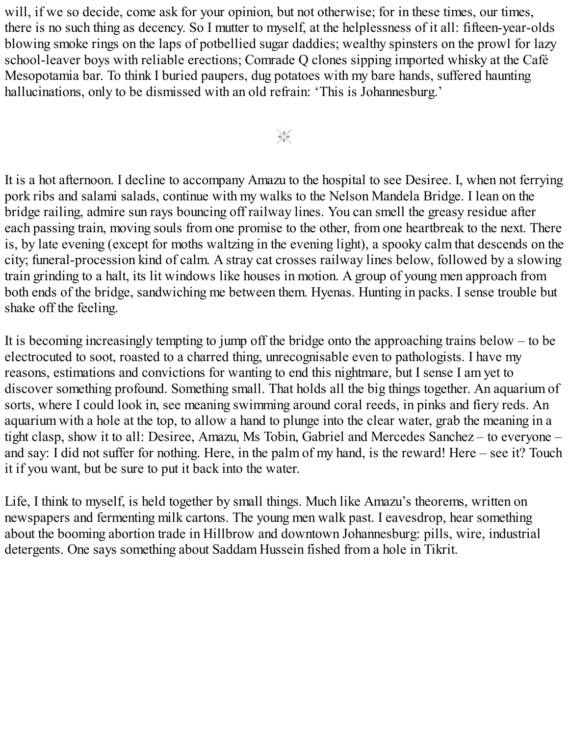will, if we so decide, come ask for your opinion, but not otherwise; for in these times, our times, there is no such thing as decency. So I mutter to myself, at the helplessness of it all: fifteen-year-olds blowing smoke rings on the laps of potbellied sugar daddies; wealthy spinsters on the prowl for lazy school-leaver boys with reliable erections; Comrade Q clones sipping imported whisky at the Café Mesopotamia bar. To think I buried paupers, dug potatoes with my bare hands, suffered haunting hallucinations, only to be dismissed with an old refrain: 'This is Johannesburg.'

---

It is a hot afternoon. I decline to accompany Amazu to the hospital to see Desiree. I, when not ferrying pork ribs and salami salads, continue with my walks to the Nelson Mandela Bridge. I lean on the bridge railing, admire sun rays bouncing off railway lines. You can smell the greasy residue after each passing train, moving souls from one promise to the other, from one heartbreak to the next. There is, by late evening (except for moths waltzing in the evening light), a spooky calm that descends on the city; funeral-procession kind of calm. A stray cat crosses railway lines below, followed by a slowing train grinding to a halt, its lit windows like houses in motion. A group of young men approach from both ends of the bridge, sandwiching me between them. Hyenas. Hunting in packs. I sense trouble but shake off the feeling.

It is becoming increasingly tempting to jump off the bridge onto the approaching trains below – to be electrocuted to soot, roasted to a charred thing, unrecognisable even to pathologists. I have my reasons, estimations and convictions for wanting to end this nightmare, but I sense I am yet to discover something profound. Something small. That holds all the big things together. An aquarium of sorts, where I could look in, see meaning swimming around coral reeds, in pinks and fiery reds. An aquarium with a hole at the top, to allow a hand to plunge into the clear water, grab the meaning in a tight clasp, show it to all: Desiree, Amazu, Ms Tobin, Gabriel and Mercedes Sanchez – to everyone – and say: I did not suffer for nothing. Here, in the palm of my hand, is the reward! Here – see it? Touch it if you want, but be sure to put it back into the water.

Life, I think to myself, is held together by small things. Much like Amazu's theorems, written on newspapers and fermenting milk cartons. The young men walk past. I eavesdrop, hear something about the booming abortion trade in Hillbrow and downtown Johannesburg: pills, wire, industrial detergents. One says something about Saddam Hussein fished from a hole in Tikrit.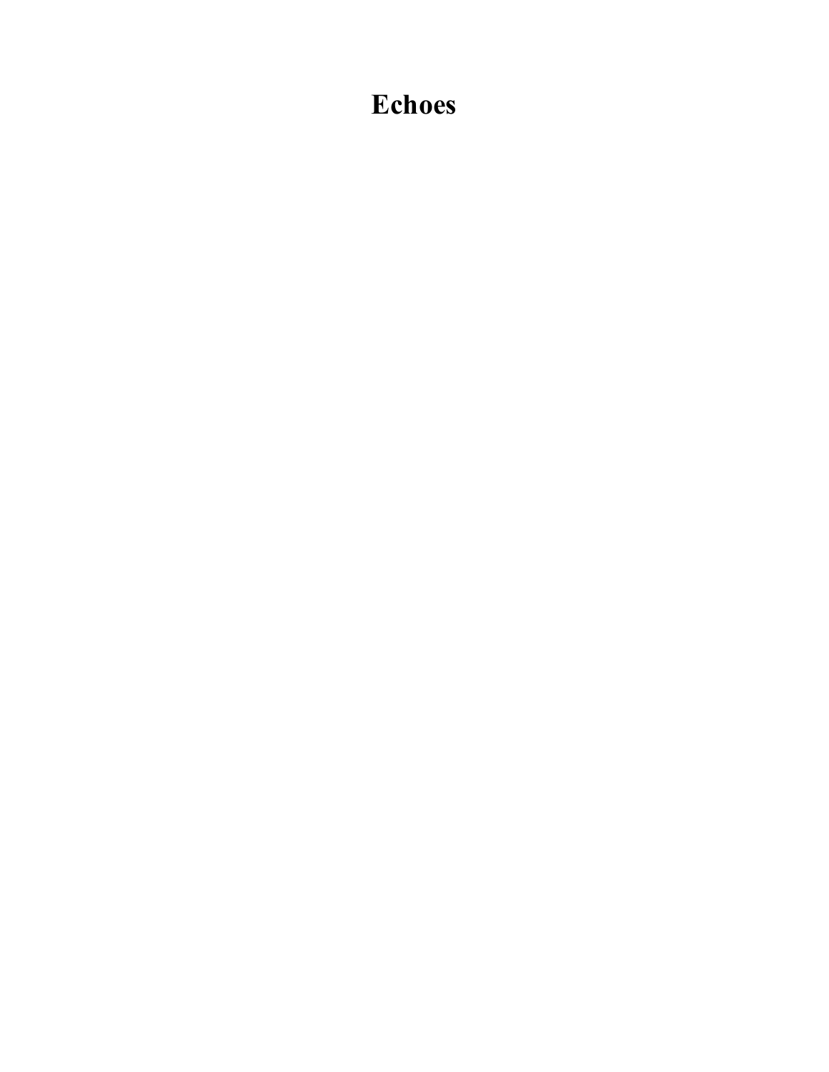# Echoes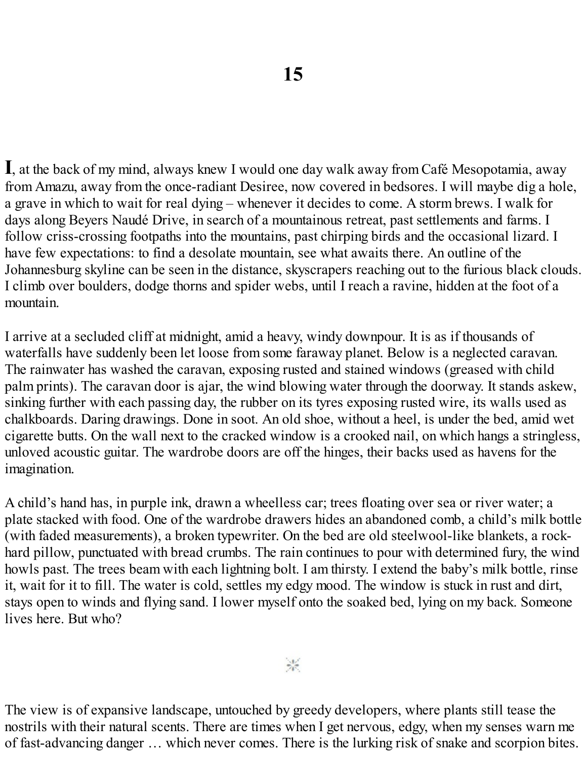# 15

**I**, at the back of my mind, always knew I would one day walk away from Café Mesopotamia, away from Amazu, away from the once-radiant Desiree, now covered in bedsores. I will maybe dig a hole, a grave in which to wait for real dying – whenever it decides to come. A storm brews. I walk for days along Beyers Naudé Drive, in search of a mountainous retreat, past settlements and farms. I follow criss-crossing footpaths into the mountains, past chirping birds and the occasional lizard. I have few expectations: to find a desolate mountain, see what awaits there. An outline of the Johannesburg skyline can be seen in the distance, skyscrapers reaching out to the furious black clouds. I climb over boulders, dodge thorns and spider webs, until I reach a ravine, hidden at the foot of a mountain.

I arrive at a secluded cliff at midnight, amid a heavy, windy downpour. It is as if thousands of waterfalls have suddenly been let loose from some faraway planet. Below is a neglected caravan. The rainwater has washed the caravan, exposing rusted and stained windows (greased with child palm prints). The caravan door is ajar, the wind blowing water through the doorway. It stands askew, sinking further with each passing day, the rubber on its tyres exposing rusted wire, its walls used as chalkboards. Daring drawings. Done in soot. An old shoe, without a heel, is under the bed, amid wet cigarette butts. On the wall next to the cracked window is a crooked nail, on which hangs a stringless, unloved acoustic guitar. The wardrobe doors are off the hinges, their backs used as havens for the imagination.

A child's hand has, in purple ink, drawn a wheelless car; trees floating over sea or river water; a plate stacked with food. One of the wardrobe drawers hides an abandoned comb, a child's milk bottle (with faded measurements), a broken typewriter. On the bed are old steelwool-like blankets, a rock-hard pillow, punctuated with bread crumbs. The rain continues to pour with determined fury, the wind howls past. The trees beam with each lightning bolt. I am thirsty. I extend the baby's milk bottle, rinse it, wait for it to fill. The water is cold, settles my edgy mood. The window is stuck in rust and dirt, stays open to winds and flying sand. I lower myself onto the soaked bed, lying on my back. Someone lives here. But who?

\*

The view is of expansive landscape, untouched by greedy developers, where plants still tease the nostrils with their natural scents. There are times when I get nervous, edgy, when my senses warn me of fast-advancing danger … which never comes. There is the lurking risk of snake and scorpion bites.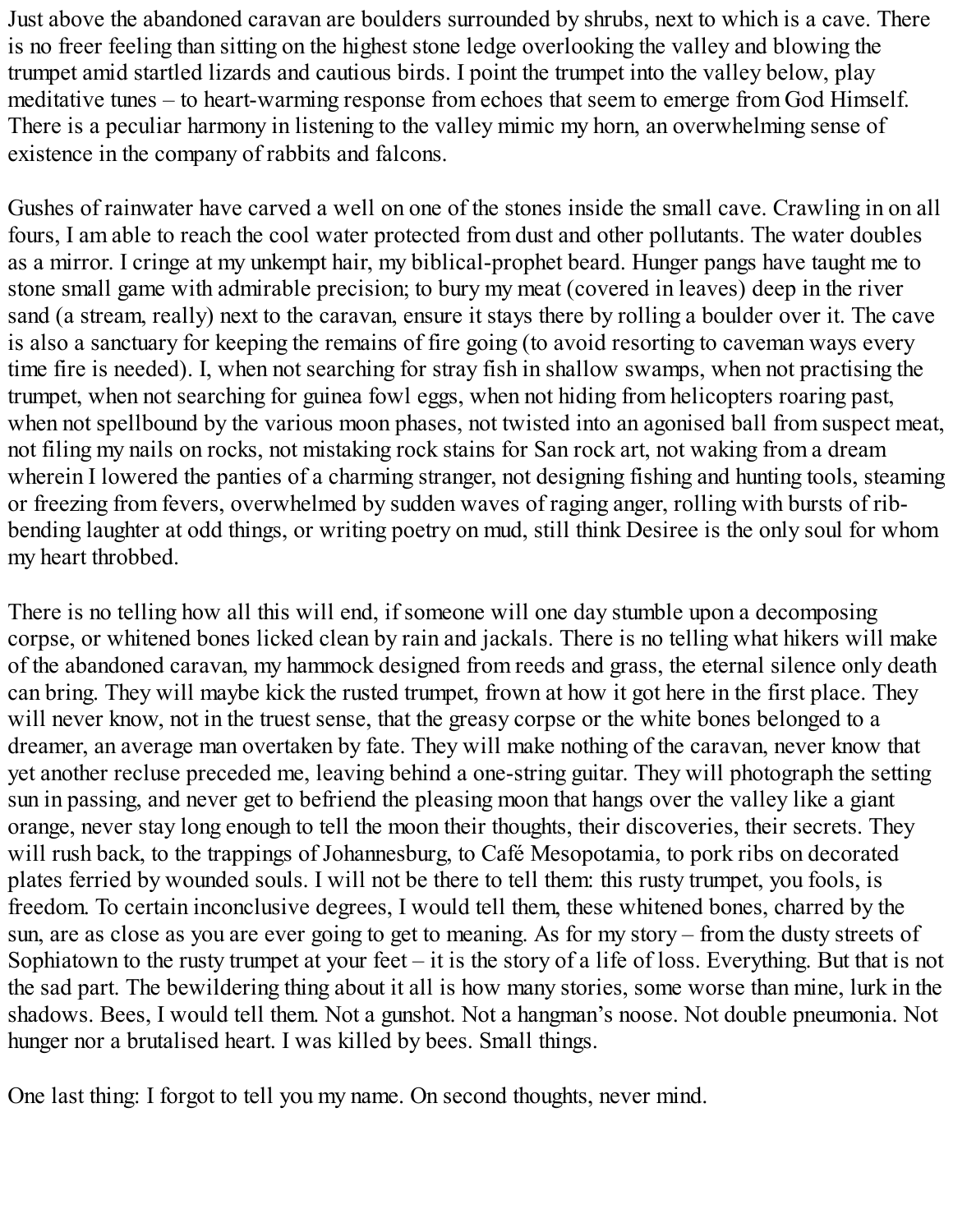Just above the abandoned caravan are boulders surrounded by shrubs, next to which is a cave. There is no freer feeling than sitting on the highest stone ledge overlooking the valley and blowing the trumpet amid startled lizards and cautious birds. I point the trumpet into the valley below, play meditative tunes – to heart-warming response from echoes that seem to emerge from God Himself. There is a peculiar harmony in listening to the valley mimic my horn, an overwhelming sense of existence in the company of rabbits and falcons.

Gushes of rainwater have carved a well on one of the stones inside the small cave. Crawling in on all fours, I am able to reach the cool water protected from dust and other pollutants. The water doubles as a mirror. I cringe at my unkempt hair, my biblical-prophet beard. Hunger pangs have taught me to stone small game with admirable precision; to bury my meat (covered in leaves) deep in the river sand (a stream, really) next to the caravan, ensure it stays there by rolling a boulder over it. The cave is also a sanctuary for keeping the remains of fire going (to avoid resorting to caveman ways every time fire is needed). I, when not searching for stray fish in shallow swamps, when not practising the trumpet, when not searching for guinea fowl eggs, when not hiding from helicopters roaring past, when not spellbound by the various moon phases, not twisted into an agonised ball from suspect meat, not filing my nails on rocks, not mistaking rock stains for San rock art, not waking from a dream wherein I lowered the panties of a charming stranger, not designing fishing and hunting tools, steaming or freezing from fevers, overwhelmed by sudden waves of raging anger, rolling with bursts of rib-bending laughter at odd things, or writing poetry on mud, still think Desiree is the only soul for whom my heart throbbed.

There is no telling how all this will end, if someone will one day stumble upon a decomposing corpse, or whitened bones licked clean by rain and jackals. There is no telling what hikers will make of the abandoned caravan, my hammock designed from reeds and grass, the eternal silence only death can bring. They will maybe kick the rusted trumpet, frown at how it got here in the first place. They will never know, not in the truest sense, that the greasy corpse or the white bones belonged to a dreamer, an average man overtaken by fate. They will make nothing of the caravan, never know that yet another recluse preceded me, leaving behind a one-string guitar. They will photograph the setting sun in passing, and never get to befriend the pleasing moon that hangs over the valley like a giant orange, never stay long enough to tell the moon their thoughts, their discoveries, their secrets. They will rush back, to the trappings of Johannesburg, to Café Mesopotamia, to pork ribs on decorated plates ferried by wounded souls. I will not be there to tell them: this rusty trumpet, you fools, is freedom. To certain inconclusive degrees, I would tell them, these whitened bones, charred by the sun, are as close as you are ever going to get to meaning. As for my story – from the dusty streets of Sophiatown to the rusty trumpet at your feet – it is the story of a life of loss. Everything. But that is not the sad part. The bewildering thing about it all is how many stories, some worse than mine, lurk in the shadows. Bees, I would tell them. Not a gunshot. Not a hangman's noose. Not double pneumonia. Not hunger nor a brutalised heart. I was killed by bees. Small things.

One last thing: I forgot to tell you my name. On second thoughts, never mind.